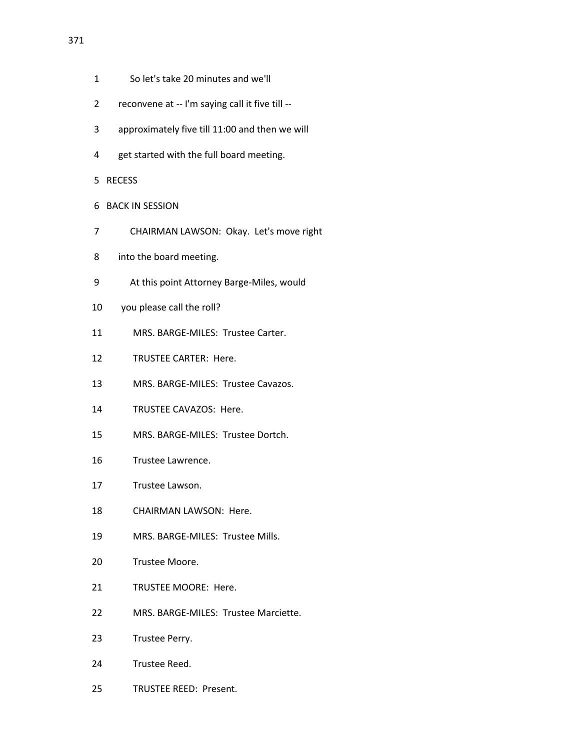1 So let's take 20 minutes and we'll

2 reconvene at -- I'm saying call it five till --

3 approximately five till 11:00 and then we will

4 get started with the full board meeting.

5 RECESS

6 BACK IN SESSION

7 CHAIRMAN LAWSON: Okay. Let's move right

8 into the board meeting.

9 At this point Attorney Barge-Miles, would

10 you please call the roll?

11 MRS. BARGE-MILES: Trustee Carter.

12 TRUSTEE CARTER: Here.

13 MRS. BARGE-MILES: Trustee Cavazos.

14 TRUSTEE CAVAZOS: Here.

15 MRS. BARGE-MILES: Trustee Dortch.

16 Trustee Lawrence.

17 Trustee Lawson.

18 CHAIRMAN LAWSON: Here.

19 MRS. BARGE-MILES: Trustee Mills.

20 Trustee Moore.

21 TRUSTEE MOORE: Here.

22 MRS. BARGE-MILES: Trustee Marciette.

23 Trustee Perry.

24 Trustee Reed.

25 TRUSTEE REED: Present.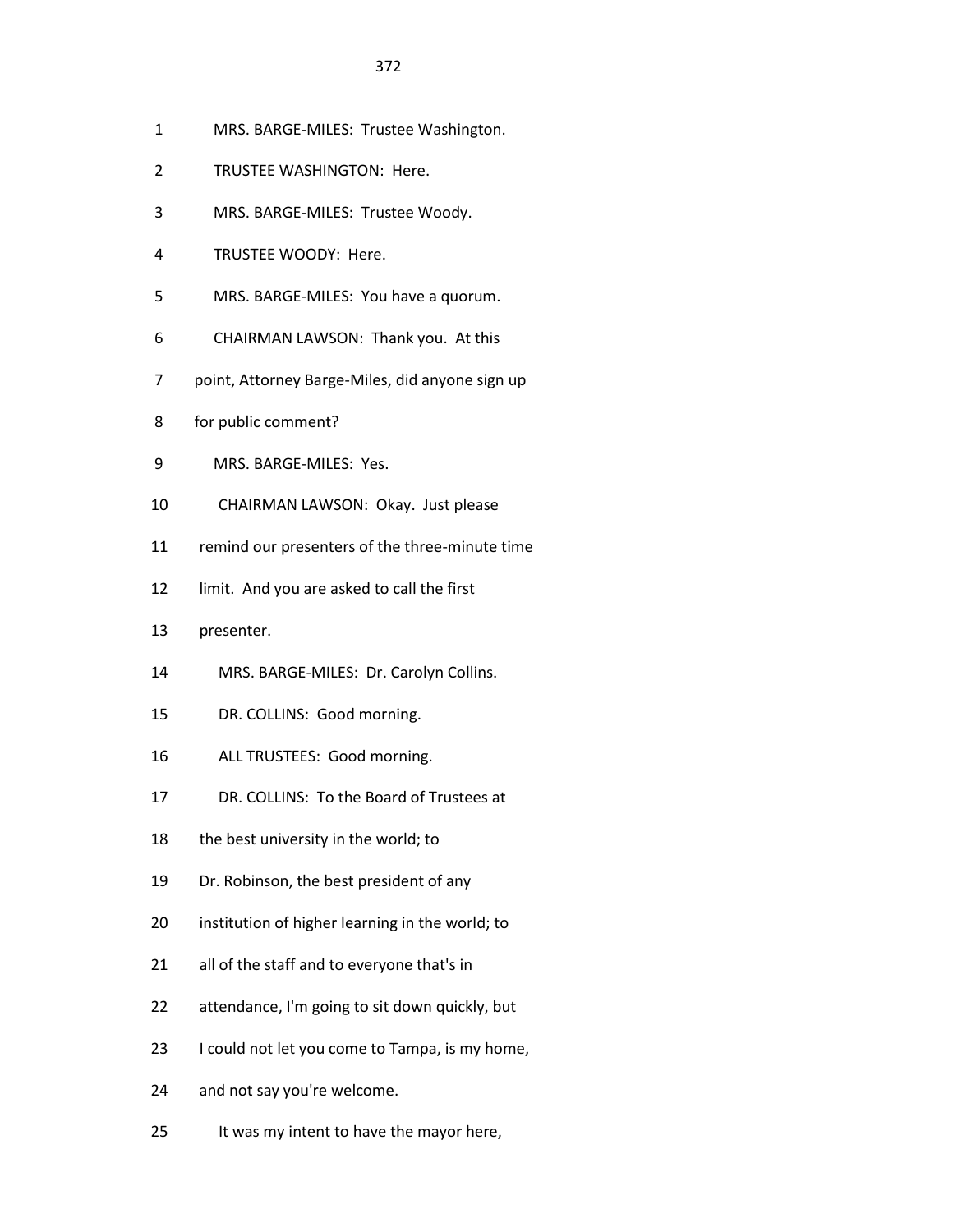1 MRS. BARGE-MILES: Trustee Washington.

2 TRUSTEE WASHINGTON: Here.

3 MRS. BARGE-MILES: Trustee Woody.

4 TRUSTEE WOODY: Here.

5 MRS. BARGE-MILES: You have a quorum.

6 CHAIRMAN LAWSON: Thank you. At this

7 point, Attorney Barge-Miles, did anyone sign up

8 for public comment?

9 MRS. BARGE-MILES: Yes.

10 CHAIRMAN LAWSON: Okay. Just please

11 remind our presenters of the three-minute time

12 limit. And you are asked to call the first

13 presenter.

14 MRS. BARGE-MILES: Dr. Carolyn Collins.

15 DR. COLLINS: Good morning.

16 ALL TRUSTEES: Good morning.

17 DR. COLLINS: To the Board of Trustees at

18 the best university in the world; to

19 Dr. Robinson, the best president of any

20 institution of higher learning in the world; to

21 all of the staff and to everyone that's in

22 attendance, I'm going to sit down quickly, but

23 I could not let you come to Tampa, is my home,

24 and not say you're welcome.

25 It was my intent to have the mayor here,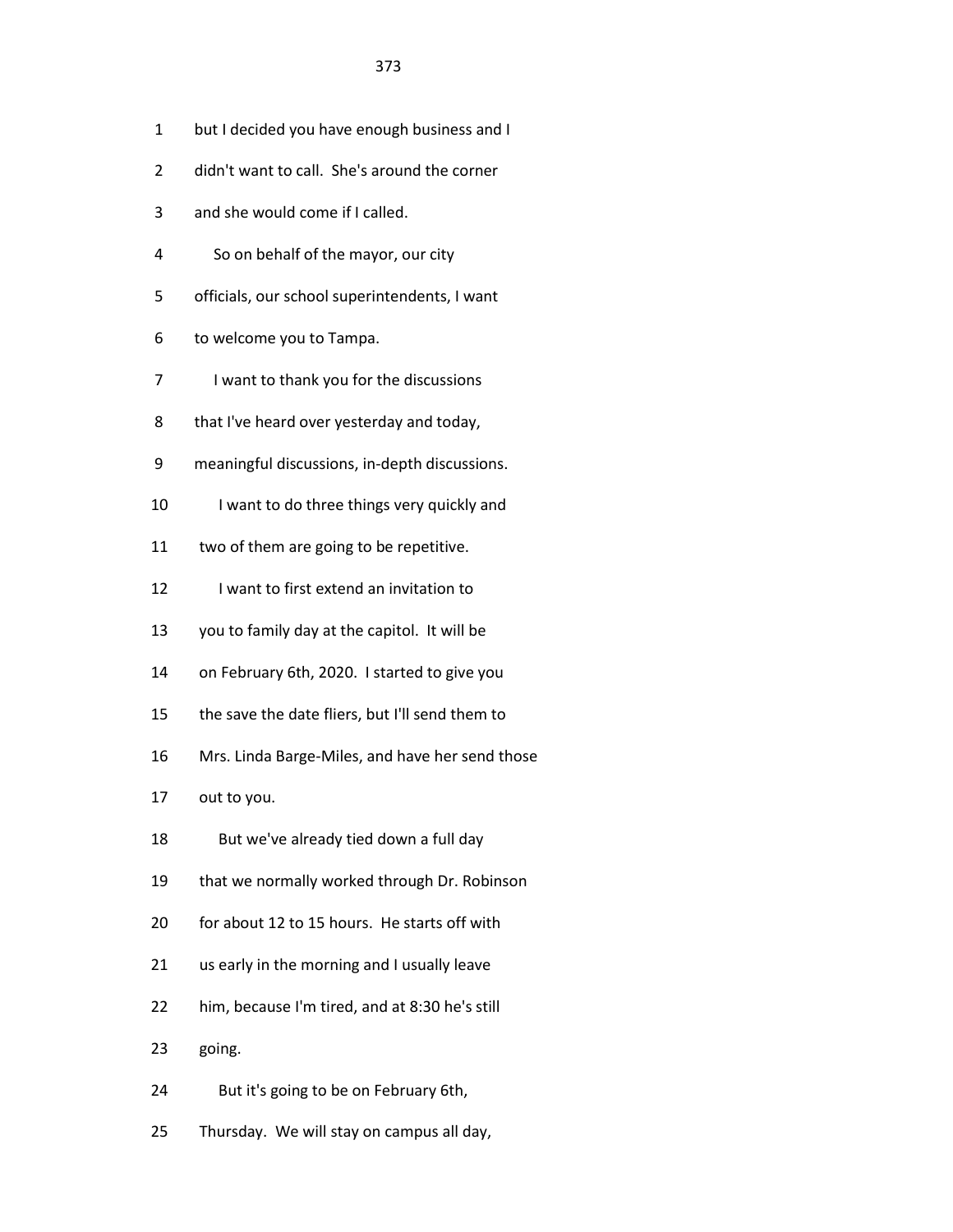1 but I decided you have enough business and I

2 didn't want to call. She's around the corner

3 and she would come if I called.

4 So on behalf of the mayor, our city

5 officials, our school superintendents, I want

6 to welcome you to Tampa.

7 I want to thank you for the discussions

8 that I've heard over yesterday and today,

9 meaningful discussions, in-depth discussions.

10 I want to do three things very quickly and

11 two of them are going to be repetitive.

12 I want to first extend an invitation to

13 you to family day at the capitol. It will be

14 on February 6th, 2020. I started to give you

15 the save the date fliers, but I'll send them to

16 Mrs. Linda Barge-Miles, and have her send those

17 out to you.

18 But we've already tied down a full day

19 that we normally worked through Dr. Robinson

20 for about 12 to 15 hours. He starts off with

21 us early in the morning and I usually leave

22 him, because I'm tired, and at 8:30 he's still

23 going.

24 But it's going to be on February 6th,

25 Thursday. We will stay on campus all day,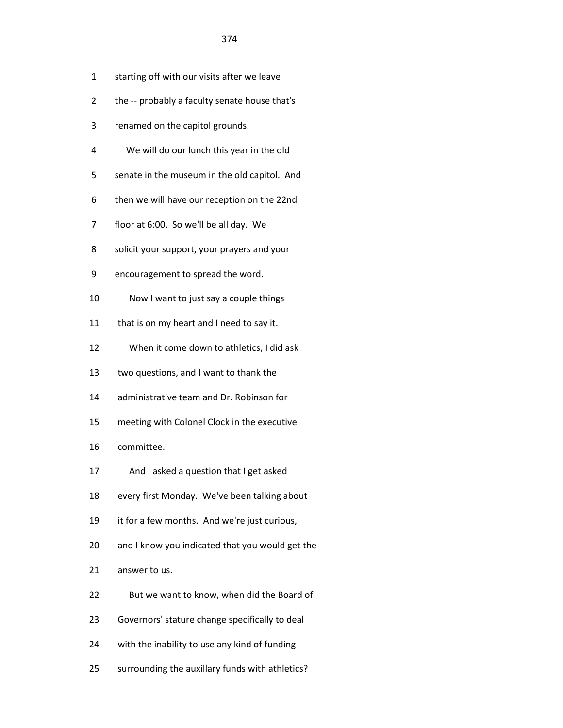1 starting off with our visits after we leave

2 the -- probably a faculty senate house that's

3 renamed on the capitol grounds.

4 We will do our lunch this year in the old

5 senate in the museum in the old capitol. And

6 then we will have our reception on the 22nd

7 floor at 6:00. So we'll be all day. We

8 solicit your support, your prayers and your

9 encouragement to spread the word.

10 Now I want to just say a couple things

11 that is on my heart and I need to say it.

12 When it come down to athletics, I did ask

13 two questions, and I want to thank the

14 administrative team and Dr. Robinson for

15 meeting with Colonel Clock in the executive

16 committee.

17 And I asked a question that I get asked

18 every first Monday. We've been talking about

19 it for a few months. And we're just curious,

20 and I know you indicated that you would get the

21 answer to us.

22 But we want to know, when did the Board of

23 Governors' stature change specifically to deal

24 with the inability to use any kind of funding

25 surrounding the auxillary funds with athletics?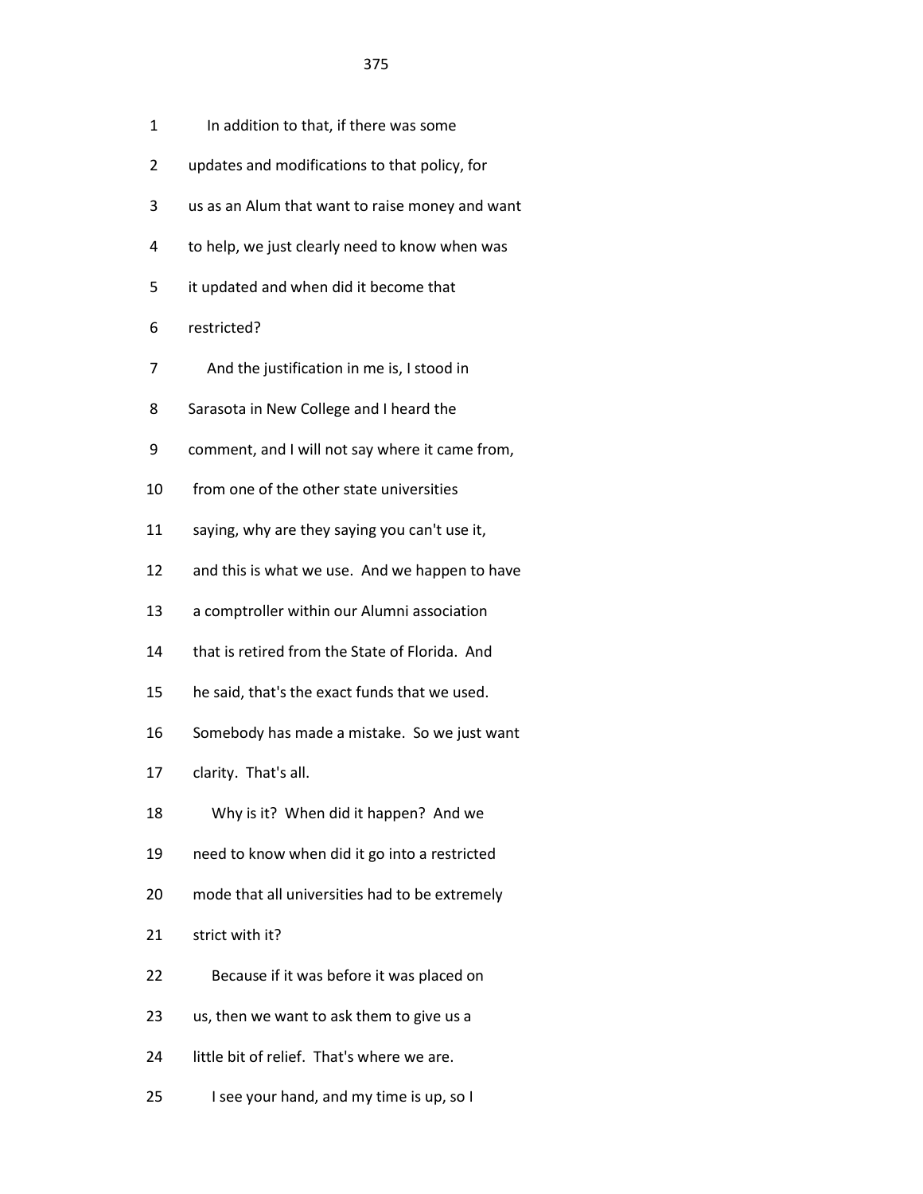1 In addition to that, if there was some

2 updates and modifications to that policy, for

3 us as an Alum that want to raise money and want

4 to help, we just clearly need to know when was

5 it updated and when did it become that

6 restricted?

7 And the justification in me is, I stood in

8 Sarasota in New College and I heard the

9 comment, and I will not say where it came from,

10 from one of the other state universities

11 saying, why are they saying you can't use it,

12 and this is what we use. And we happen to have

13 a comptroller within our Alumni association

14 that is retired from the State of Florida. And

15 he said, that's the exact funds that we used.

16 Somebody has made a mistake. So we just want

17 clarity. That's all.

18 Why is it? When did it happen? And we

19 need to know when did it go into a restricted

20 mode that all universities had to be extremely

21 strict with it?

22 Because if it was before it was placed on

23 us, then we want to ask them to give us a

24 little bit of relief. That's where we are.

25 I see your hand, and my time is up, so I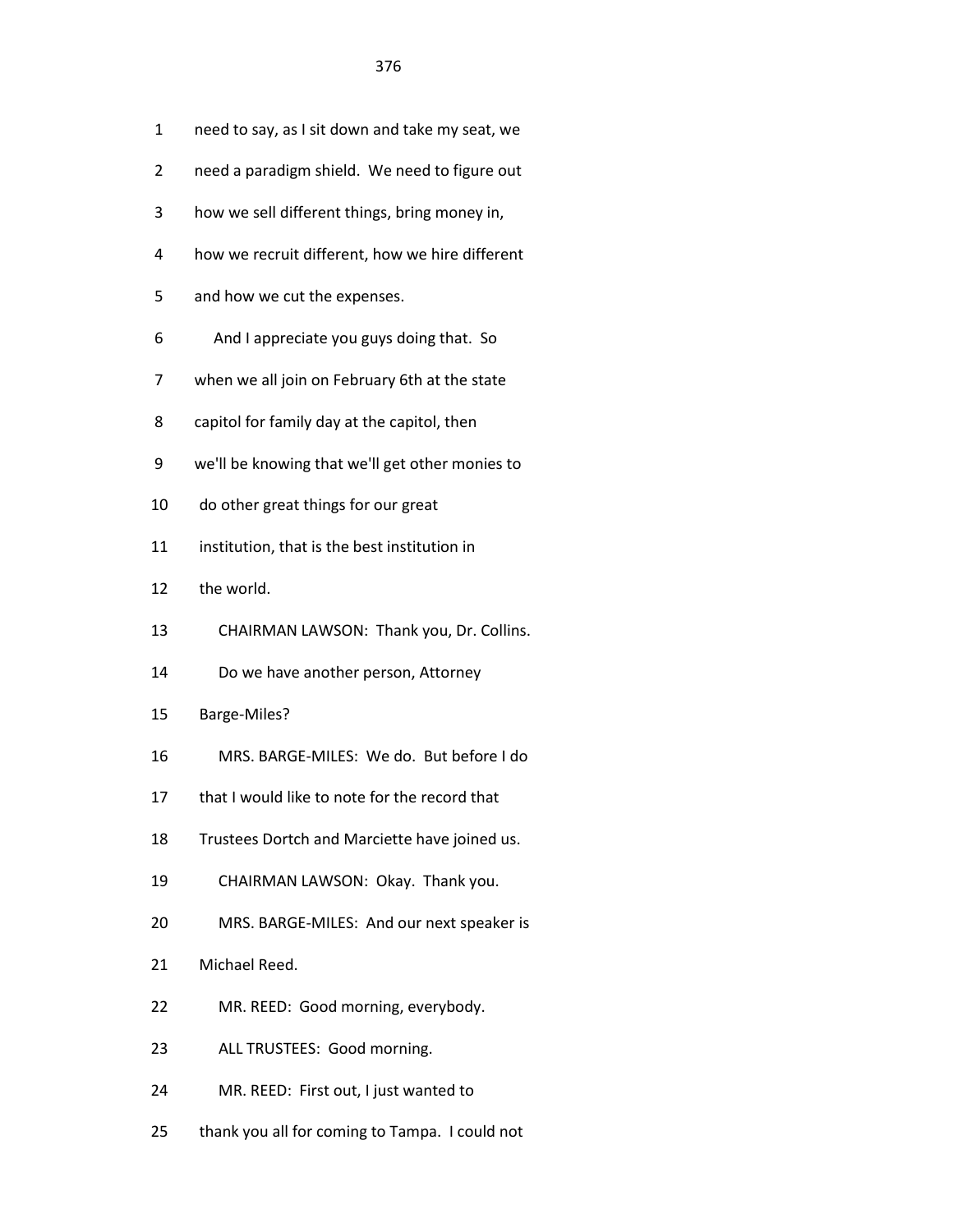1 need to say, as I sit down and take my seat, we

2 need a paradigm shield. We need to figure out

3 how we sell different things, bring money in,

4 how we recruit different, how we hire different

5 and how we cut the expenses.

6 And I appreciate you guys doing that. So

7 when we all join on February 6th at the state

8 capitol for family day at the capitol, then

9 we'll be knowing that we'll get other monies to

10 do other great things for our great

11 institution, that is the best institution in

12 the world.

13 CHAIRMAN LAWSON: Thank you, Dr. Collins.

14 Do we have another person, Attorney

15 Barge-Miles?

16 MRS. BARGE-MILES: We do. But before I do

17 that I would like to note for the record that

18 Trustees Dortch and Marciette have joined us.

19 CHAIRMAN LAWSON: Okay. Thank you.

20 MRS. BARGE-MILES: And our next speaker is

21 Michael Reed.

22 MR. REED: Good morning, everybody.

23 ALL TRUSTEES: Good morning.

24 MR. REED: First out, I just wanted to

25 thank you all for coming to Tampa. I could not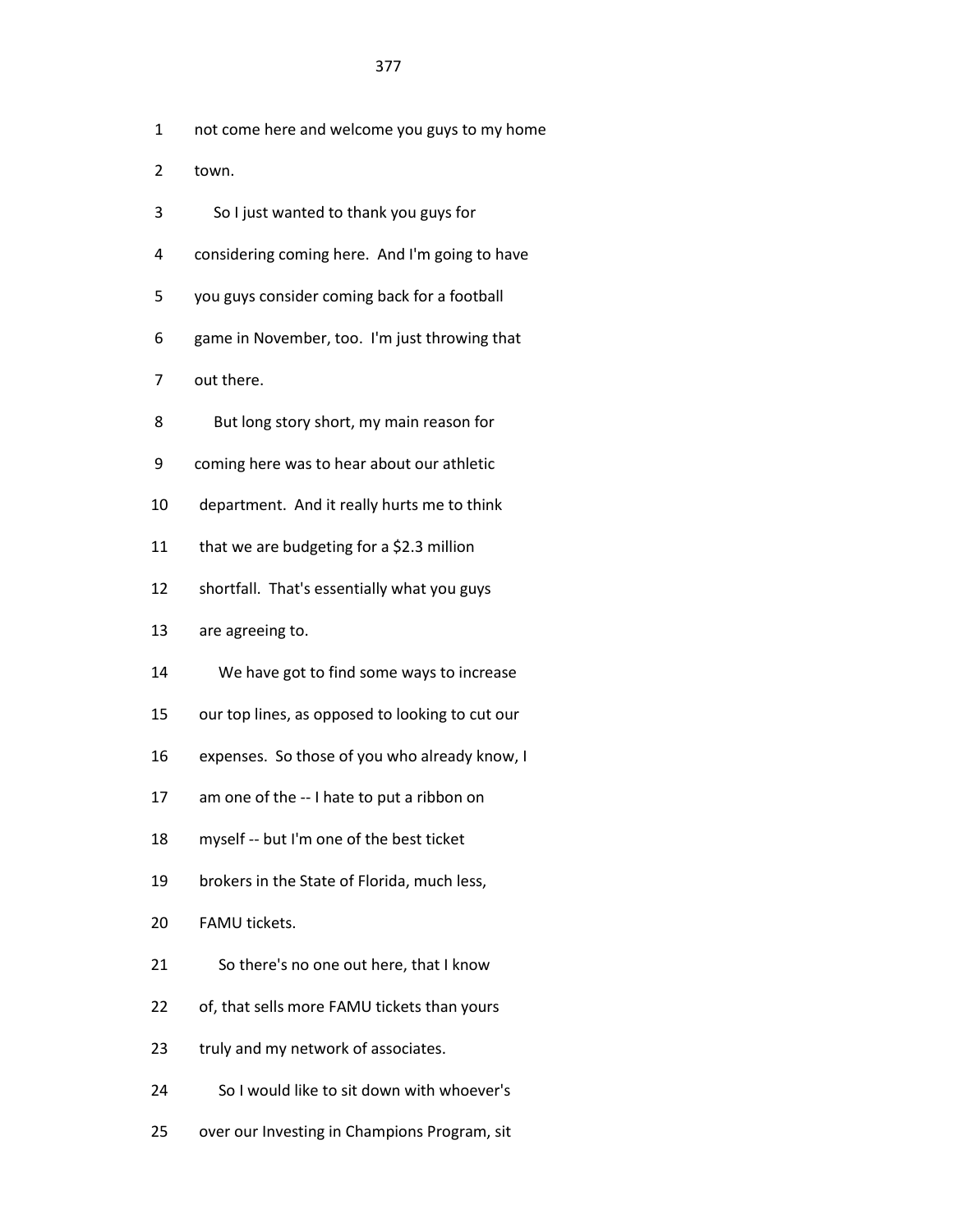1 not come here and welcome you guys to my home

2 town.

3 So I just wanted to thank you guys for

4 considering coming here. And I'm going to have

5 you guys consider coming back for a football

6 game in November, too. I'm just throwing that

7 out there.

8 But long story short, my main reason for

9 coming here was to hear about our athletic

10 department. And it really hurts me to think

11 that we are budgeting for a $2.3 million

12 shortfall. That's essentially what you guys

13 are agreeing to.

14 We have got to find some ways to increase

15 our top lines, as opposed to looking to cut our

16 expenses. So those of you who already know, I

17 am one of the -- I hate to put a ribbon on

18 myself -- but I'm one of the best ticket

19 brokers in the State of Florida, much less,

20 FAMU tickets.

21 So there's no one out here, that I know

22 of, that sells more FAMU tickets than yours

23 truly and my network of associates.

24 So I would like to sit down with whoever's

25 over our Investing in Champions Program, sit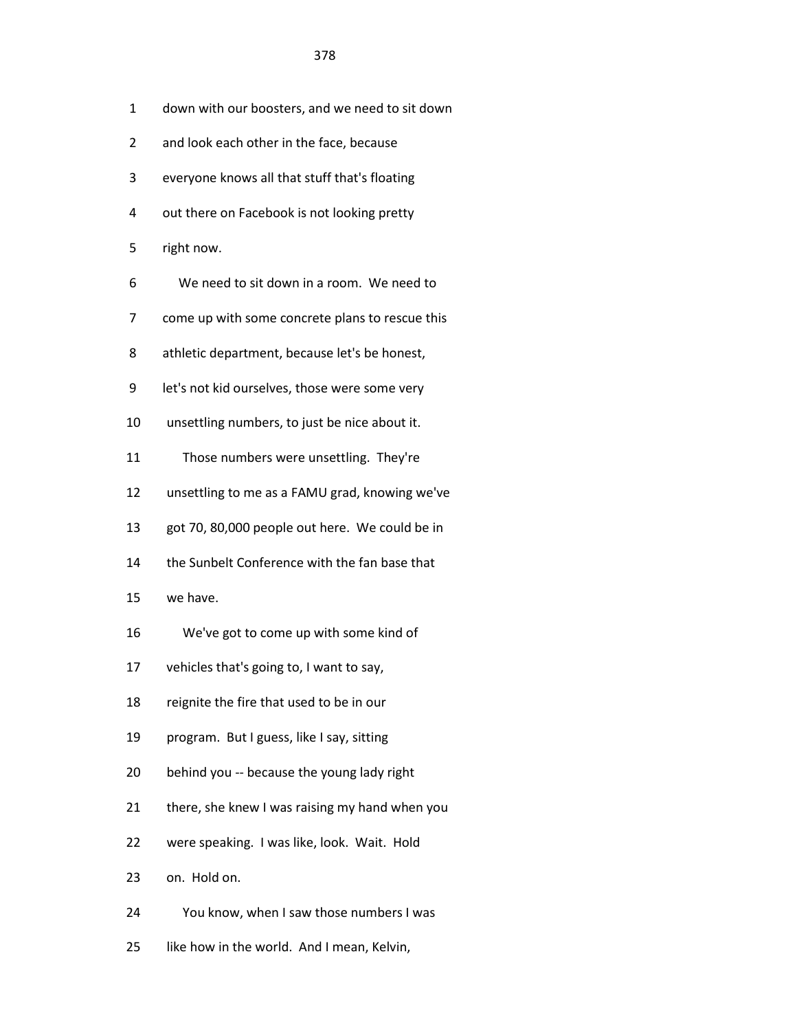1 down with our boosters, and we need to sit down

2 and look each other in the face, because

3 everyone knows all that stuff that's floating

4 out there on Facebook is not looking pretty

5 right now.

6 We need to sit down in a room. We need to

7 come up with some concrete plans to rescue this

8 athletic department, because let's be honest,

9 let's not kid ourselves, those were some very

10 unsettling numbers, to just be nice about it.

11 Those numbers were unsettling. They're

12 unsettling to me as a FAMU grad, knowing we've

13 got 70, 80,000 people out here. We could be in

14 the Sunbelt Conference with the fan base that

15 we have.

16 We've got to come up with some kind of

17 vehicles that's going to, I want to say,

18 reignite the fire that used to be in our

19 program. But I guess, like I say, sitting

20 behind you -- because the young lady right

21 there, she knew I was raising my hand when you

22 were speaking. I was like, look. Wait. Hold

23 on. Hold on.

24 You know, when I saw those numbers I was

25 like how in the world. And I mean, Kelvin,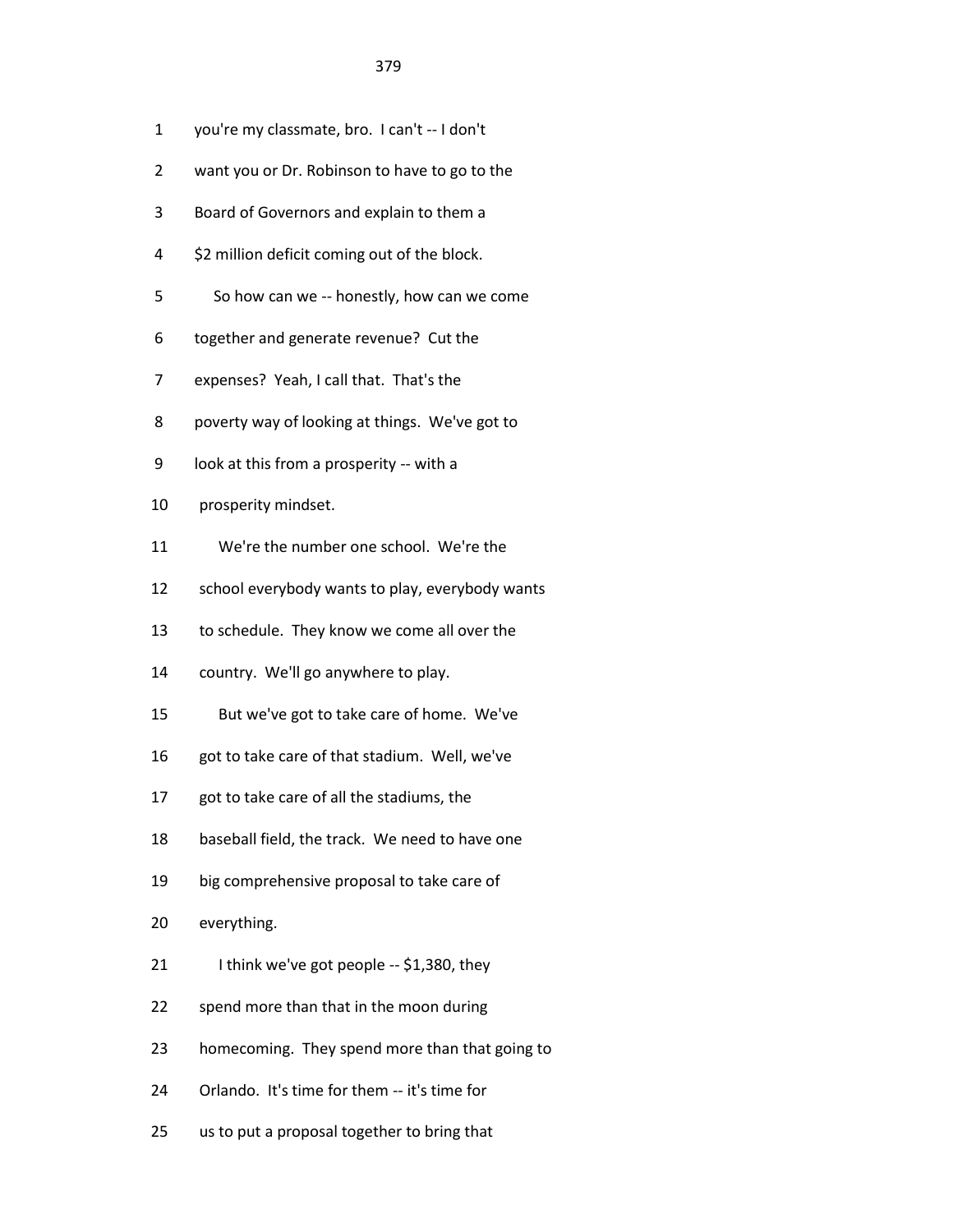1 you're my classmate, bro. I can't -- I don't

2 want you or Dr. Robinson to have to go to the

3 Board of Governors and explain to them a

4 $2 million deficit coming out of the block.

5 So how can we -- honestly, how can we come

6 together and generate revenue? Cut the

7 expenses? Yeah, I call that. That's the

8 poverty way of looking at things. We've got to

9 look at this from a prosperity -- with a

10 prosperity mindset.

11 We're the number one school. We're the

12 school everybody wants to play, everybody wants

13 to schedule. They know we come all over the

14 country. We'll go anywhere to play.

15 But we've got to take care of home. We've

16 got to take care of that stadium. Well, we've

17 got to take care of all the stadiums, the

18 baseball field, the track. We need to have one

19 big comprehensive proposal to take care of

20 everything.

21 I think we've got people -- $1,380, they

22 spend more than that in the moon during

23 homecoming. They spend more than that going to

24 Orlando. It's time for them -- it's time for

25 us to put a proposal together to bring that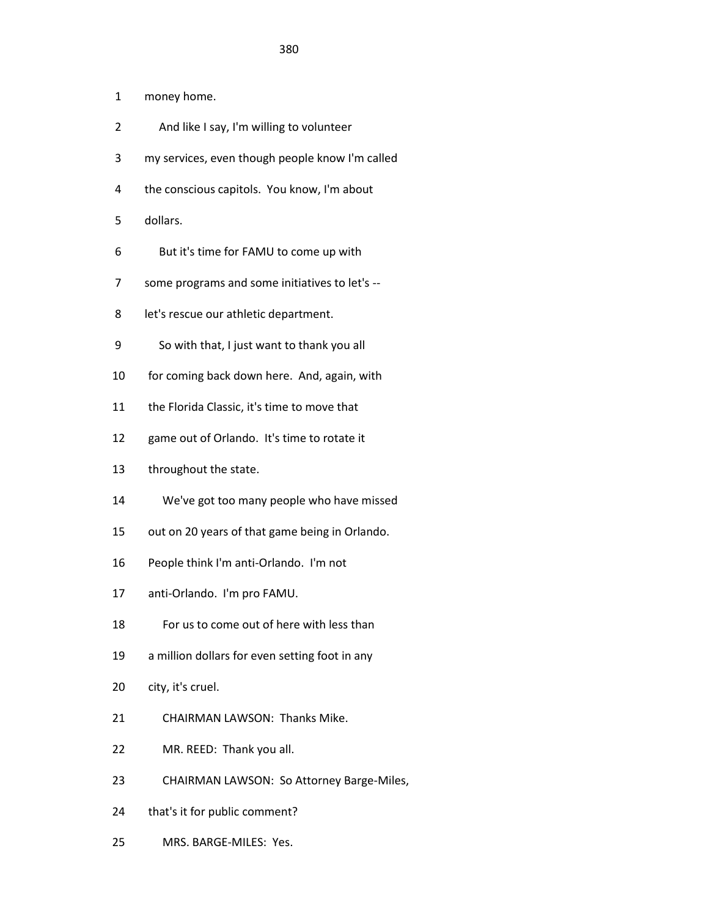1 money home.

2 And like I say, I'm willing to volunteer

3 my services, even though people know I'm called

4 the conscious capitols. You know, I'm about

5 dollars.

6 But it's time for FAMU to come up with

7 some programs and some initiatives to let's --

8 let's rescue our athletic department.

9 So with that, I just want to thank you all

10 for coming back down here. And, again, with

11 the Florida Classic, it's time to move that

12 game out of Orlando. It's time to rotate it

13 throughout the state.

14 We've got too many people who have missed

15 out on 20 years of that game being in Orlando.

16 People think I'm anti-Orlando. I'm not

17 anti-Orlando. I'm pro FAMU.

18 For us to come out of here with less than

19 a million dollars for even setting foot in any

20 city, it's cruel.

21 CHAIRMAN LAWSON: Thanks Mike.

22 MR. REED: Thank you all.

23 CHAIRMAN LAWSON: So Attorney Barge-Miles,

24 that's it for public comment?

25 MRS. BARGE-MILES: Yes.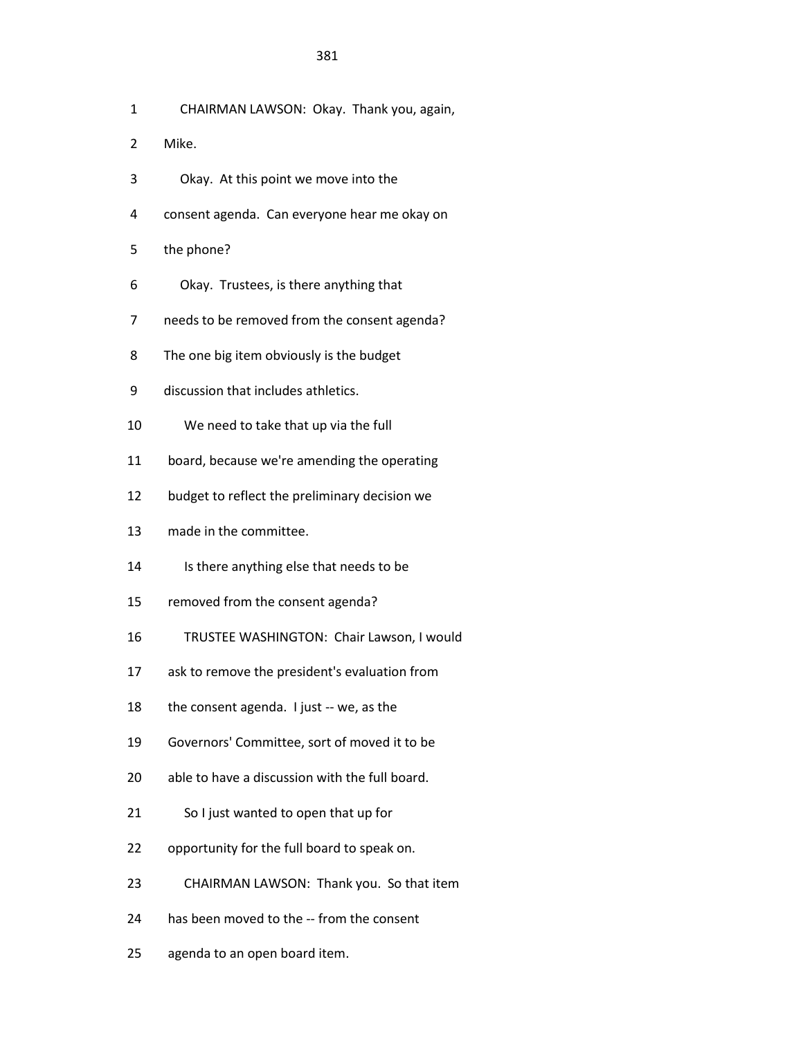1 CHAIRMAN LAWSON: Okay. Thank you, again,
2 Mike.
3 Okay. At this point we move into the
4 consent agenda. Can everyone hear me okay on
5 the phone?
6 Okay. Trustees, is there anything that
7 needs to be removed from the consent agenda?
8 The one big item obviously is the budget
9 discussion that includes athletics.
10 We need to take that up via the full
11 board, because we're amending the operating
12 budget to reflect the preliminary decision we
13 made in the committee.
14 Is there anything else that needs to be
15 removed from the consent agenda?
16 TRUSTEE WASHINGTON: Chair Lawson, I would
17 ask to remove the president's evaluation from
18 the consent agenda. I just -- we, as the
19 Governors' Committee, sort of moved it to be
20 able to have a discussion with the full board.
21 So I just wanted to open that up for
22 opportunity for the full board to speak on.
23 CHAIRMAN LAWSON: Thank you. So that item
24 has been moved to the -- from the consent
25 agenda to an open board item.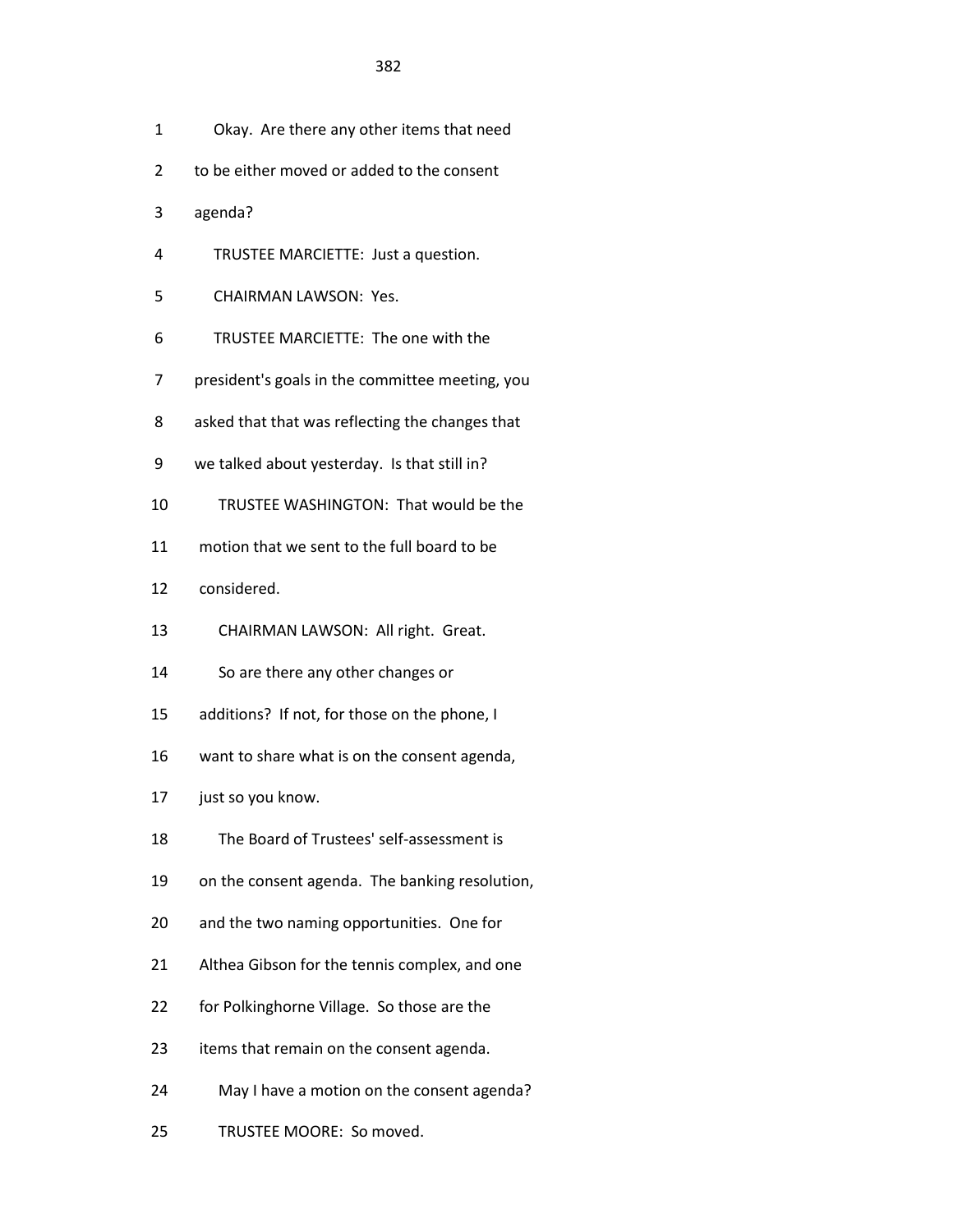1 Okay. Are there any other items that need

2 to be either moved or added to the consent

3 agenda?

4 TRUSTEE MARCIETTE: Just a question.

5 CHAIRMAN LAWSON: Yes.

6 TRUSTEE MARCIETTE: The one with the

7 president's goals in the committee meeting, you

8 asked that that was reflecting the changes that

9 we talked about yesterday. Is that still in?

10 TRUSTEE WASHINGTON: That would be the

11 motion that we sent to the full board to be

12 considered.

13 CHAIRMAN LAWSON: All right. Great.

14 So are there any other changes or

15 additions? If not, for those on the phone, I

16 want to share what is on the consent agenda,

17 just so you know.

18 The Board of Trustees' self-assessment is

19 on the consent agenda. The banking resolution,

20 and the two naming opportunities. One for

21 Althea Gibson for the tennis complex, and one

22 for Polkinghorne Village. So those are the

23 items that remain on the consent agenda.

24 May I have a motion on the consent agenda?

25 TRUSTEE MOORE: So moved.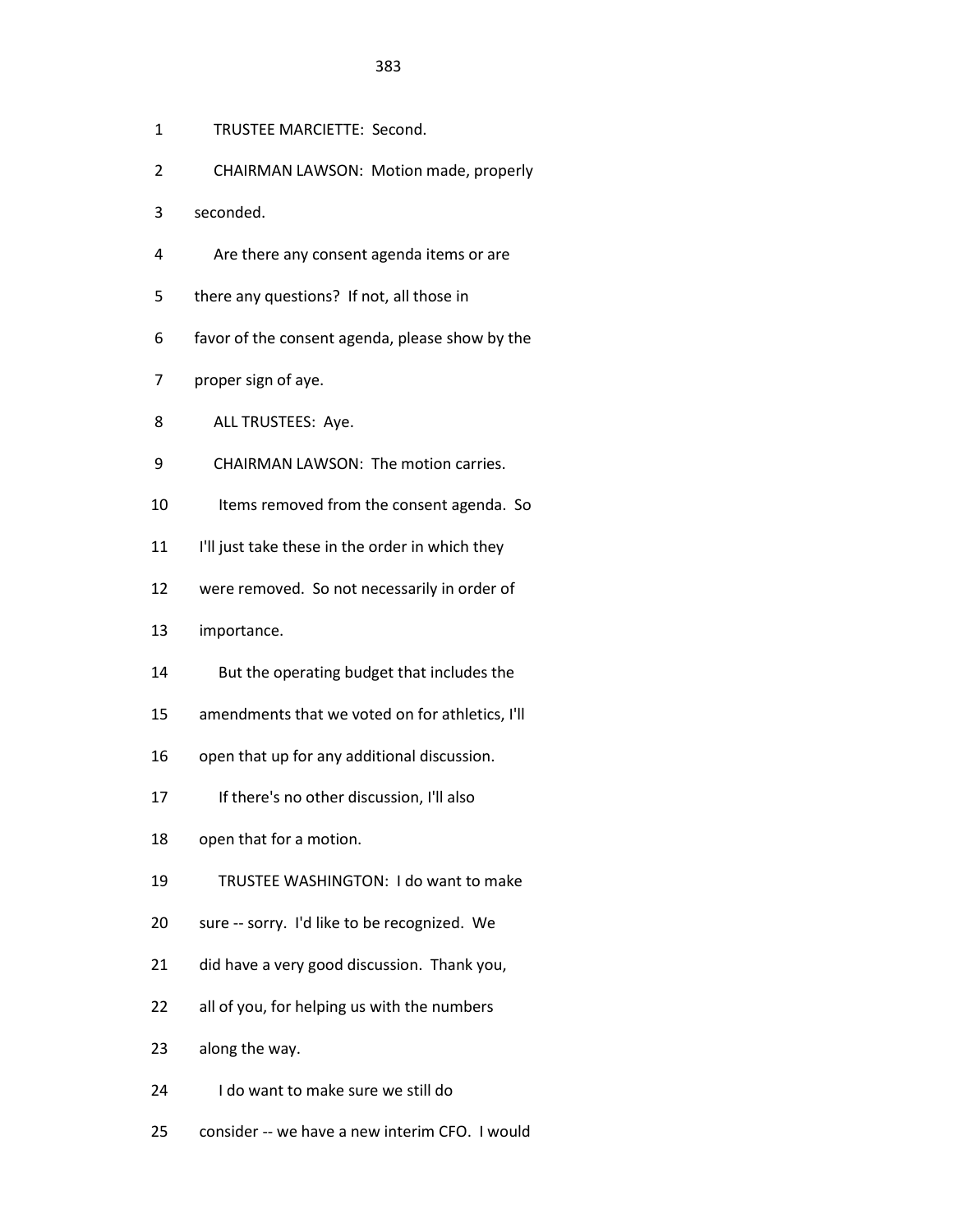TRUSTEE MARCIETTE: Second.

CHAIRMAN LAWSON: Motion made, properly seconded.

Are there any consent agenda items or are there any questions? If not, all those in favor of the consent agenda, please show by the proper sign of aye.

ALL TRUSTEES: Aye.

CHAIRMAN LAWSON: The motion carries.

Items removed from the consent agenda. So I'll just take these in the order in which they were removed. So not necessarily in order of importance.

But the operating budget that includes the amendments that we voted on for athletics, I'll open that up for any additional discussion.

If there's no other discussion, I'll also open that for a motion.

TRUSTEE WASHINGTON: I do want to make sure -- sorry. I'd like to be recognized. We did have a very good discussion. Thank you, all of you, for helping us with the numbers along the way.

I do want to make sure we still do consider -- we have a new interim CFO. I would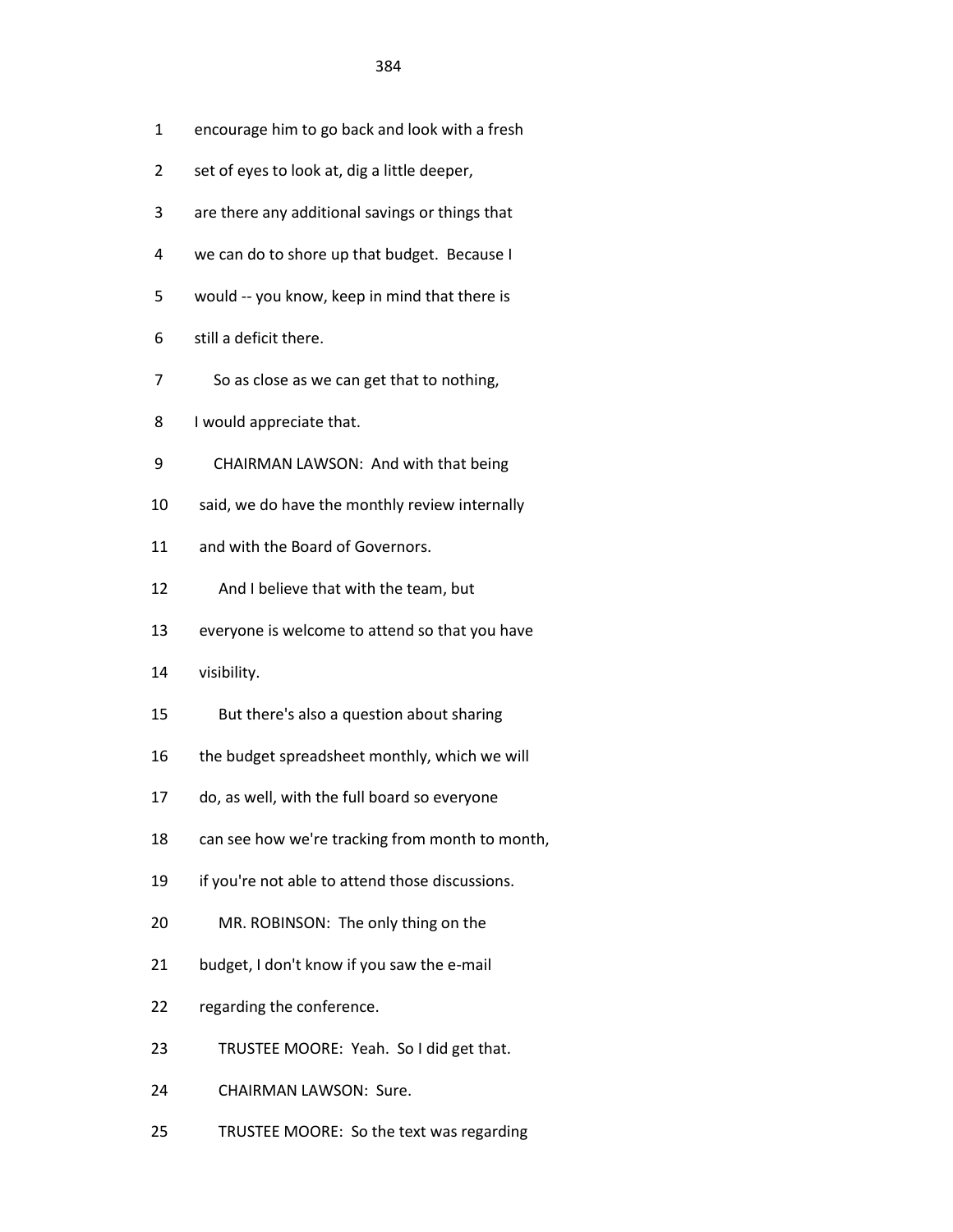1 encourage him to go back and look with a fresh

2 set of eyes to look at, dig a little deeper,

3 are there any additional savings or things that

4 we can do to shore up that budget. Because I

5 would -- you know, keep in mind that there is

6 still a deficit there.

7 So as close as we can get that to nothing,

8 I would appreciate that.

9 CHAIRMAN LAWSON: And with that being

10 said, we do have the monthly review internally

11 and with the Board of Governors.

12 And I believe that with the team, but

13 everyone is welcome to attend so that you have

14 visibility.

15 But there's also a question about sharing

16 the budget spreadsheet monthly, which we will

17 do, as well, with the full board so everyone

18 can see how we're tracking from month to month,

19 if you're not able to attend those discussions.

20 MR. ROBINSON: The only thing on the

21 budget, I don't know if you saw the e-mail

22 regarding the conference.

23 TRUSTEE MOORE: Yeah. So I did get that.

24 CHAIRMAN LAWSON: Sure.

25 TRUSTEE MOORE: So the text was regarding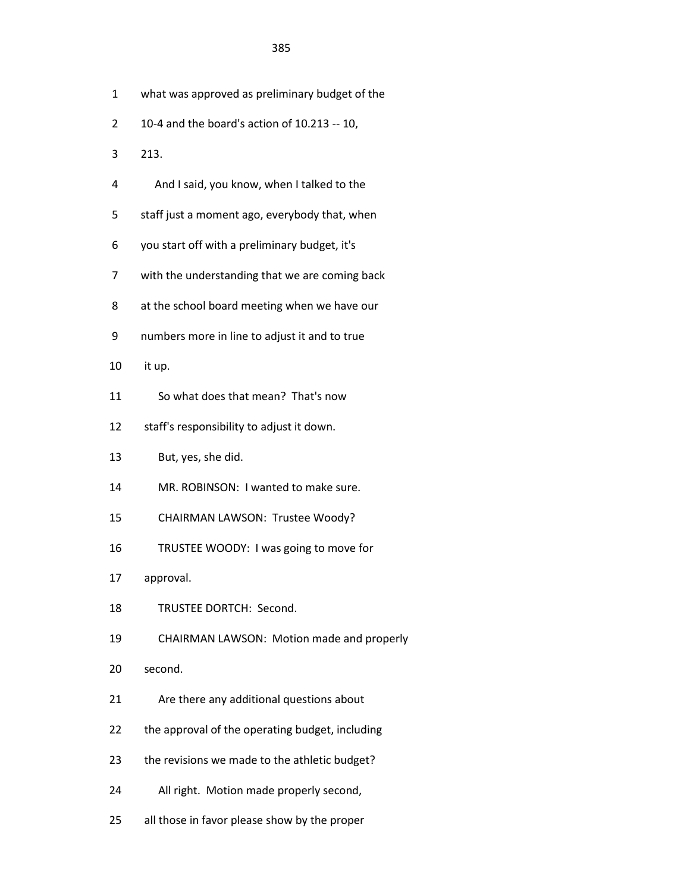1 what was approved as preliminary budget of the

2 10-4 and the board's action of 10.213 -- 10,

3 213.

4 And I said, you know, when I talked to the

5 staff just a moment ago, everybody that, when

6 you start off with a preliminary budget, it's

7 with the understanding that we are coming back

8 at the school board meeting when we have our

9 numbers more in line to adjust it and to true

10 it up.

11 So what does that mean? That's now

12 staff's responsibility to adjust it down.

13 But, yes, she did.

14 MR. ROBINSON: I wanted to make sure.

15 CHAIRMAN LAWSON: Trustee Woody?

16 TRUSTEE WOODY: I was going to move for

17 approval.

18 TRUSTEE DORTCH: Second.

19 CHAIRMAN LAWSON: Motion made and properly

20 second.

21 Are there any additional questions about

22 the approval of the operating budget, including

23 the revisions we made to the athletic budget?

24 All right. Motion made properly second,

25 all those in favor please show by the proper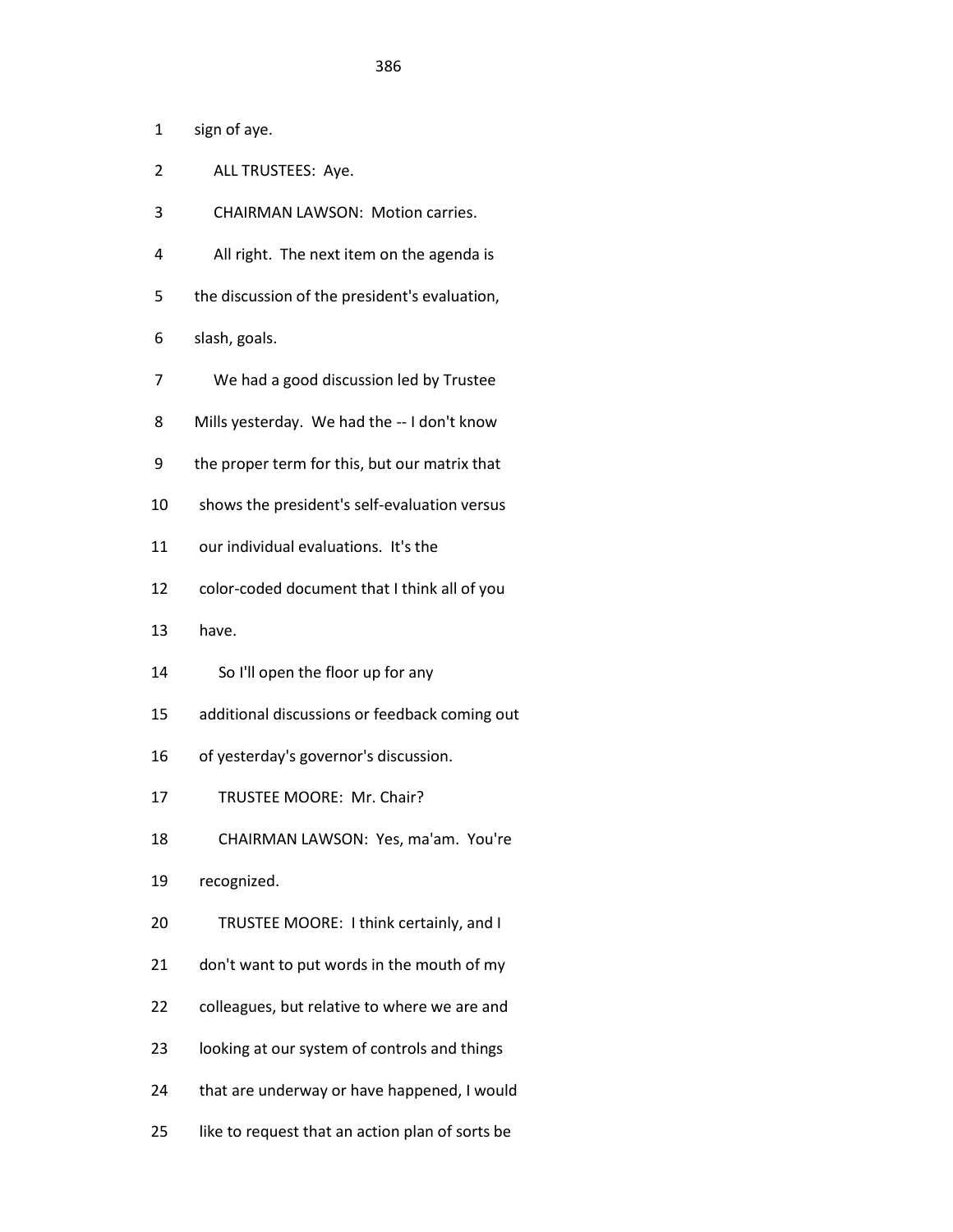1 sign of aye.

2 ALL TRUSTEES: Aye.

3 CHAIRMAN LAWSON: Motion carries.

4 All right. The next item on the agenda is

5 the discussion of the president's evaluation,

6 slash, goals.

7 We had a good discussion led by Trustee

8 Mills yesterday. We had the -- I don't know

9 the proper term for this, but our matrix that

10 shows the president's self-evaluation versus

11 our individual evaluations. It's the

12 color-coded document that I think all of you

13 have.

14 So I'll open the floor up for any

15 additional discussions or feedback coming out

16 of yesterday's governor's discussion.

17 TRUSTEE MOORE: Mr. Chair?

18 CHAIRMAN LAWSON: Yes, ma'am. You're

19 recognized.

20 TRUSTEE MOORE: I think certainly, and I

21 don't want to put words in the mouth of my

22 colleagues, but relative to where we are and

23 looking at our system of controls and things

24 that are underway or have happened, I would

25 like to request that an action plan of sorts be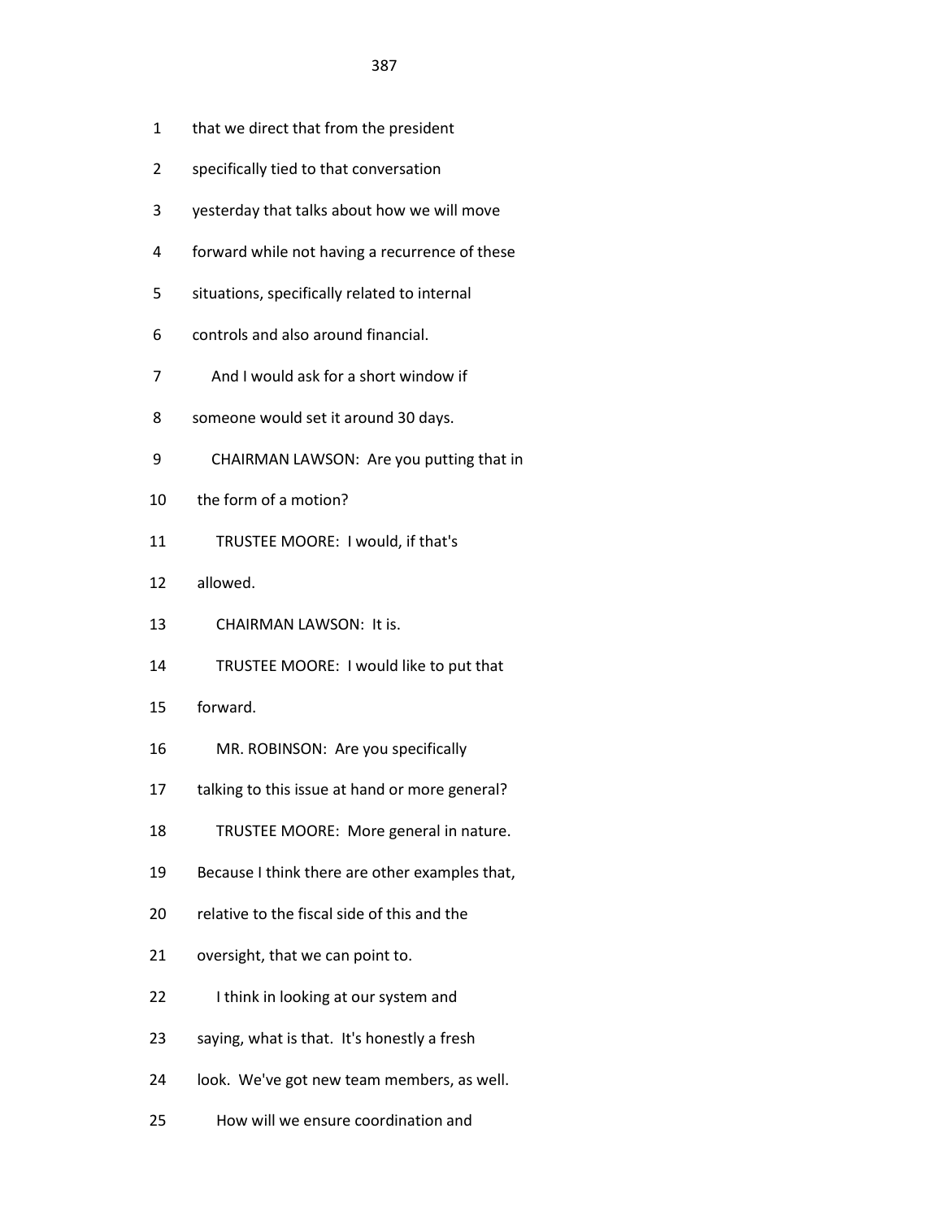1 that we direct that from the president

2 specifically tied to that conversation

3 yesterday that talks about how we will move

4 forward while not having a recurrence of these

5 situations, specifically related to internal

6 controls and also around financial.

7 And I would ask for a short window if

8 someone would set it around 30 days.

9 CHAIRMAN LAWSON: Are you putting that in

10 the form of a motion?

11 TRUSTEE MOORE: I would, if that's

12 allowed.

13 CHAIRMAN LAWSON: It is.

14 TRUSTEE MOORE: I would like to put that

15 forward.

16 MR. ROBINSON: Are you specifically

17 talking to this issue at hand or more general?

18 TRUSTEE MOORE: More general in nature.

19 Because I think there are other examples that,

20 relative to the fiscal side of this and the

21 oversight, that we can point to.

22 I think in looking at our system and

23 saying, what is that. It's honestly a fresh

24 look. We've got new team members, as well.

25 How will we ensure coordination and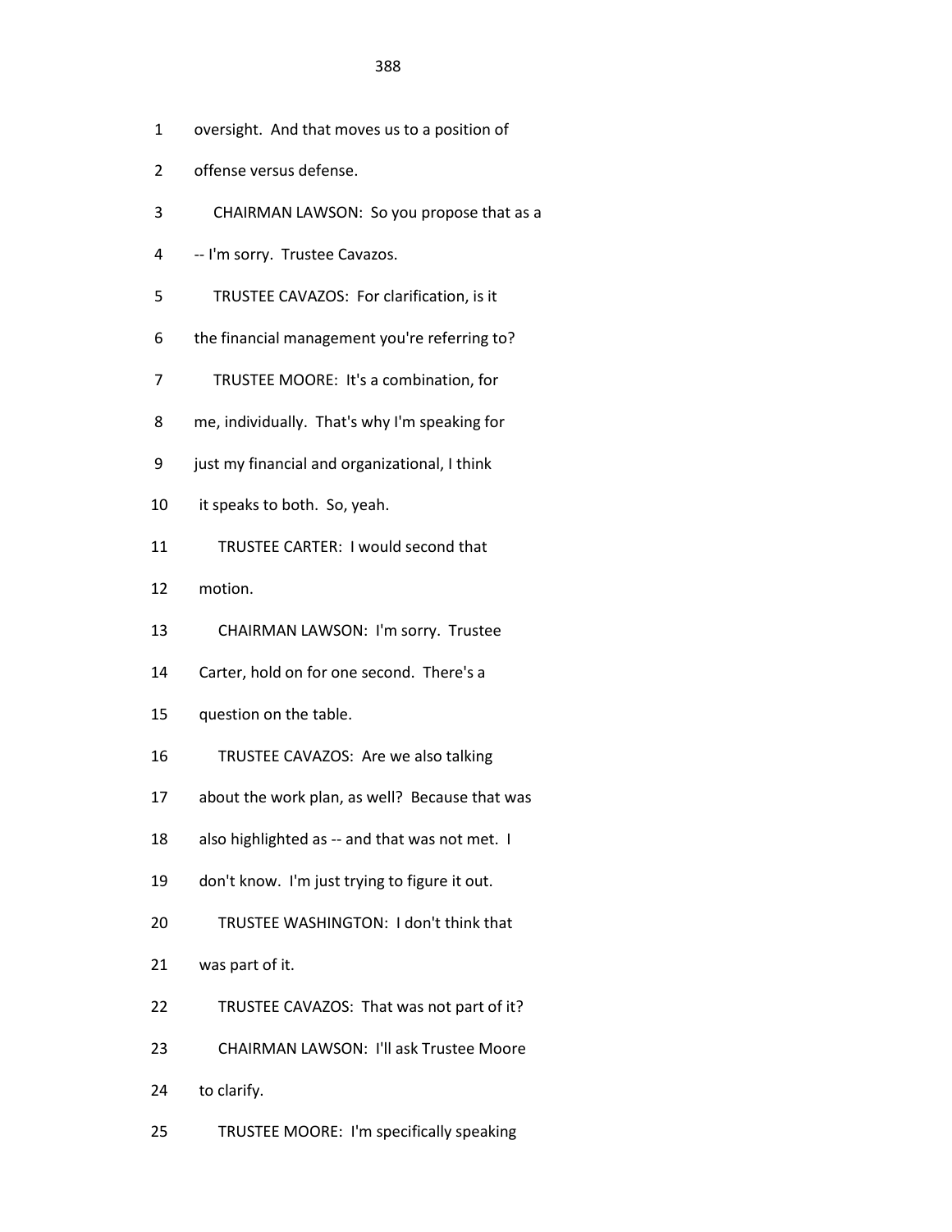1 oversight. And that moves us to a position of

2 offense versus defense.

3 CHAIRMAN LAWSON: So you propose that as a

4 -- I'm sorry. Trustee Cavazos.

5 TRUSTEE CAVAZOS: For clarification, is it

6 the financial management you're referring to?

7 TRUSTEE MOORE: It's a combination, for

8 me, individually. That's why I'm speaking for

9 just my financial and organizational, I think

10 it speaks to both. So, yeah.

11 TRUSTEE CARTER: I would second that

12 motion.

13 CHAIRMAN LAWSON: I'm sorry. Trustee

14 Carter, hold on for one second. There's a

15 question on the table.

16 TRUSTEE CAVAZOS: Are we also talking

17 about the work plan, as well? Because that was

18 also highlighted as -- and that was not met. I

19 don't know. I'm just trying to figure it out.

20 TRUSTEE WASHINGTON: I don't think that

21 was part of it.

22 TRUSTEE CAVAZOS: That was not part of it?

23 CHAIRMAN LAWSON: I'll ask Trustee Moore

24 to clarify.

25 TRUSTEE MOORE: I'm specifically speaking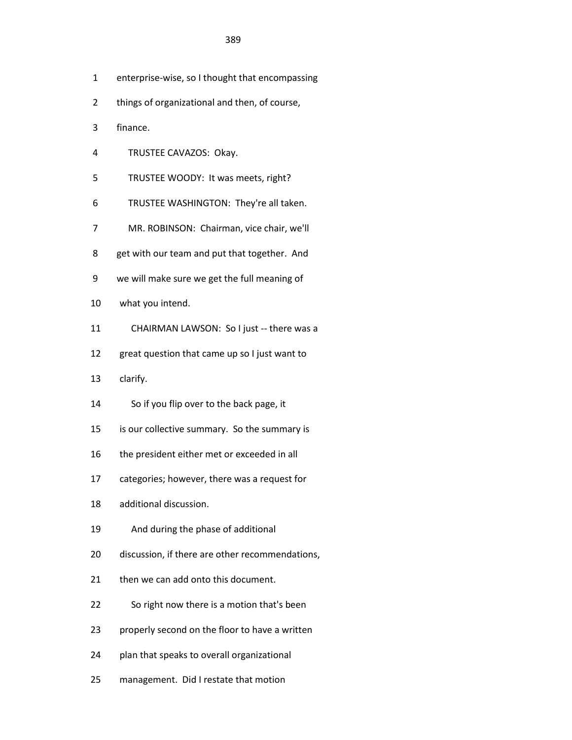1 enterprise-wise, so I thought that encompassing

2 things of organizational and then, of course,

3 finance.

4 TRUSTEE CAVAZOS: Okay.

5 TRUSTEE WOODY: It was meets, right?

6 TRUSTEE WASHINGTON: They're all taken.

7 MR. ROBINSON: Chairman, vice chair, we'll

8 get with our team and put that together. And

9 we will make sure we get the full meaning of

10 what you intend.

11 CHAIRMAN LAWSON: So I just -- there was a

12 great question that came up so I just want to

13 clarify.

14 So if you flip over to the back page, it

15 is our collective summary. So the summary is

16 the president either met or exceeded in all

17 categories; however, there was a request for

18 additional discussion.

19 And during the phase of additional

20 discussion, if there are other recommendations,

21 then we can add onto this document.

22 So right now there is a motion that's been

23 properly second on the floor to have a written

24 plan that speaks to overall organizational

25 management. Did I restate that motion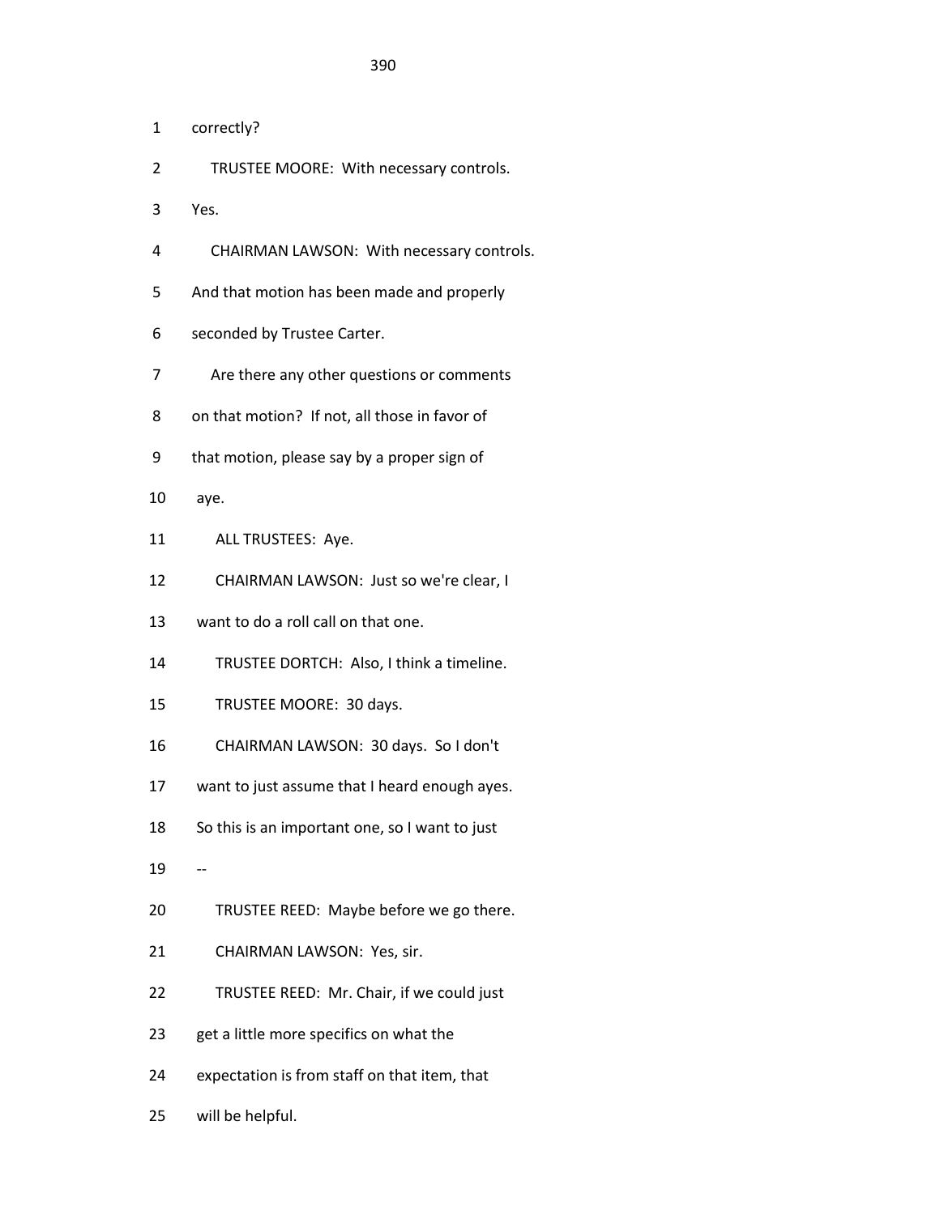1 correctly?

2 TRUSTEE MOORE: With necessary controls.

3 Yes.

4 CHAIRMAN LAWSON: With necessary controls.

5 And that motion has been made and properly

6 seconded by Trustee Carter.

7 Are there any other questions or comments

8 on that motion? If not, all those in favor of

9 that motion, please say by a proper sign of

10 aye.

11 ALL TRUSTEES: Aye.

12 CHAIRMAN LAWSON: Just so we're clear, I

13 want to do a roll call on that one.

14 TRUSTEE DORTCH: Also, I think a timeline.

15 TRUSTEE MOORE: 30 days.

16 CHAIRMAN LAWSON: 30 days. So I don't

17 want to just assume that I heard enough ayes.

18 So this is an important one, so I want to just

19 --

20 TRUSTEE REED: Maybe before we go there.

21 CHAIRMAN LAWSON: Yes, sir.

22 TRUSTEE REED: Mr. Chair, if we could just

23 get a little more specifics on what the

24 expectation is from staff on that item, that

25 will be helpful.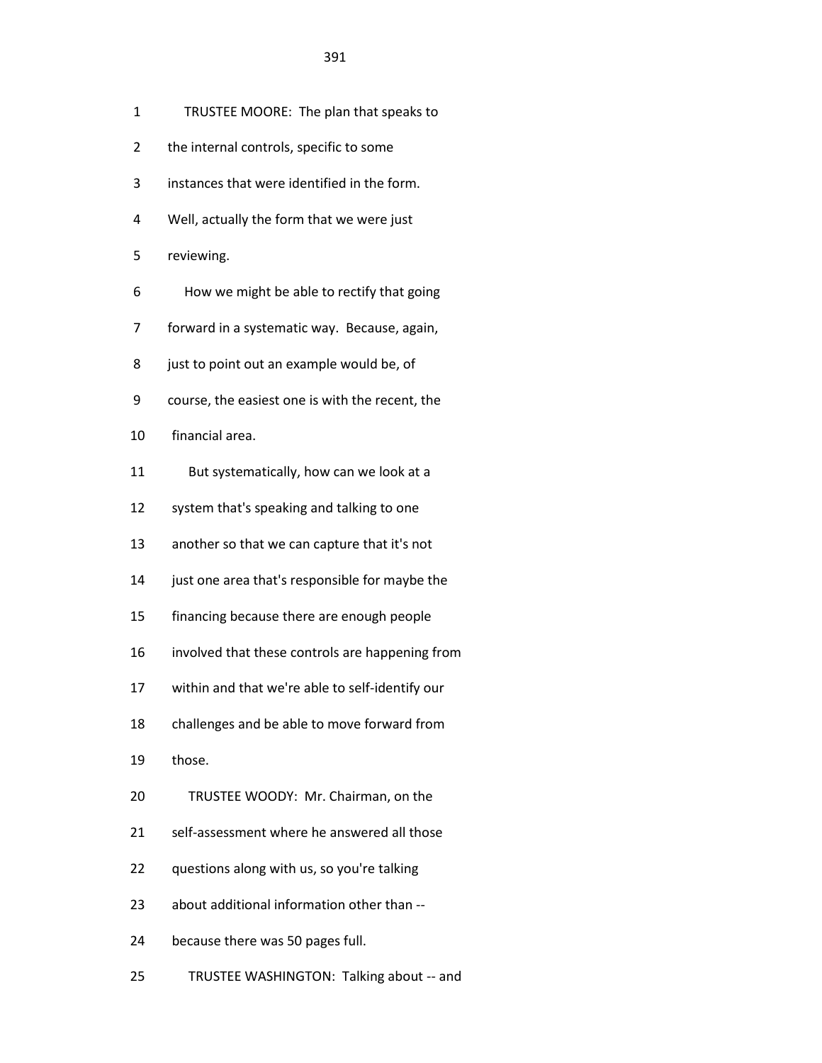1 TRUSTEE MOORE: The plan that speaks to

2 the internal controls, specific to some

3 instances that were identified in the form.

4 Well, actually the form that we were just

5 reviewing.

6 How we might be able to rectify that going

7 forward in a systematic way. Because, again,

8 just to point out an example would be, of

9 course, the easiest one is with the recent, the

10 financial area.

11 But systematically, how can we look at a

12 system that's speaking and talking to one

13 another so that we can capture that it's not

14 just one area that's responsible for maybe the

15 financing because there are enough people

16 involved that these controls are happening from

17 within and that we're able to self-identify our

18 challenges and be able to move forward from

19 those.

20 TRUSTEE WOODY: Mr. Chairman, on the

21 self-assessment where he answered all those

22 questions along with us, so you're talking

23 about additional information other than --

24 because there was 50 pages full.

25 TRUSTEE WASHINGTON: Talking about -- and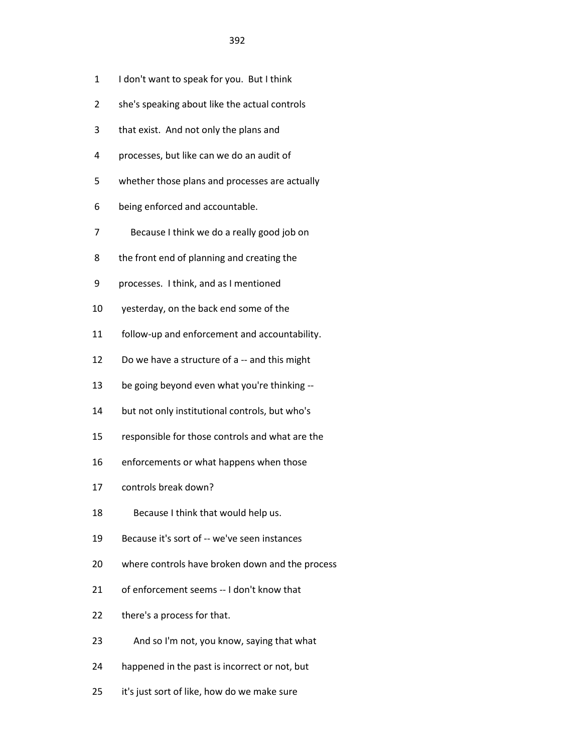1 I don't want to speak for you. But I think

2 she's speaking about like the actual controls

3 that exist. And not only the plans and

4 processes, but like can we do an audit of

5 whether those plans and processes are actually

6 being enforced and accountable.

7 Because I think we do a really good job on

8 the front end of planning and creating the

9 processes. I think, and as I mentioned

10 yesterday, on the back end some of the

11 follow-up and enforcement and accountability.

12 Do we have a structure of a -- and this might

13 be going beyond even what you're thinking --

14 but not only institutional controls, but who's

15 responsible for those controls and what are the

16 enforcements or what happens when those

17 controls break down?

18 Because I think that would help us.

19 Because it's sort of -- we've seen instances

20 where controls have broken down and the process

21 of enforcement seems -- I don't know that

22 there's a process for that.

23 And so I'm not, you know, saying that what

24 happened in the past is incorrect or not, but

25 it's just sort of like, how do we make sure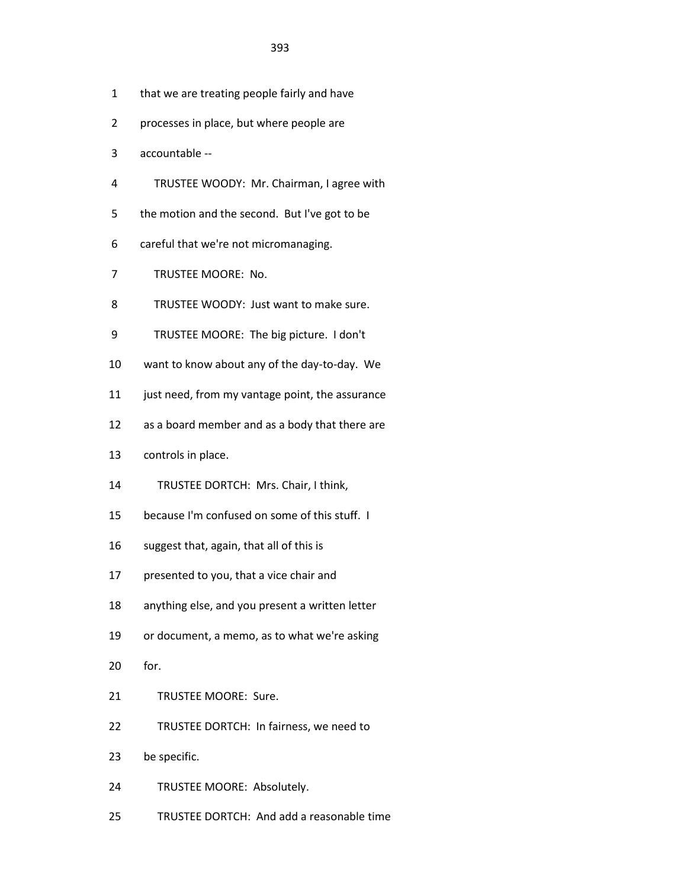1 that we are treating people fairly and have

2 processes in place, but where people are

3 accountable --

4 TRUSTEE WOODY: Mr. Chairman, I agree with

5 the motion and the second. But I've got to be

6 careful that we're not micromanaging.

7 TRUSTEE MOORE: No.

8 TRUSTEE WOODY: Just want to make sure.

9 TRUSTEE MOORE: The big picture. I don't

10 want to know about any of the day-to-day. We

11 just need, from my vantage point, the assurance

12 as a board member and as a body that there are

13 controls in place.

14 TRUSTEE DORTCH: Mrs. Chair, I think,

15 because I'm confused on some of this stuff. I

16 suggest that, again, that all of this is

17 presented to you, that a vice chair and

18 anything else, and you present a written letter

19 or document, a memo, as to what we're asking

20 for.

21 TRUSTEE MOORE: Sure.

22 TRUSTEE DORTCH: In fairness, we need to

23 be specific.

24 TRUSTEE MOORE: Absolutely.

25 TRUSTEE DORTCH: And add a reasonable time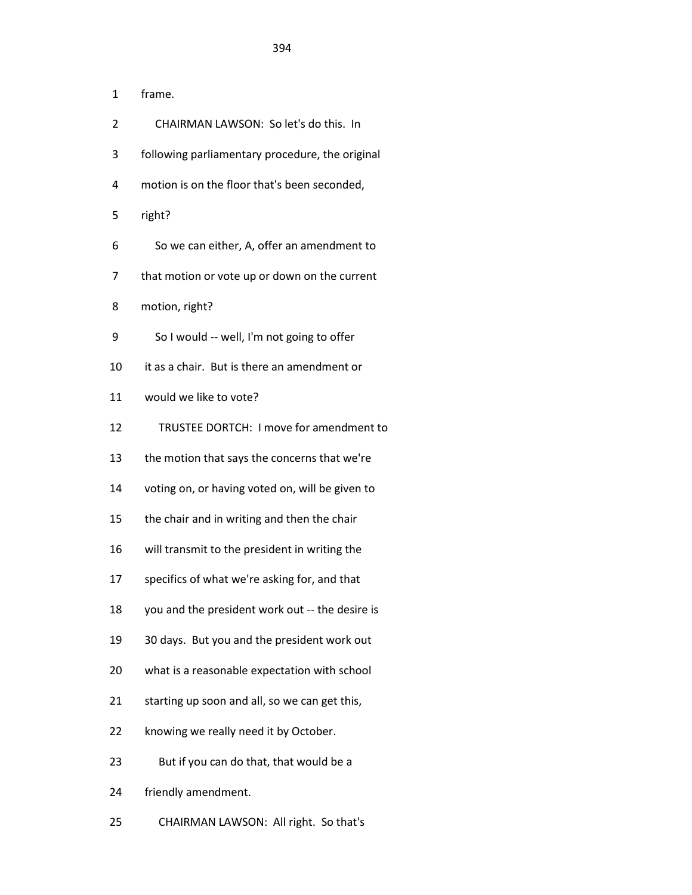1 frame.

2 CHAIRMAN LAWSON: So let's do this. In

3 following parliamentary procedure, the original

4 motion is on the floor that's been seconded,

5 right?

6 So we can either, A, offer an amendment to

7 that motion or vote up or down on the current

8 motion, right?

9 So I would -- well, I'm not going to offer

10 it as a chair. But is there an amendment or

11 would we like to vote?

12 TRUSTEE DORTCH: I move for amendment to

13 the motion that says the concerns that we're

14 voting on, or having voted on, will be given to

15 the chair and in writing and then the chair

16 will transmit to the president in writing the

17 specifics of what we're asking for, and that

18 you and the president work out -- the desire is

19 30 days. But you and the president work out

20 what is a reasonable expectation with school

21 starting up soon and all, so we can get this,

22 knowing we really need it by October.

23 But if you can do that, that would be a

24 friendly amendment.

25 CHAIRMAN LAWSON: All right. So that's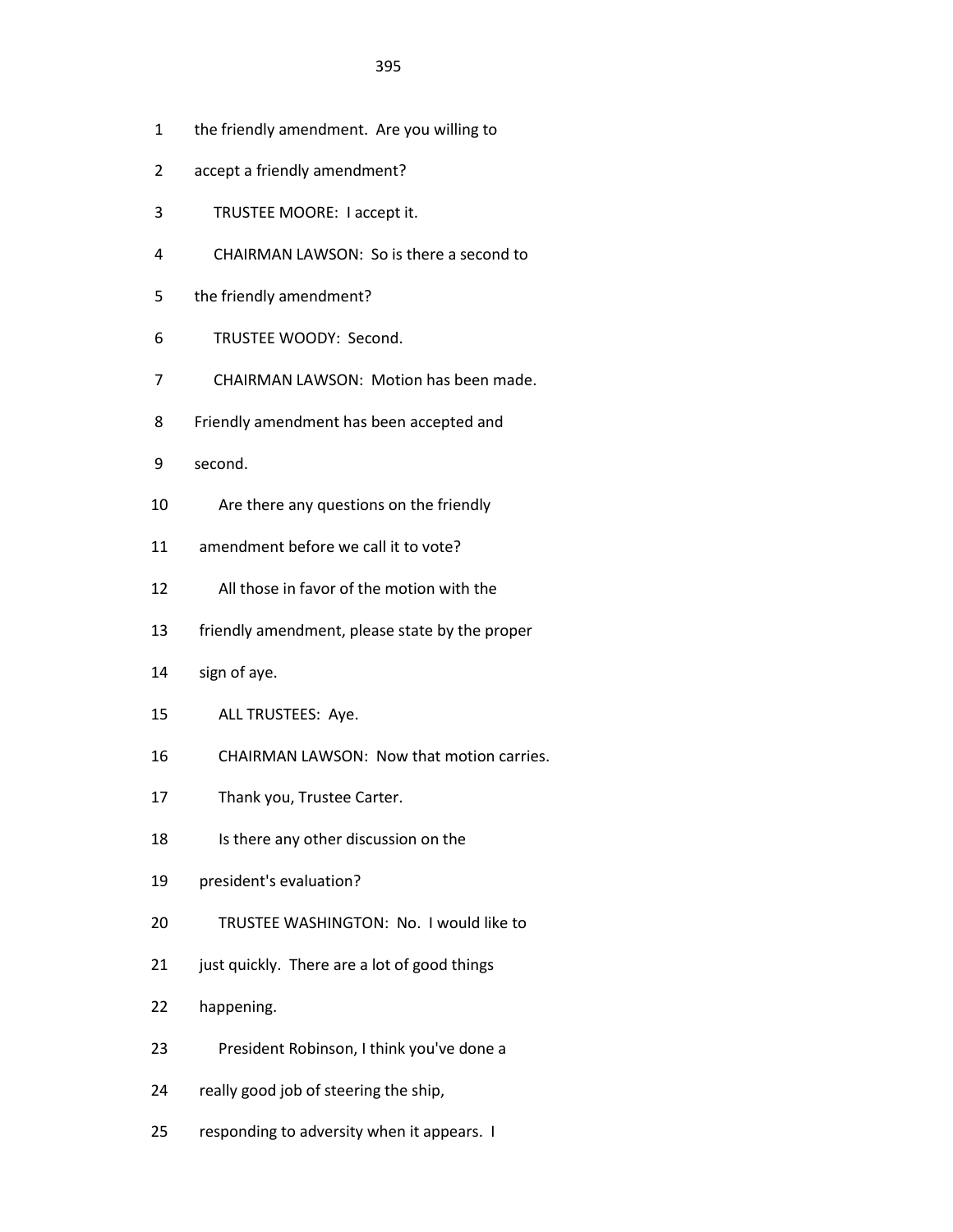1 the friendly amendment. Are you willing to

2 accept a friendly amendment?

3 TRUSTEE MOORE: I accept it.

4 CHAIRMAN LAWSON: So is there a second to

5 the friendly amendment?

6 TRUSTEE WOODY: Second.

7 CHAIRMAN LAWSON: Motion has been made.

8 Friendly amendment has been accepted and

9 second.

10 Are there any questions on the friendly

11 amendment before we call it to vote?

12 All those in favor of the motion with the

13 friendly amendment, please state by the proper

14 sign of aye.

15 ALL TRUSTEES: Aye.

16 CHAIRMAN LAWSON: Now that motion carries.

17 Thank you, Trustee Carter.

18 Is there any other discussion on the

19 president's evaluation?

20 TRUSTEE WASHINGTON: No. I would like to

21 just quickly. There are a lot of good things

22 happening.

23 President Robinson, I think you've done a

24 really good job of steering the ship,

25 responding to adversity when it appears. I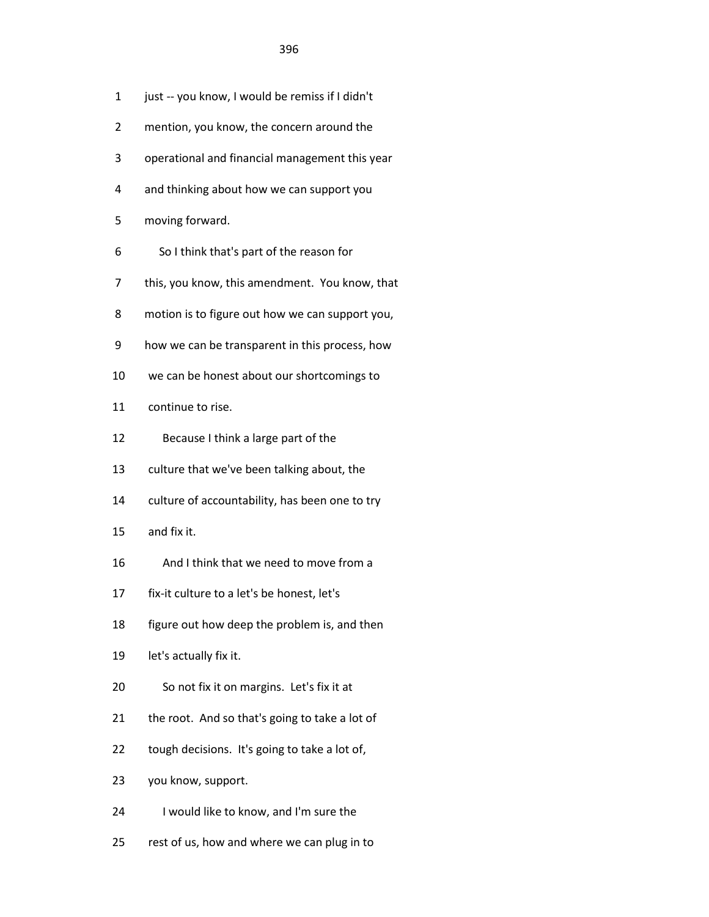1 just -- you know, I would be remiss if I didn't
2 mention, you know, the concern around the
3 operational and financial management this year
4 and thinking about how we can support you
5 moving forward.
6 So I think that's part of the reason for
7 this, you know, this amendment. You know, that
8 motion is to figure out how we can support you,
9 how we can be transparent in this process, how
10 we can be honest about our shortcomings to
11 continue to rise.
12 Because I think a large part of the
13 culture that we've been talking about, the
14 culture of accountability, has been one to try
15 and fix it.
16 And I think that we need to move from a
17 fix-it culture to a let's be honest, let's
18 figure out how deep the problem is, and then
19 let's actually fix it.
20 So not fix it on margins. Let's fix it at
21 the root. And so that's going to take a lot of
22 tough decisions. It's going to take a lot of,
23 you know, support.
24 I would like to know, and I'm sure the
25 rest of us, how and where we can plug in to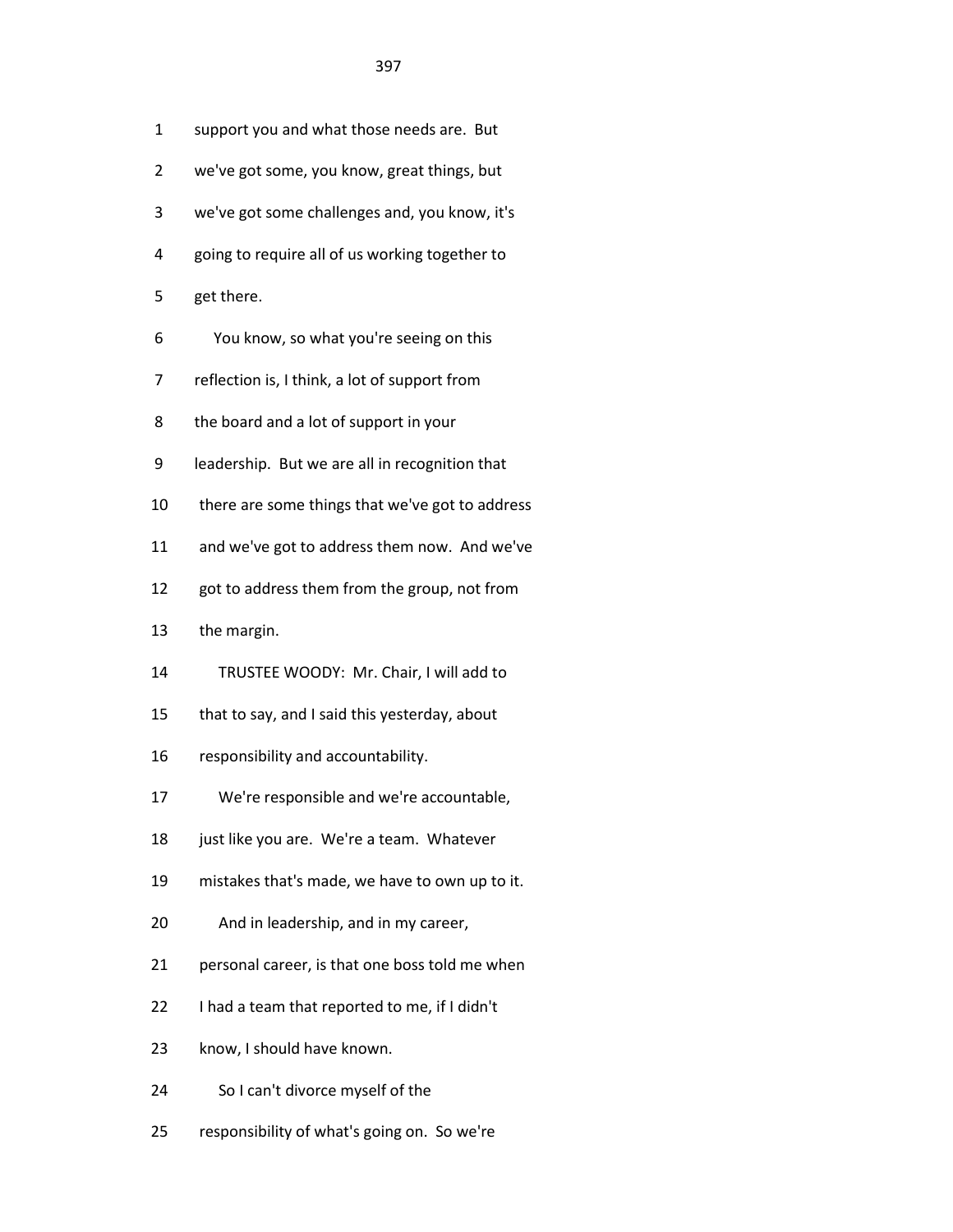1 support you and what those needs are. But

2 we've got some, you know, great things, but

3 we've got some challenges and, you know, it's

4 going to require all of us working together to

5 get there.

6 You know, so what you're seeing on this

7 reflection is, I think, a lot of support from

8 the board and a lot of support in your

9 leadership. But we are all in recognition that

10 there are some things that we've got to address

11 and we've got to address them now. And we've

12 got to address them from the group, not from

13 the margin.

14 TRUSTEE WOODY: Mr. Chair, I will add to

15 that to say, and I said this yesterday, about

16 responsibility and accountability.

17 We're responsible and we're accountable,

18 just like you are. We're a team. Whatever

19 mistakes that's made, we have to own up to it.

20 And in leadership, and in my career,

21 personal career, is that one boss told me when

22 I had a team that reported to me, if I didn't

23 know, I should have known.

24 So I can't divorce myself of the

25 responsibility of what's going on. So we're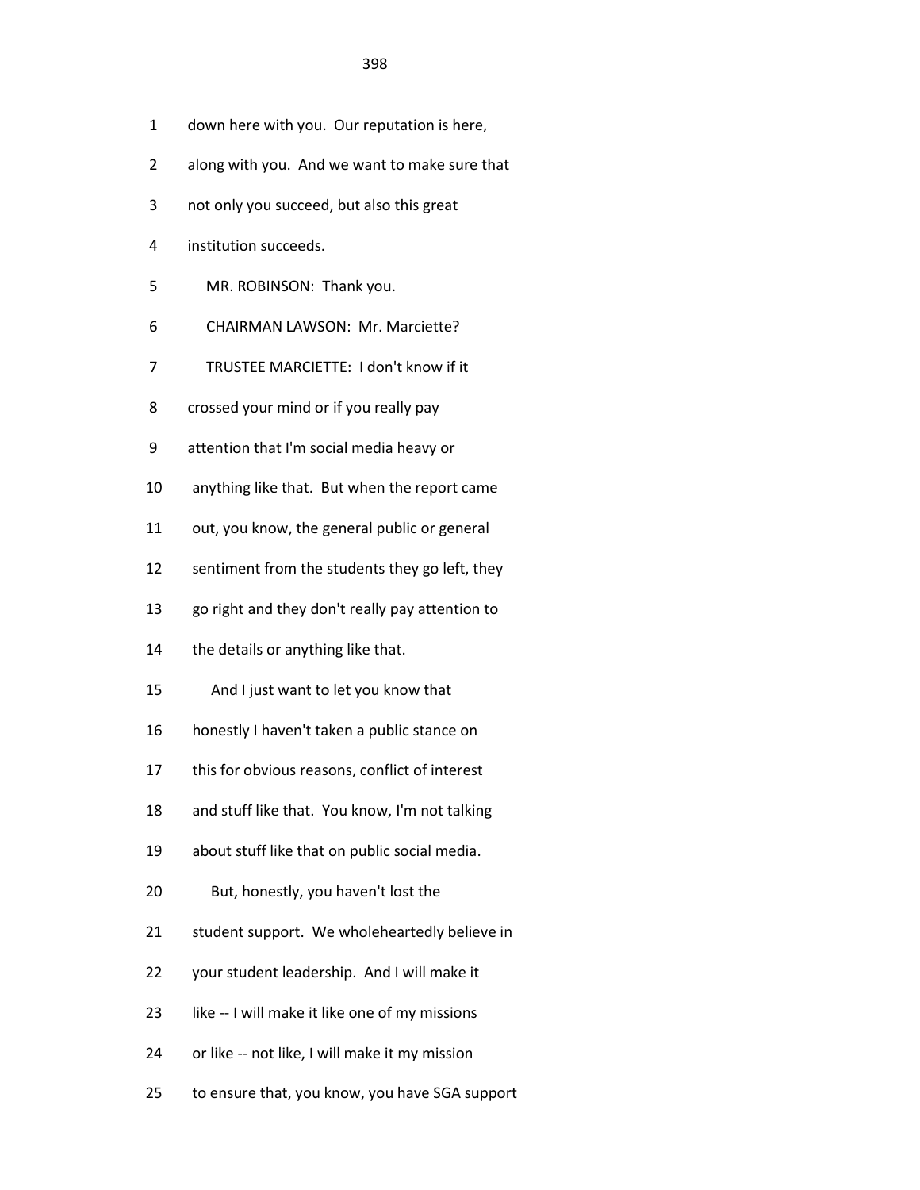1 down here with you. Our reputation is here,

2 along with you. And we want to make sure that

3 not only you succeed, but also this great

4 institution succeeds.

5 MR. ROBINSON: Thank you.

6 CHAIRMAN LAWSON: Mr. Marciette?

7 TRUSTEE MARCIETTE: I don't know if it

8 crossed your mind or if you really pay

9 attention that I'm social media heavy or

10 anything like that. But when the report came

11 out, you know, the general public or general

12 sentiment from the students they go left, they

13 go right and they don't really pay attention to

14 the details or anything like that.

15 And I just want to let you know that

16 honestly I haven't taken a public stance on

17 this for obvious reasons, conflict of interest

18 and stuff like that. You know, I'm not talking

19 about stuff like that on public social media.

20 But, honestly, you haven't lost the

21 student support. We wholeheartedly believe in

22 your student leadership. And I will make it

23 like -- I will make it like one of my missions

24 or like -- not like, I will make it my mission

25 to ensure that, you know, you have SGA support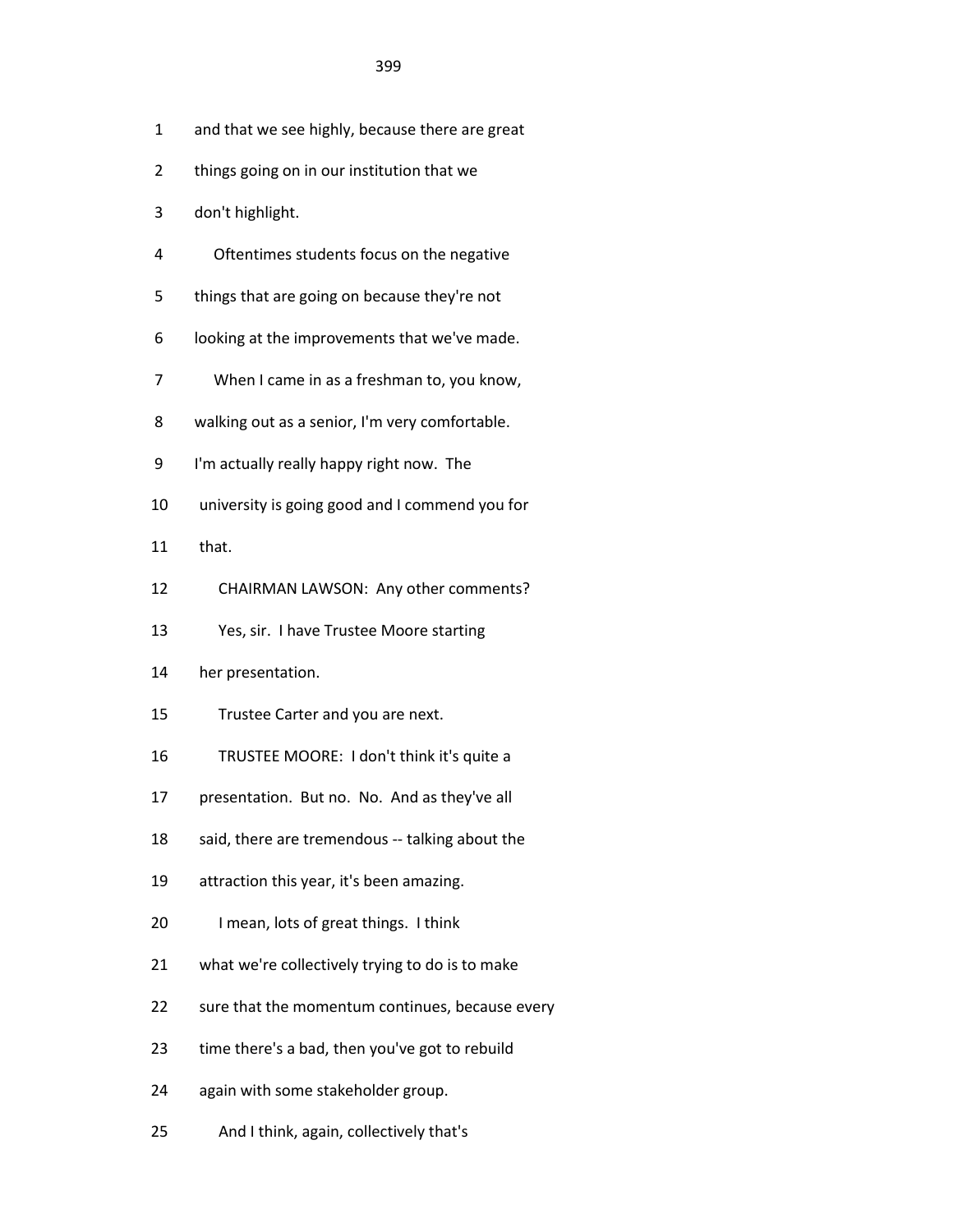1 and that we see highly, because there are great

2 things going on in our institution that we

3 don't highlight.

4 Oftentimes students focus on the negative

5 things that are going on because they're not

6 looking at the improvements that we've made.

7 When I came in as a freshman to, you know,

8 walking out as a senior, I'm very comfortable.

9 I'm actually really happy right now. The

10 university is going good and I commend you for

11 that.

12 CHAIRMAN LAWSON: Any other comments?

13 Yes, sir. I have Trustee Moore starting

14 her presentation.

15 Trustee Carter and you are next.

16 TRUSTEE MOORE: I don't think it's quite a

17 presentation. But no. No. And as they've all

18 said, there are tremendous -- talking about the

19 attraction this year, it's been amazing.

20 I mean, lots of great things. I think

21 what we're collectively trying to do is to make

22 sure that the momentum continues, because every

23 time there's a bad, then you've got to rebuild

24 again with some stakeholder group.

25 And I think, again, collectively that's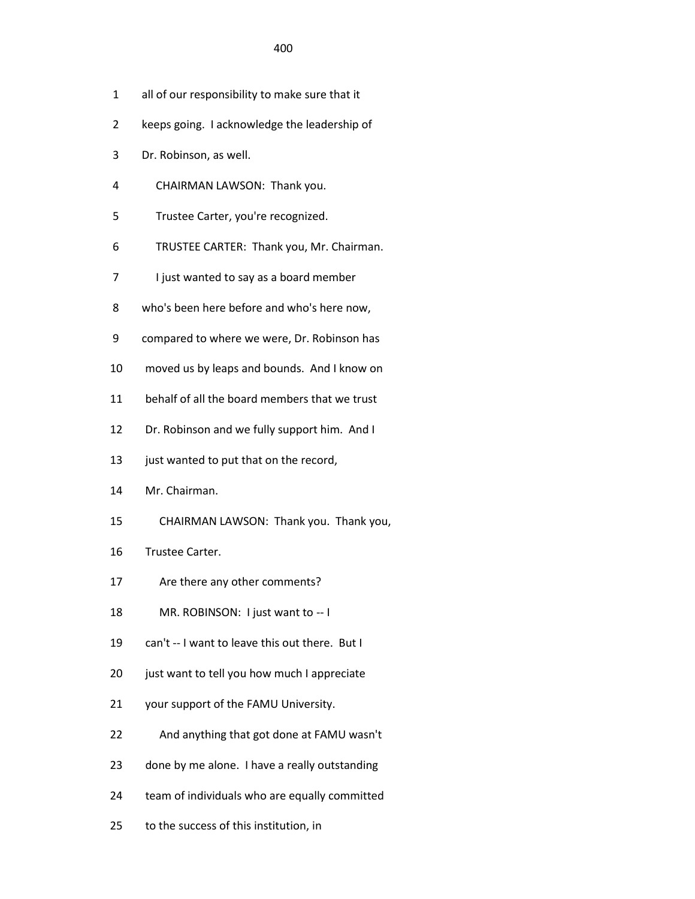1 all of our responsibility to make sure that it
2 keeps going. I acknowledge the leadership of
3 Dr. Robinson, as well.
4 CHAIRMAN LAWSON: Thank you.
5 Trustee Carter, you're recognized.
6 TRUSTEE CARTER: Thank you, Mr. Chairman.
7 I just wanted to say as a board member
8 who's been here before and who's here now,
9 compared to where we were, Dr. Robinson has
10 moved us by leaps and bounds. And I know on
11 behalf of all the board members that we trust
12 Dr. Robinson and we fully support him. And I
13 just wanted to put that on the record,
14 Mr. Chairman.
15 CHAIRMAN LAWSON: Thank you. Thank you,
16 Trustee Carter.
17 Are there any other comments?
18 MR. ROBINSON: I just want to -- I
19 can't -- I want to leave this out there. But I
20 just want to tell you how much I appreciate
21 your support of the FAMU University.
22 And anything that got done at FAMU wasn't
23 done by me alone. I have a really outstanding
24 team of individuals who are equally committed
25 to the success of this institution, in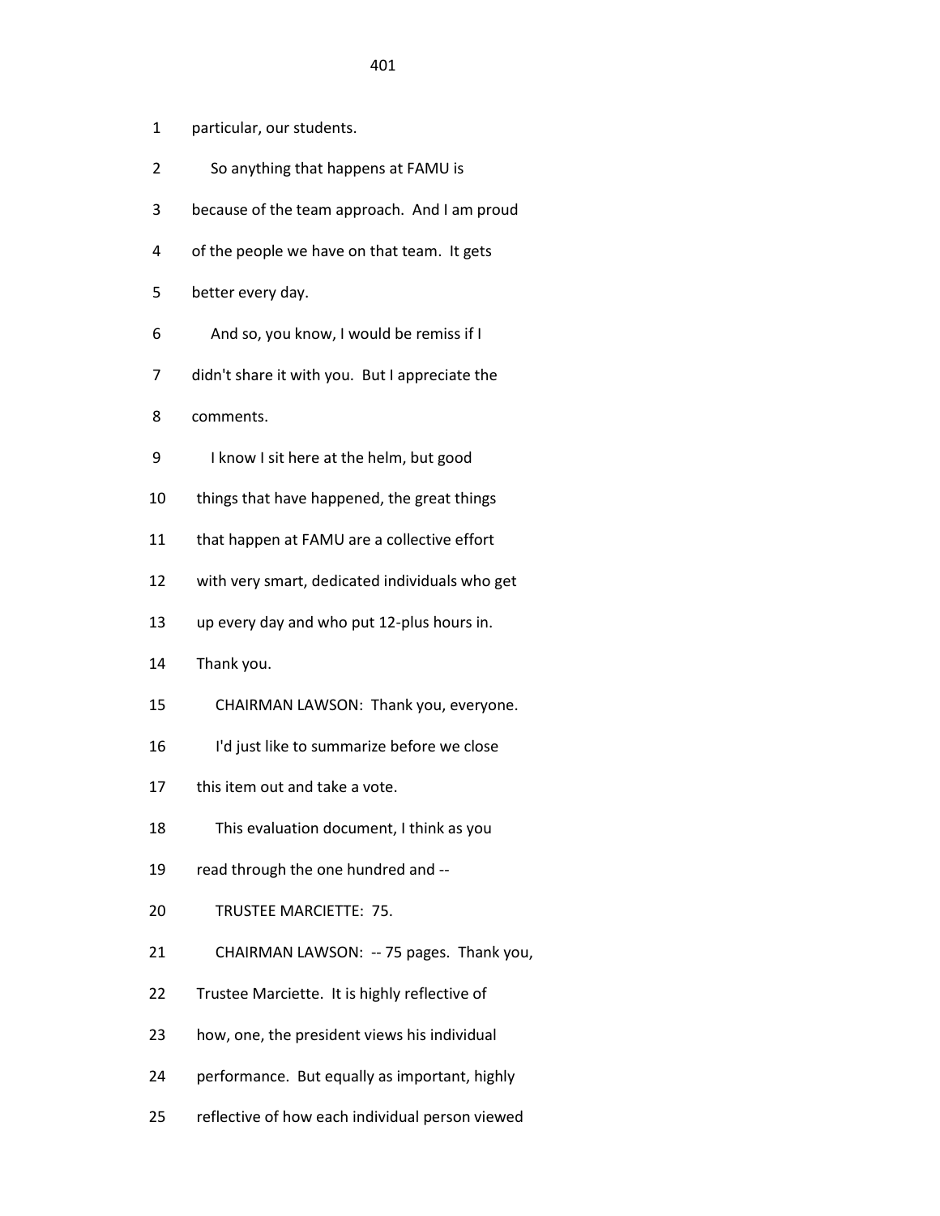1 particular, our students.

2 So anything that happens at FAMU is

3 because of the team approach. And I am proud

4 of the people we have on that team. It gets

5 better every day.

6 And so, you know, I would be remiss if I

7 didn't share it with you. But I appreciate the

8 comments.

9 I know I sit here at the helm, but good

10 things that have happened, the great things

11 that happen at FAMU are a collective effort

12 with very smart, dedicated individuals who get

13 up every day and who put 12-plus hours in.

14 Thank you.

15 CHAIRMAN LAWSON: Thank you, everyone.

16 I'd just like to summarize before we close

17 this item out and take a vote.

18 This evaluation document, I think as you

19 read through the one hundred and --

20 TRUSTEE MARCIETTE: 75.

21 CHAIRMAN LAWSON: -- 75 pages. Thank you,

22 Trustee Marciette. It is highly reflective of

23 how, one, the president views his individual

24 performance. But equally as important, highly

25 reflective of how each individual person viewed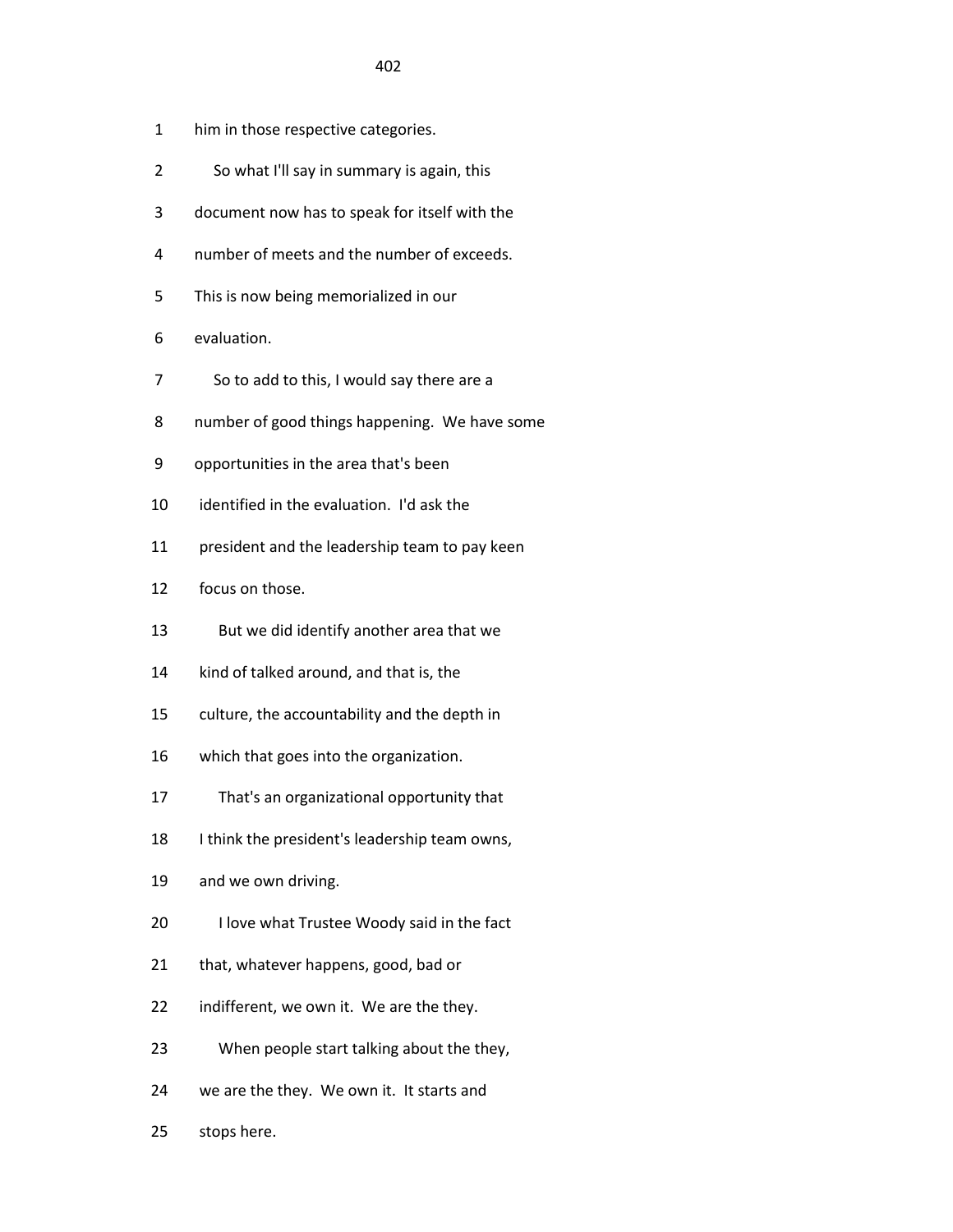him in those respective categories.

So what I'll say in summary is again, this document now has to speak for itself with the number of meets and the number of exceeds. This is now being memorialized in our evaluation.

So to add to this, I would say there are a number of good things happening. We have some opportunities in the area that's been identified in the evaluation. I'd ask the president and the leadership team to pay keen focus on those.

But we did identify another area that we kind of talked around, and that is, the culture, the accountability and the depth in which that goes into the organization.

That's an organizational opportunity that I think the president's leadership team owns, and we own driving.

I love what Trustee Woody said in the fact that, whatever happens, good, bad or indifferent, we own it. We are the they.

When people start talking about the they, we are the they. We own it. It starts and stops here.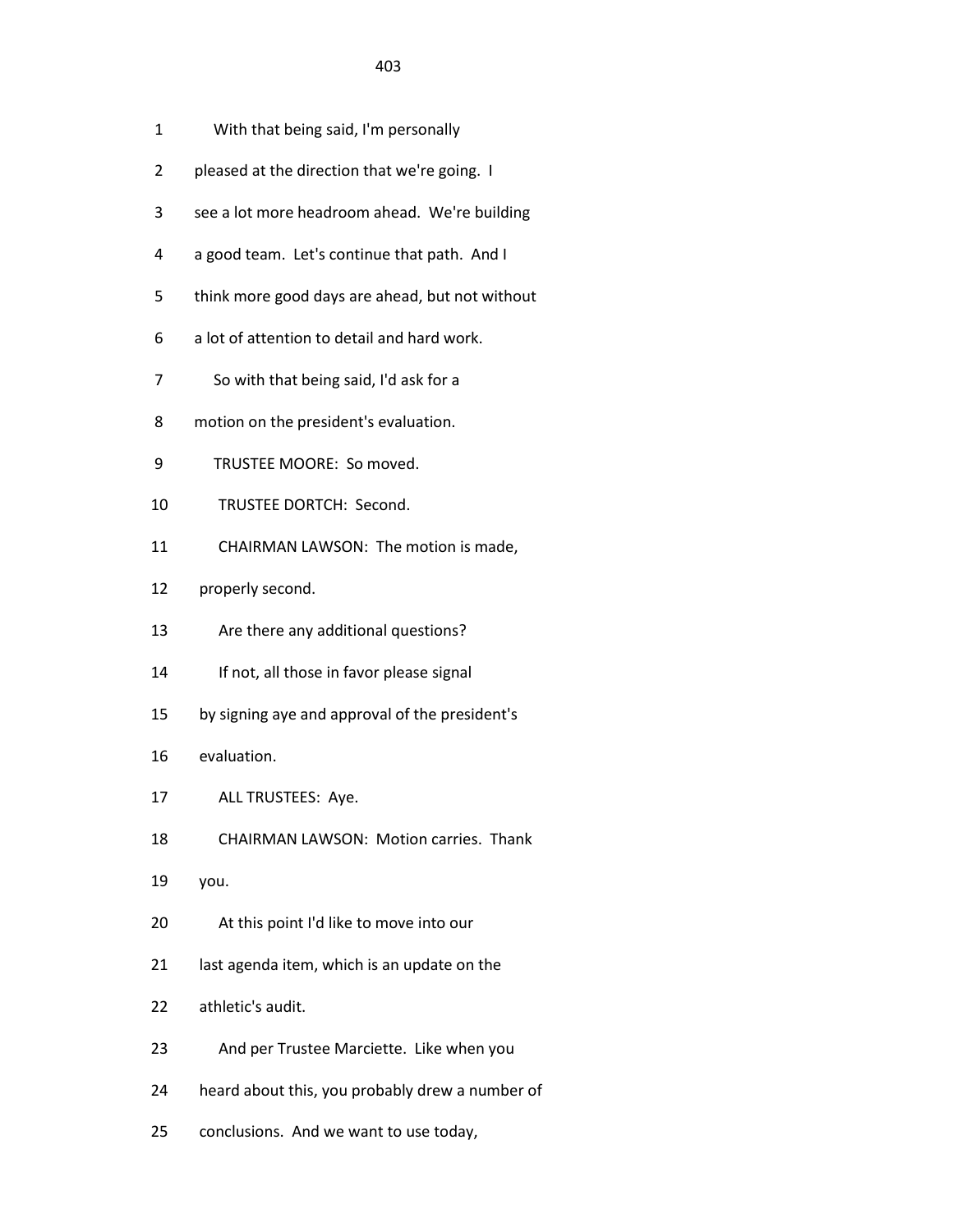1 With that being said, I'm personally

2 pleased at the direction that we're going. I

3 see a lot more headroom ahead. We're building

4 a good team. Let's continue that path. And I

5 think more good days are ahead, but not without

6 a lot of attention to detail and hard work.

7 So with that being said, I'd ask for a

8 motion on the president's evaluation.

9 TRUSTEE MOORE: So moved.

10 TRUSTEE DORTCH: Second.

11 CHAIRMAN LAWSON: The motion is made,

12 properly second.

13 Are there any additional questions?

14 If not, all those in favor please signal

15 by signing aye and approval of the president's

16 evaluation.

17 ALL TRUSTEES: Aye.

18 CHAIRMAN LAWSON: Motion carries. Thank

19 you.

20 At this point I'd like to move into our

21 last agenda item, which is an update on the

22 athletic's audit.

23 And per Trustee Marciette. Like when you

24 heard about this, you probably drew a number of

25 conclusions. And we want to use today,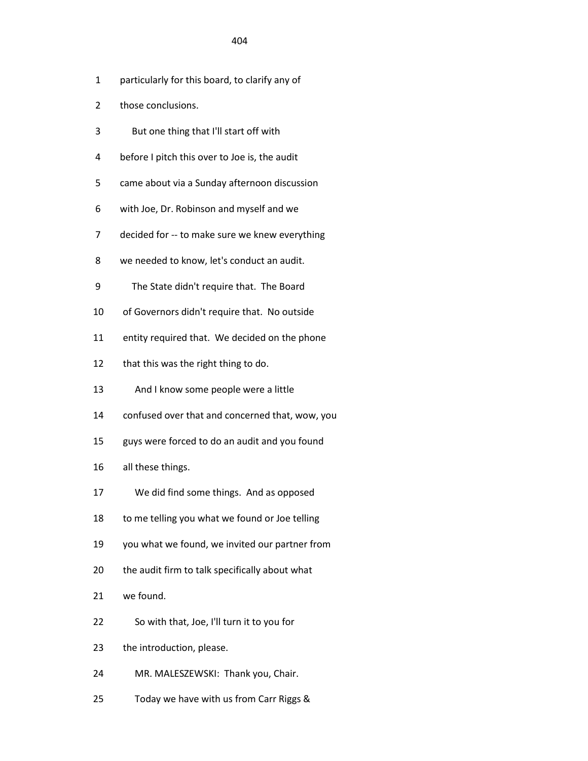particularly for this board, to clarify any of those conclusions.

But one thing that I'll start off with before I pitch this over to Joe is, the audit came about via a Sunday afternoon discussion with Joe, Dr. Robinson and myself and we decided for -- to make sure we knew everything we needed to know, let's conduct an audit.

The State didn't require that. The Board of Governors didn't require that. No outside entity required that. We decided on the phone that this was the right thing to do.

And I know some people were a little confused over that and concerned that, wow, you guys were forced to do an audit and you found all these things.

We did find some things. And as opposed to me telling you what we found or Joe telling you what we found, we invited our partner from the audit firm to talk specifically about what we found.

So with that, Joe, I'll turn it to you for the introduction, please.

MR. MALESZEWSKI: Thank you, Chair.

Today we have with us from Carr Riggs &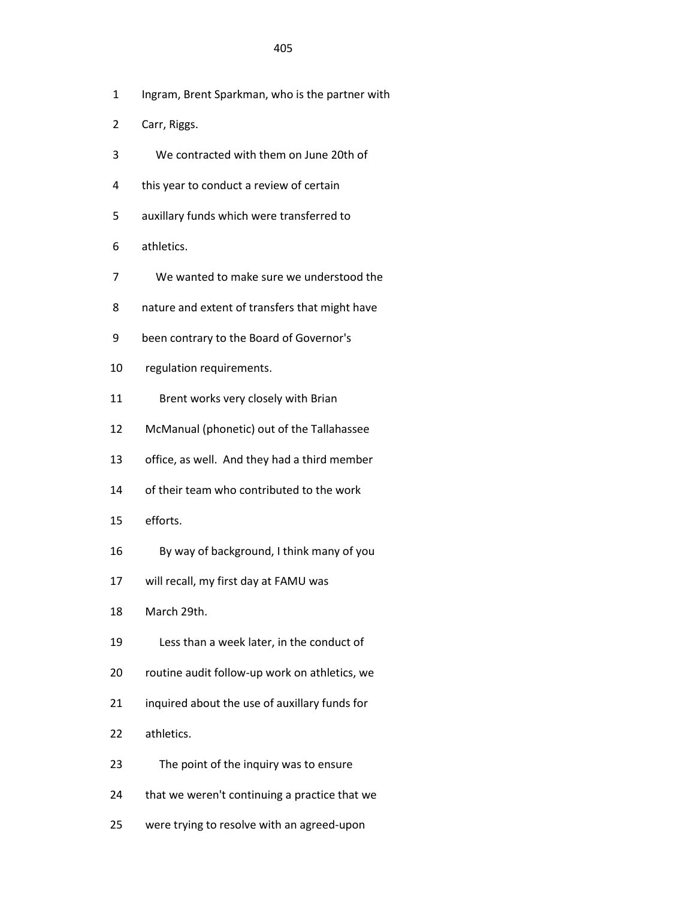Ingram, Brent Sparkman, who is the partner with Carr, Riggs.

We contracted with them on June 20th of this year to conduct a review of certain auxillary funds which were transferred to athletics.

We wanted to make sure we understood the nature and extent of transfers that might have been contrary to the Board of Governor's regulation requirements.

Brent works very closely with Brian McManual (phonetic) out of the Tallahassee office, as well. And they had a third member of their team who contributed to the work efforts.

By way of background, I think many of you will recall, my first day at FAMU was March 29th.

Less than a week later, in the conduct of routine audit follow-up work on athletics, we inquired about the use of auxillary funds for athletics.

The point of the inquiry was to ensure that we weren't continuing a practice that we were trying to resolve with an agreed-upon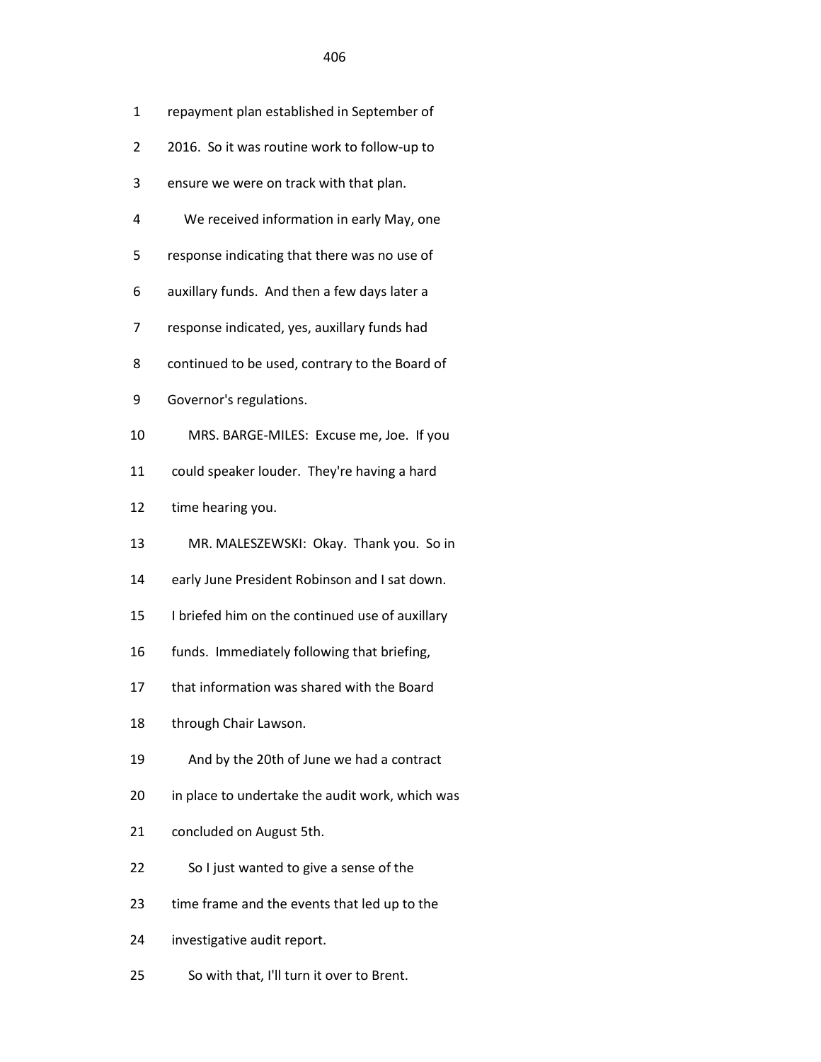repayment plan established in September of 2016. So it was routine work to follow-up to ensure we were on track with that plan.

We received information in early May, one response indicating that there was no use of auxillary funds. And then a few days later a response indicated, yes, auxillary funds had continued to be used, contrary to the Board of Governor's regulations.

MRS. BARGE-MILES: Excuse me, Joe. If you could speaker louder. They're having a hard time hearing you.

MR. MALESZEWSKI: Okay. Thank you. So in early June President Robinson and I sat down. I briefed him on the continued use of auxillary funds. Immediately following that briefing, that information was shared with the Board through Chair Lawson.

And by the 20th of June we had a contract in place to undertake the audit work, which was concluded on August 5th.

So I just wanted to give a sense of the time frame and the events that led up to the investigative audit report.

So with that, I'll turn it over to Brent.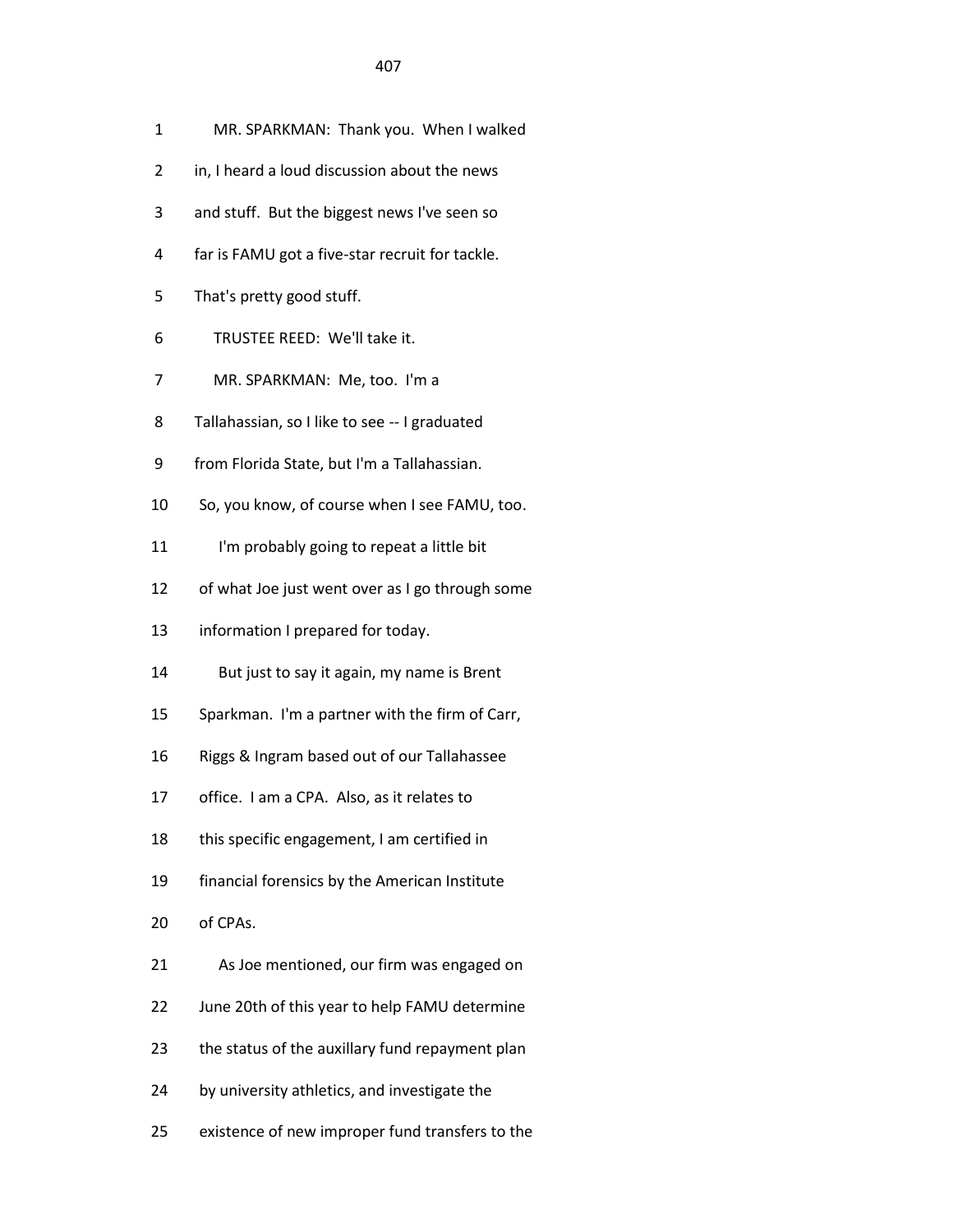1 MR. SPARKMAN: Thank you. When I walked
2 in, I heard a loud discussion about the news
3 and stuff. But the biggest news I've seen so
4 far is FAMU got a five-star recruit for tackle.
5 That's pretty good stuff.
6 TRUSTEE REED: We'll take it.
7 MR. SPARKMAN: Me, too. I'm a
8 Tallahassian, so I like to see -- I graduated
9 from Florida State, but I'm a Tallahassian.
10 So, you know, of course when I see FAMU, too.
11 I'm probably going to repeat a little bit
12 of what Joe just went over as I go through some
13 information I prepared for today.
14 But just to say it again, my name is Brent
15 Sparkman. I'm a partner with the firm of Carr,
16 Riggs & Ingram based out of our Tallahassee
17 office. I am a CPA. Also, as it relates to
18 this specific engagement, I am certified in
19 financial forensics by the American Institute
20 of CPAs.
21 As Joe mentioned, our firm was engaged on
22 June 20th of this year to help FAMU determine
23 the status of the auxillary fund repayment plan
24 by university athletics, and investigate the
25 existence of new improper fund transfers to the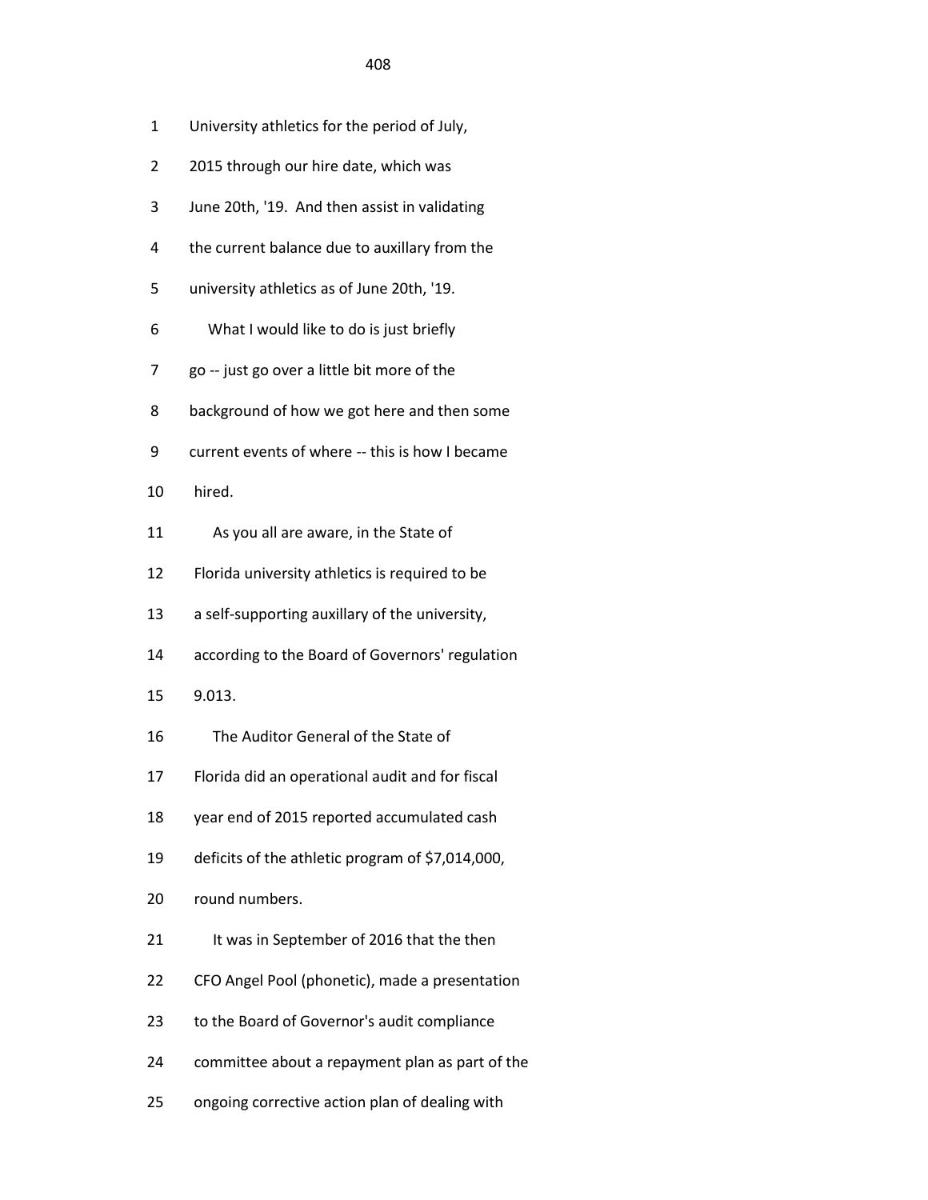1 University athletics for the period of July,

2 2015 through our hire date, which was

3 June 20th, '19. And then assist in validating

4 the current balance due to auxillary from the

5 university athletics as of June 20th, '19.

6 What I would like to do is just briefly

7 go -- just go over a little bit more of the

8 background of how we got here and then some

9 current events of where -- this is how I became

10 hired.

11 As you all are aware, in the State of

12 Florida university athletics is required to be

13 a self-supporting auxillary of the university,

14 according to the Board of Governors' regulation

15 9.013.

16 The Auditor General of the State of

17 Florida did an operational audit and for fiscal

18 year end of 2015 reported accumulated cash

19 deficits of the athletic program of $7,014,000,

20 round numbers.

21 It was in September of 2016 that the then

22 CFO Angel Pool (phonetic), made a presentation

23 to the Board of Governor's audit compliance

24 committee about a repayment plan as part of the

25 ongoing corrective action plan of dealing with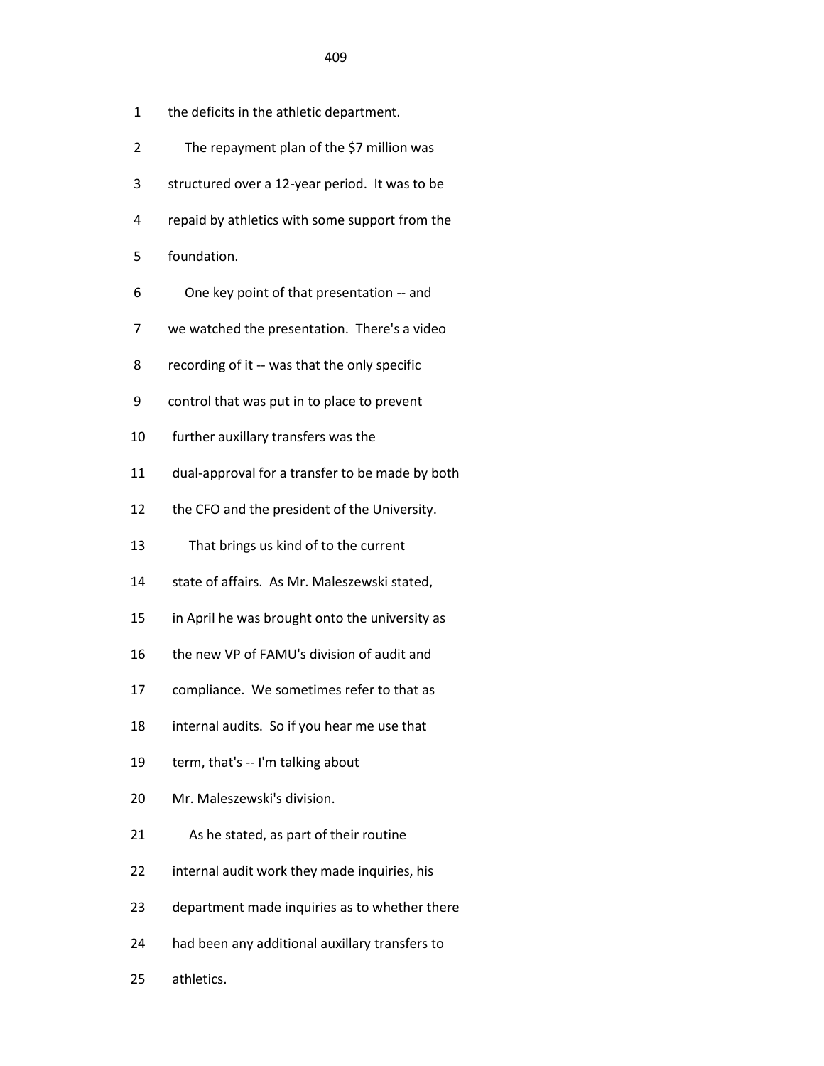1 the deficits in the athletic department.

2 The repayment plan of the $7 million was

3 structured over a 12-year period. It was to be

4 repaid by athletics with some support from the

5 foundation.

6 One key point of that presentation -- and

7 we watched the presentation. There's a video

8 recording of it -- was that the only specific

9 control that was put in to place to prevent

10 further auxillary transfers was the

11 dual-approval for a transfer to be made by both

12 the CFO and the president of the University.

13 That brings us kind of to the current

14 state of affairs. As Mr. Maleszewski stated,

15 in April he was brought onto the university as

16 the new VP of FAMU's division of audit and

17 compliance. We sometimes refer to that as

18 internal audits. So if you hear me use that

19 term, that's -- I'm talking about

20 Mr. Maleszewski's division.

21 As he stated, as part of their routine

22 internal audit work they made inquiries, his

23 department made inquiries as to whether there

24 had been any additional auxillary transfers to

25 athletics.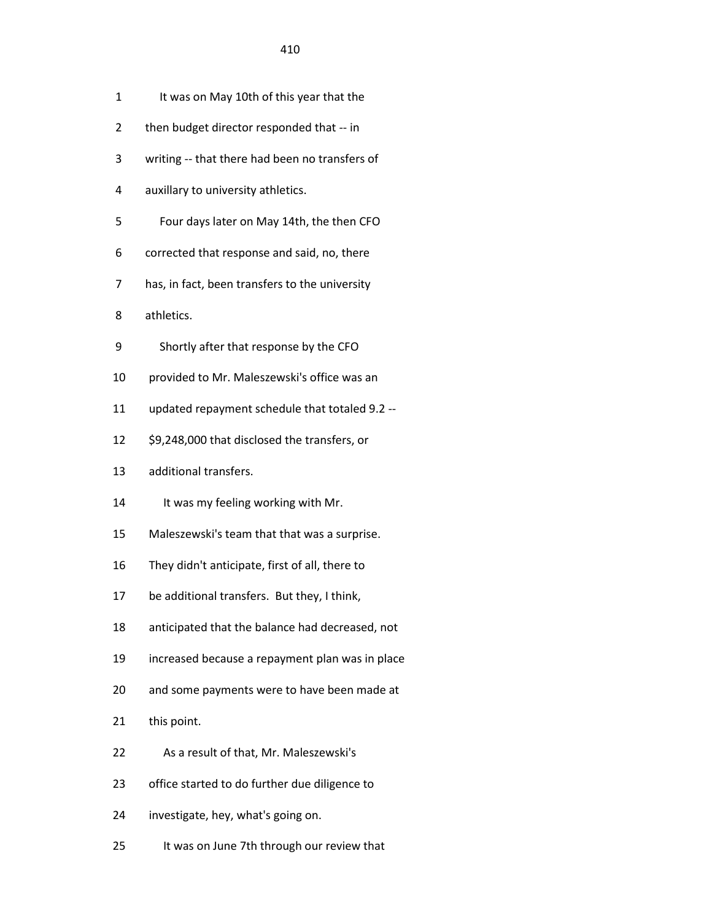1 It was on May 10th of this year that the

2 then budget director responded that -- in

3 writing -- that there had been no transfers of

4 auxillary to university athletics.

5 Four days later on May 14th, the then CFO

6 corrected that response and said, no, there

7 has, in fact, been transfers to the university

8 athletics.

9 Shortly after that response by the CFO

10 provided to Mr. Maleszewski's office was an

11 updated repayment schedule that totaled 9.2 --

12 $9,248,000 that disclosed the transfers, or

13 additional transfers.

14 It was my feeling working with Mr.

15 Maleszewski's team that that was a surprise.

16 They didn't anticipate, first of all, there to

17 be additional transfers. But they, I think,

18 anticipated that the balance had decreased, not

19 increased because a repayment plan was in place

20 and some payments were to have been made at

21 this point.

22 As a result of that, Mr. Maleszewski's

23 office started to do further due diligence to

24 investigate, hey, what's going on.

25 It was on June 7th through our review that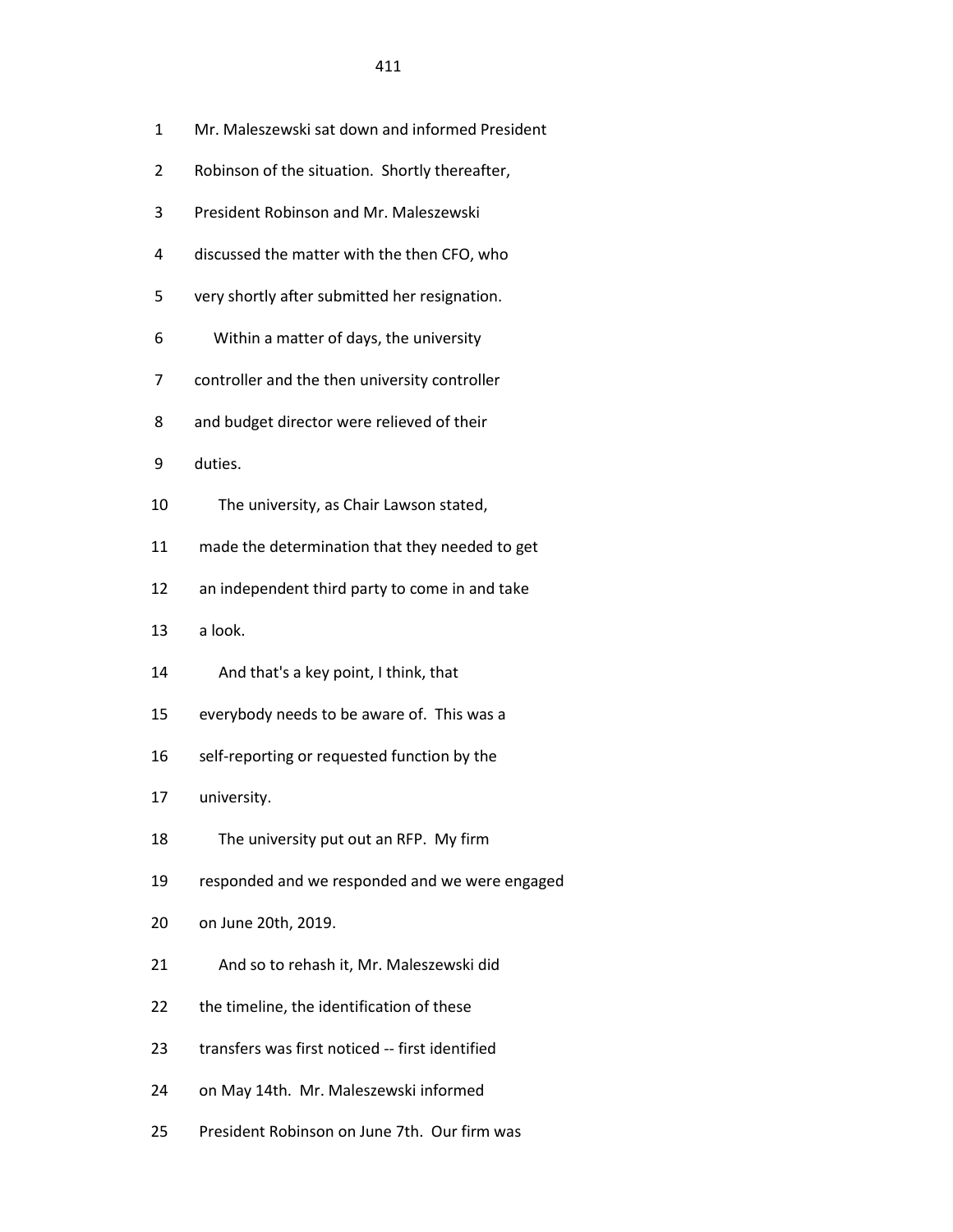Mr. Maleszewski sat down and informed President Robinson of the situation. Shortly thereafter, President Robinson and Mr. Maleszewski discussed the matter with the then CFO, who very shortly after submitted her resignation.

Within a matter of days, the university controller and the then university controller and budget director were relieved of their duties.

The university, as Chair Lawson stated, made the determination that they needed to get an independent third party to come in and take a look.

And that's a key point, I think, that everybody needs to be aware of. This was a self-reporting or requested function by the university.

The university put out an RFP. My firm responded and we responded and we were engaged on June 20th, 2019.

And so to rehash it, Mr. Maleszewski did the timeline, the identification of these transfers was first noticed -- first identified on May 14th. Mr. Maleszewski informed President Robinson on June 7th. Our firm was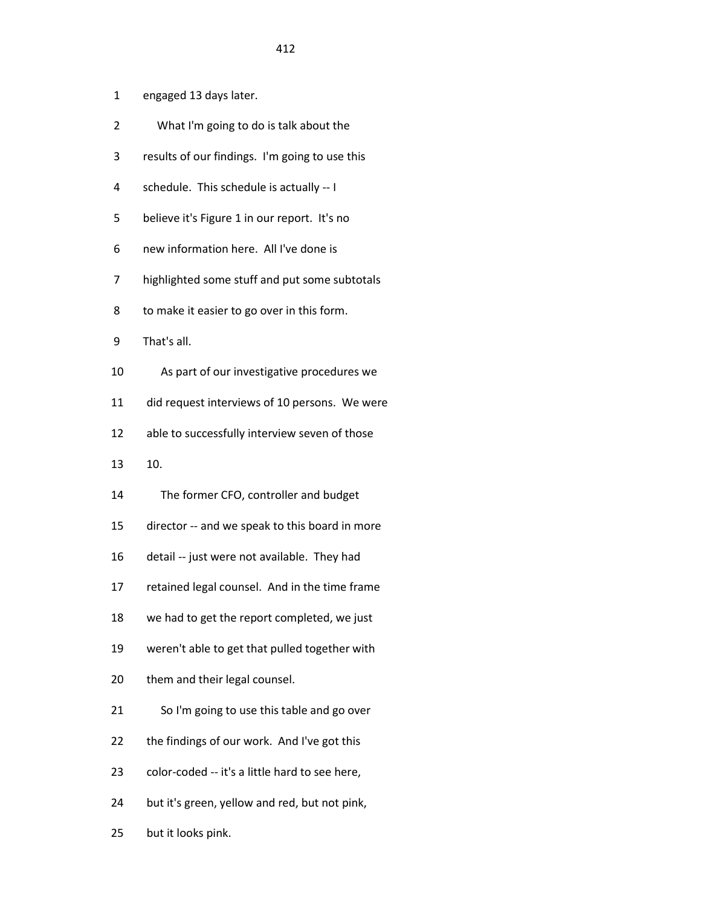1 engaged 13 days later.

2 What I'm going to do is talk about the

3 results of our findings. I'm going to use this

4 schedule. This schedule is actually -- I

5 believe it's Figure 1 in our report. It's no

6 new information here. All I've done is

7 highlighted some stuff and put some subtotals

8 to make it easier to go over in this form.

9 That's all.

10 As part of our investigative procedures we

11 did request interviews of 10 persons. We were

12 able to successfully interview seven of those

13 10.

14 The former CFO, controller and budget

15 director -- and we speak to this board in more

16 detail -- just were not available. They had

17 retained legal counsel. And in the time frame

18 we had to get the report completed, we just

19 weren't able to get that pulled together with

20 them and their legal counsel.

21 So I'm going to use this table and go over

22 the findings of our work. And I've got this

23 color-coded -- it's a little hard to see here,

24 but it's green, yellow and red, but not pink,

25 but it looks pink.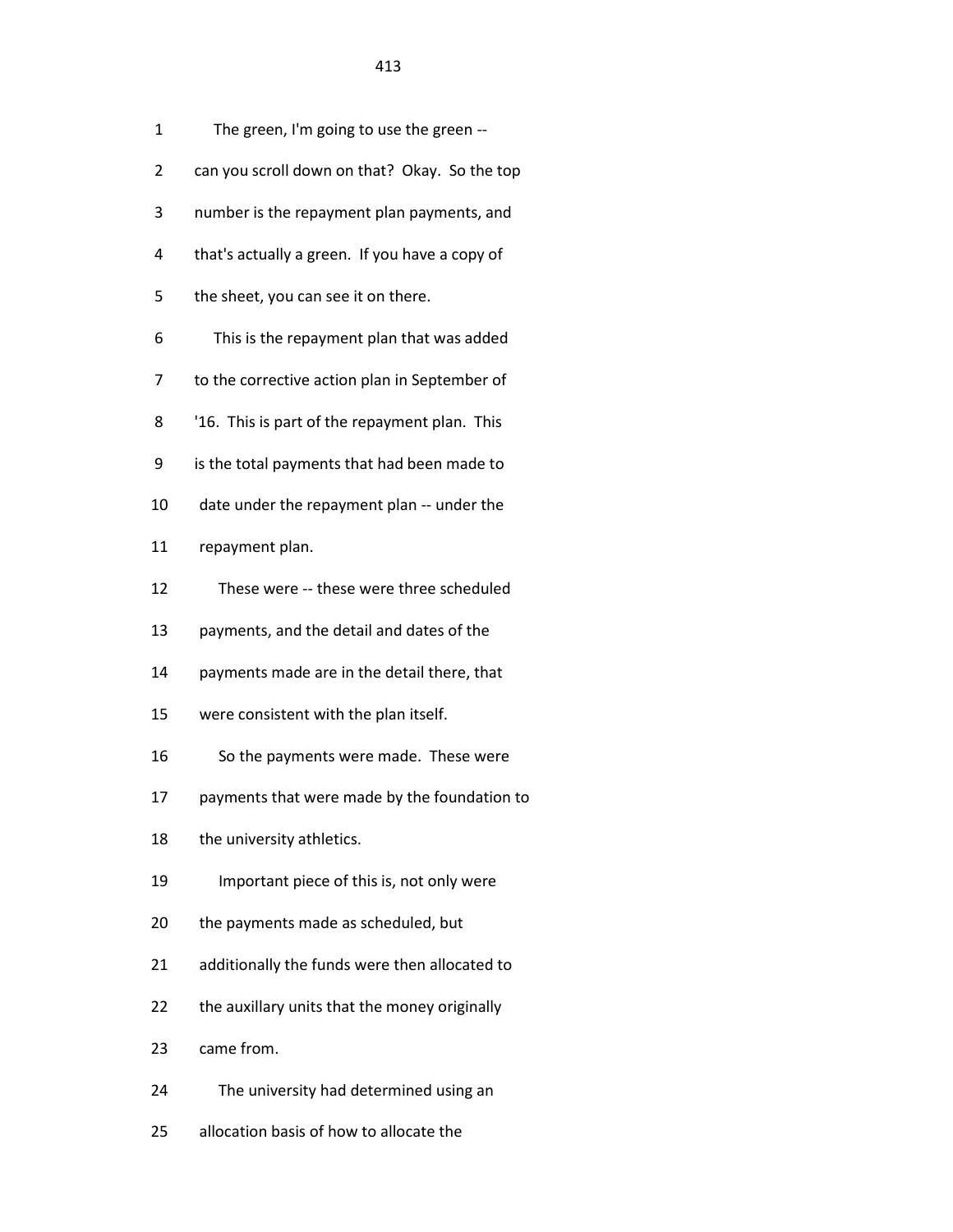1 The green, I'm going to use the green --
2 can you scroll down on that? Okay. So the top
3 number is the repayment plan payments, and
4 that's actually a green. If you have a copy of
5 the sheet, you can see it on there.
6 This is the repayment plan that was added
7 to the corrective action plan in September of
8 '16. This is part of the repayment plan. This
9 is the total payments that had been made to
10 date under the repayment plan -- under the
11 repayment plan.
12 These were -- these were three scheduled
13 payments, and the detail and dates of the
14 payments made are in the detail there, that
15 were consistent with the plan itself.
16 So the payments were made. These were
17 payments that were made by the foundation to
18 the university athletics.
19 Important piece of this is, not only were
20 the payments made as scheduled, but
21 additionally the funds were then allocated to
22 the auxillary units that the money originally
23 came from.
24 The university had determined using an
25 allocation basis of how to allocate the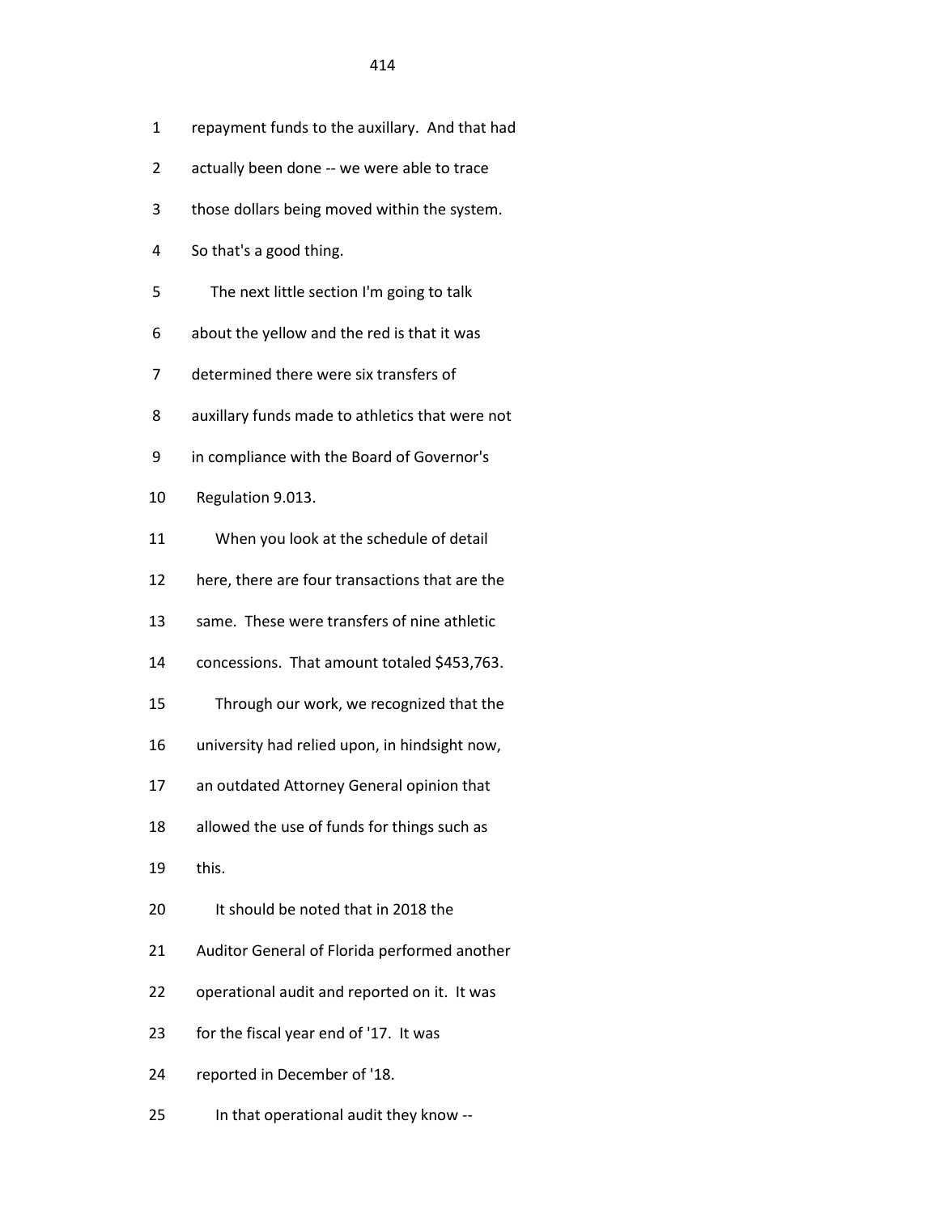repayment funds to the auxillary. And that had actually been done -- we were able to trace those dollars being moved within the system. So that's a good thing.

The next little section I'm going to talk about the yellow and the red is that it was determined there were six transfers of auxillary funds made to athletics that were not in compliance with the Board of Governor's Regulation 9.013.

When you look at the schedule of detail here, there are four transactions that are the same. These were transfers of nine athletic concessions. That amount totaled $453,763.

Through our work, we recognized that the university had relied upon, in hindsight now, an outdated Attorney General opinion that allowed the use of funds for things such as this.

It should be noted that in 2018 the Auditor General of Florida performed another operational audit and reported on it. It was for the fiscal year end of '17. It was reported in December of '18.

In that operational audit they know --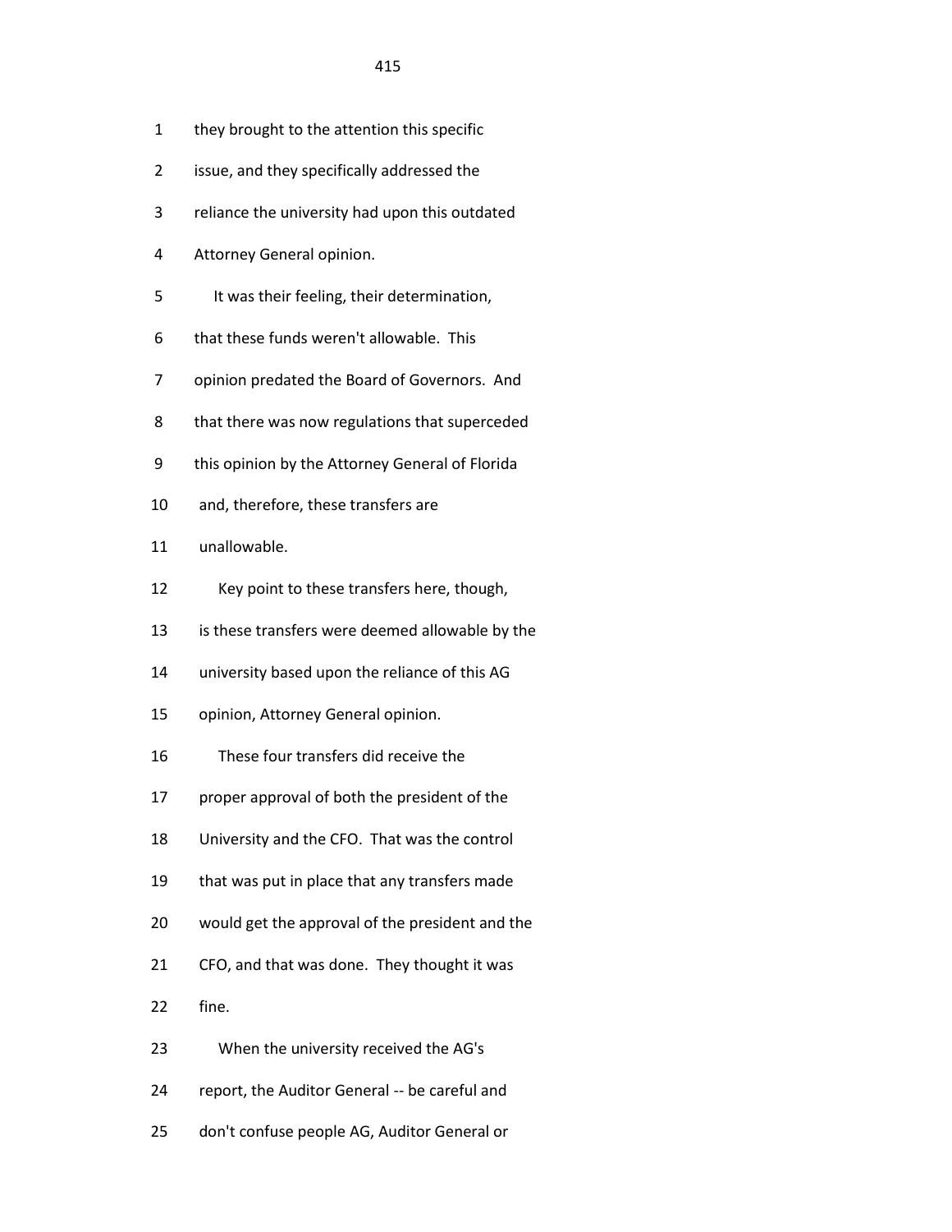they brought to the attention this specific issue, and they specifically addressed the reliance the university had upon this outdated Attorney General opinion.

It was their feeling, their determination, that these funds weren't allowable. This opinion predated the Board of Governors. And that there was now regulations that superceded this opinion by the Attorney General of Florida and, therefore, these transfers are unallowable.

Key point to these transfers here, though, is these transfers were deemed allowable by the university based upon the reliance of this AG opinion, Attorney General opinion.

These four transfers did receive the proper approval of both the president of the University and the CFO. That was the control that was put in place that any transfers made would get the approval of the president and the CFO, and that was done. They thought it was fine.

When the university received the AG's report, the Auditor General -- be careful and don't confuse people AG, Auditor General or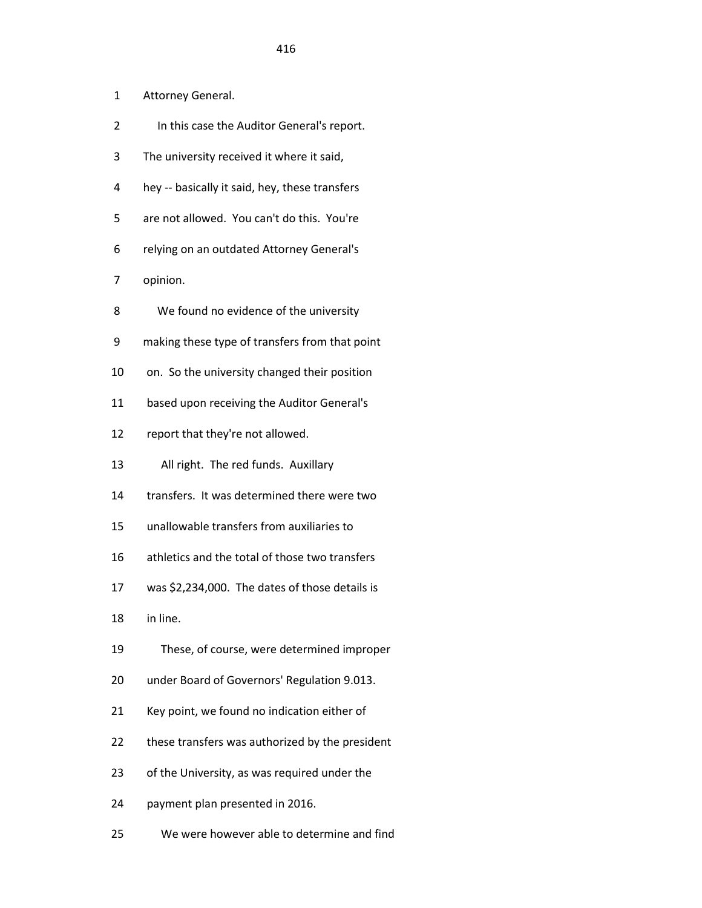1 Attorney General.

2 In this case the Auditor General's report.

3 The university received it where it said,

4 hey -- basically it said, hey, these transfers

5 are not allowed. You can't do this. You're

6 relying on an outdated Attorney General's

7 opinion.

8 We found no evidence of the university

9 making these type of transfers from that point

10 on. So the university changed their position

11 based upon receiving the Auditor General's

12 report that they're not allowed.

13 All right. The red funds. Auxillary

14 transfers. It was determined there were two

15 unallowable transfers from auxiliaries to

16 athletics and the total of those two transfers

17 was $2,234,000. The dates of those details is

18 in line.

19 These, of course, were determined improper

20 under Board of Governors' Regulation 9.013.

21 Key point, we found no indication either of

22 these transfers was authorized by the president

23 of the University, as was required under the

24 payment plan presented in 2016.

25 We were however able to determine and find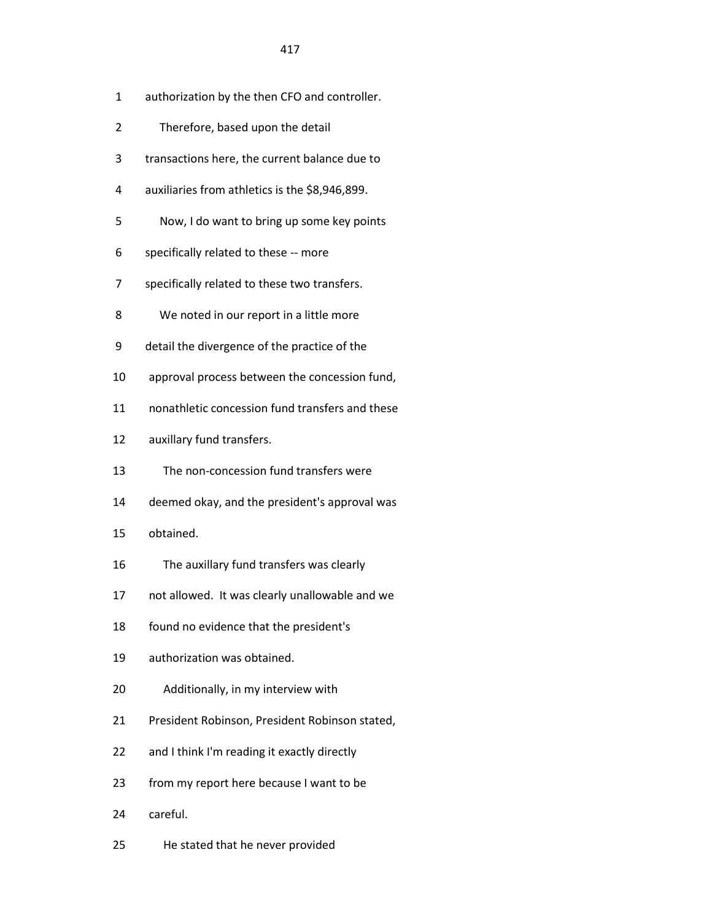1 authorization by the then CFO and controller.

2 Therefore, based upon the detail

3 transactions here, the current balance due to

4 auxiliaries from athletics is the $8,946,899.

5 Now, I do want to bring up some key points

6 specifically related to these -- more

7 specifically related to these two transfers.

8 We noted in our report in a little more

9 detail the divergence of the practice of the

10 approval process between the concession fund,

11 nonathletic concession fund transfers and these

12 auxillary fund transfers.

13 The non-concession fund transfers were

14 deemed okay, and the president's approval was

15 obtained.

16 The auxillary fund transfers was clearly

17 not allowed. It was clearly unallowable and we

18 found no evidence that the president's

19 authorization was obtained.

20 Additionally, in my interview with

21 President Robinson, President Robinson stated,

22 and I think I'm reading it exactly directly

23 from my report here because I want to be

24 careful.

25 He stated that he never provided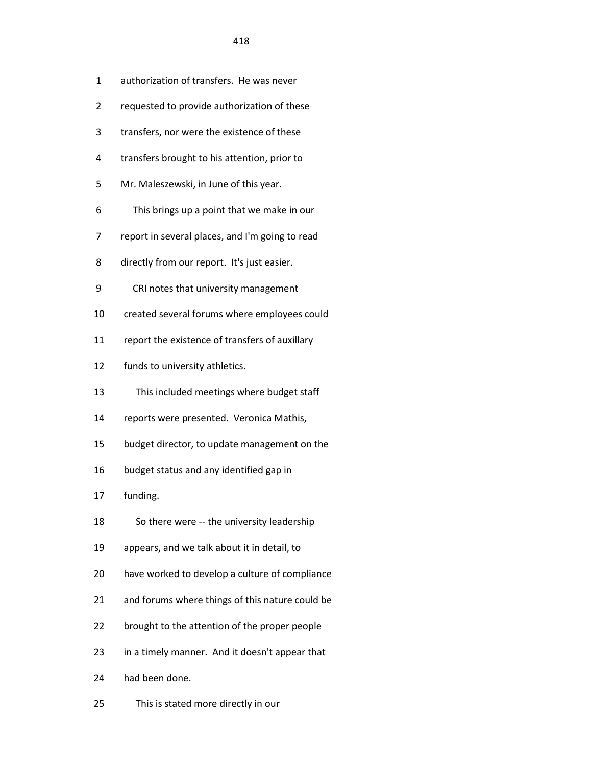1 authorization of transfers. He was never

2 requested to provide authorization of these

3 transfers, nor were the existence of these

4 transfers brought to his attention, prior to

5 Mr. Maleszewski, in June of this year.

6 This brings up a point that we make in our

7 report in several places, and I'm going to read

8 directly from our report. It's just easier.

9 CRI notes that university management

10 created several forums where employees could

11 report the existence of transfers of auxillary

12 funds to university athletics.

13 This included meetings where budget staff

14 reports were presented. Veronica Mathis,

15 budget director, to update management on the

16 budget status and any identified gap in

17 funding.

18 So there were -- the university leadership

19 appears, and we talk about it in detail, to

20 have worked to develop a culture of compliance

21 and forums where things of this nature could be

22 brought to the attention of the proper people

23 in a timely manner. And it doesn't appear that

24 had been done.

25 This is stated more directly in our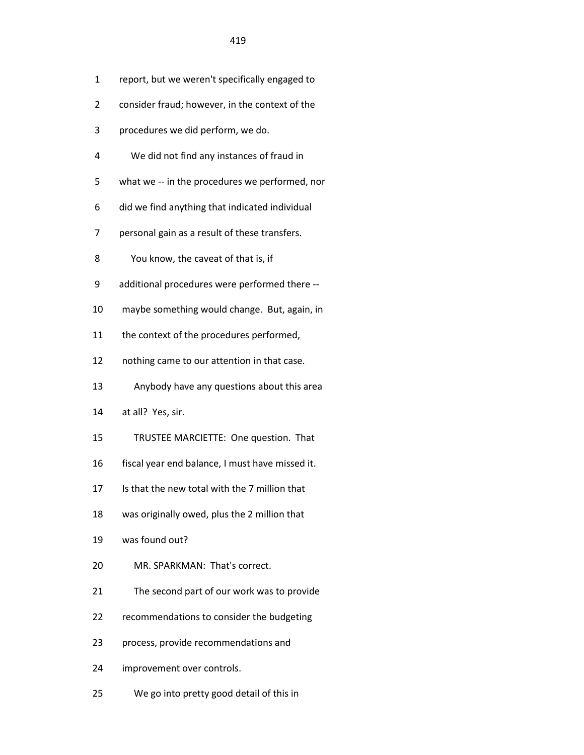1 report, but we weren't specifically engaged to

2 consider fraud; however, in the context of the

3 procedures we did perform, we do.

4 We did not find any instances of fraud in

5 what we -- in the procedures we performed, nor

6 did we find anything that indicated individual

7 personal gain as a result of these transfers.

8 You know, the caveat of that is, if

9 additional procedures were performed there --

10 maybe something would change. But, again, in

11 the context of the procedures performed,

12 nothing came to our attention in that case.

13 Anybody have any questions about this area

14 at all? Yes, sir.

15 TRUSTEE MARCIETTE: One question. That

16 fiscal year end balance, I must have missed it.

17 Is that the new total with the 7 million that

18 was originally owed, plus the 2 million that

19 was found out?

20 MR. SPARKMAN: That's correct.

21 The second part of our work was to provide

22 recommendations to consider the budgeting

23 process, provide recommendations and

24 improvement over controls.

25 We go into pretty good detail of this in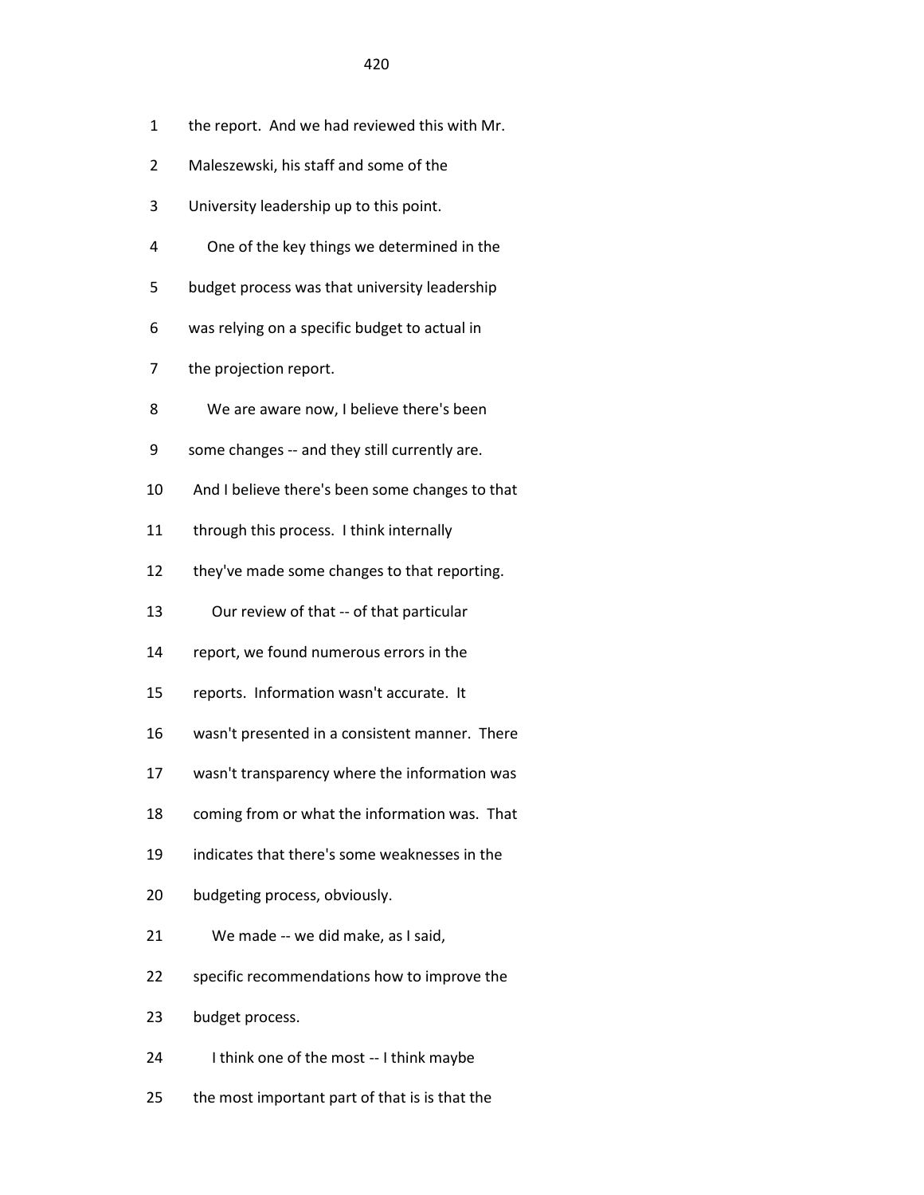1 the report. And we had reviewed this with Mr.

2 Maleszewski, his staff and some of the

3 University leadership up to this point.

4 One of the key things we determined in the

5 budget process was that university leadership

6 was relying on a specific budget to actual in

7 the projection report.

8 We are aware now, I believe there's been

9 some changes -- and they still currently are.

10 And I believe there's been some changes to that

11 through this process. I think internally

12 they've made some changes to that reporting.

13 Our review of that -- of that particular

14 report, we found numerous errors in the

15 reports. Information wasn't accurate. It

16 wasn't presented in a consistent manner. There

17 wasn't transparency where the information was

18 coming from or what the information was. That

19 indicates that there's some weaknesses in the

20 budgeting process, obviously.

21 We made -- we did make, as I said,

22 specific recommendations how to improve the

23 budget process.

24 I think one of the most -- I think maybe

25 the most important part of that is is that the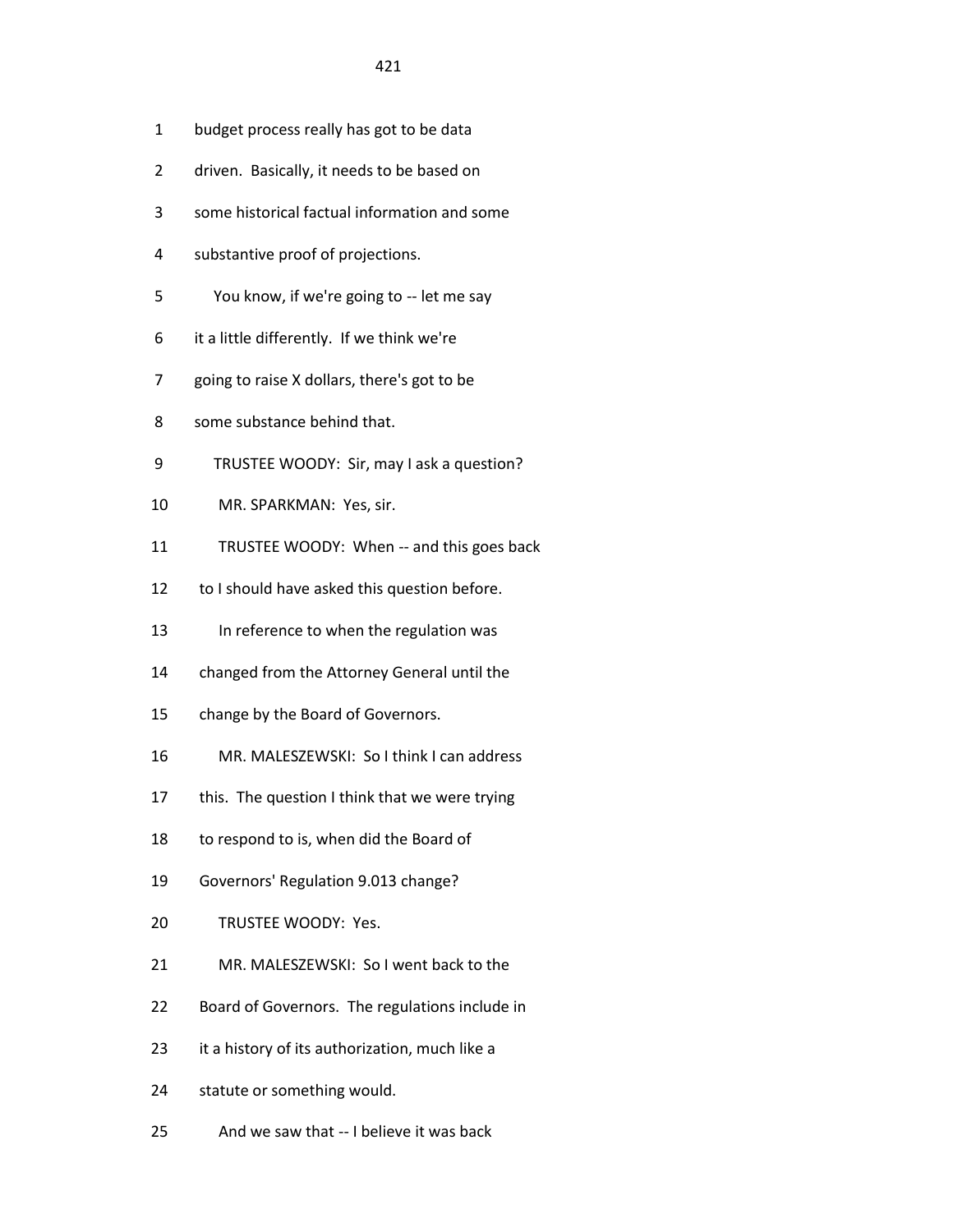1 budget process really has got to be data
2 driven. Basically, it needs to be based on
3 some historical factual information and some
4 substantive proof of projections.
5 You know, if we're going to -- let me say
6 it a little differently. If we think we're
7 going to raise X dollars, there's got to be
8 some substance behind that.
9 TRUSTEE WOODY: Sir, may I ask a question?
10 MR. SPARKMAN: Yes, sir.
11 TRUSTEE WOODY: When -- and this goes back
12 to I should have asked this question before.
13 In reference to when the regulation was
14 changed from the Attorney General until the
15 change by the Board of Governors.
16 MR. MALESZEWSKI: So I think I can address
17 this. The question I think that we were trying
18 to respond to is, when did the Board of
19 Governors' Regulation 9.013 change?
20 TRUSTEE WOODY: Yes.
21 MR. MALESZEWSKI: So I went back to the
22 Board of Governors. The regulations include in
23 it a history of its authorization, much like a
24 statute or something would.
25 And we saw that -- I believe it was back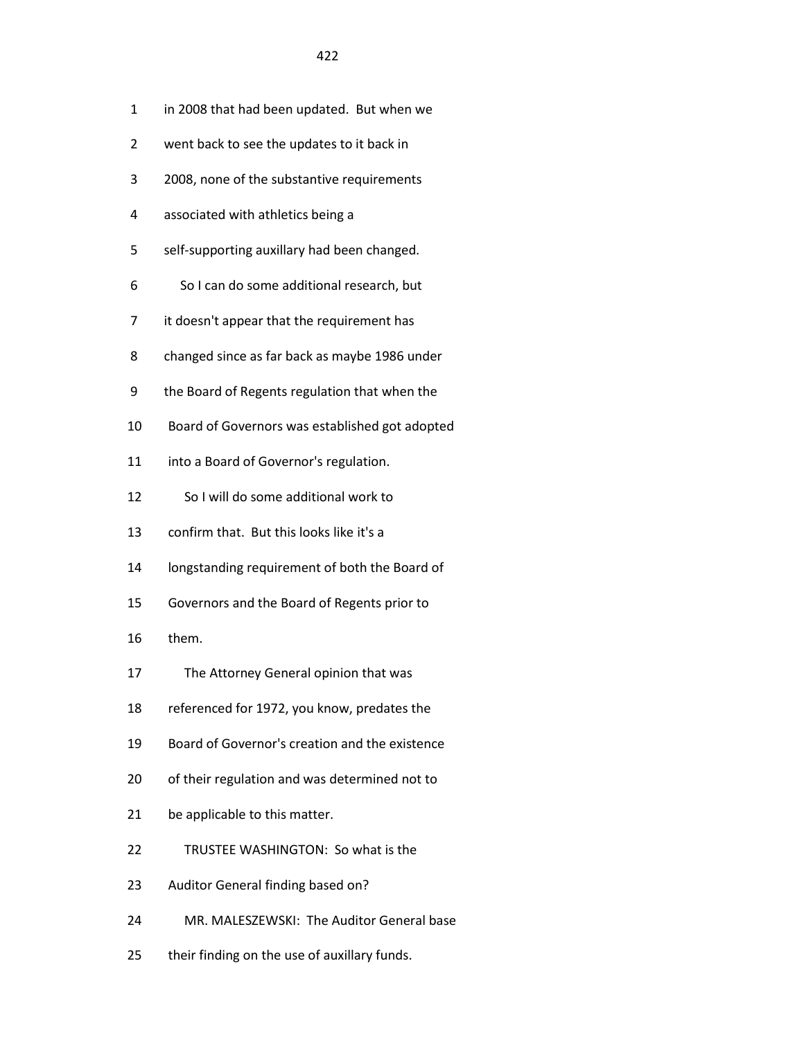1 in 2008 that had been updated. But when we

2 went back to see the updates to it back in

3 2008, none of the substantive requirements

4 associated with athletics being a

5 self-supporting auxillary had been changed.

6 So I can do some additional research, but

7 it doesn't appear that the requirement has

8 changed since as far back as maybe 1986 under

9 the Board of Regents regulation that when the

10 Board of Governors was established got adopted

11 into a Board of Governor's regulation.

12 So I will do some additional work to

13 confirm that. But this looks like it's a

14 longstanding requirement of both the Board of

15 Governors and the Board of Regents prior to

16 them.

17 The Attorney General opinion that was

18 referenced for 1972, you know, predates the

19 Board of Governor's creation and the existence

20 of their regulation and was determined not to

21 be applicable to this matter.

22 TRUSTEE WASHINGTON: So what is the

23 Auditor General finding based on?

24 MR. MALESZEWSKI: The Auditor General base

25 their finding on the use of auxillary funds.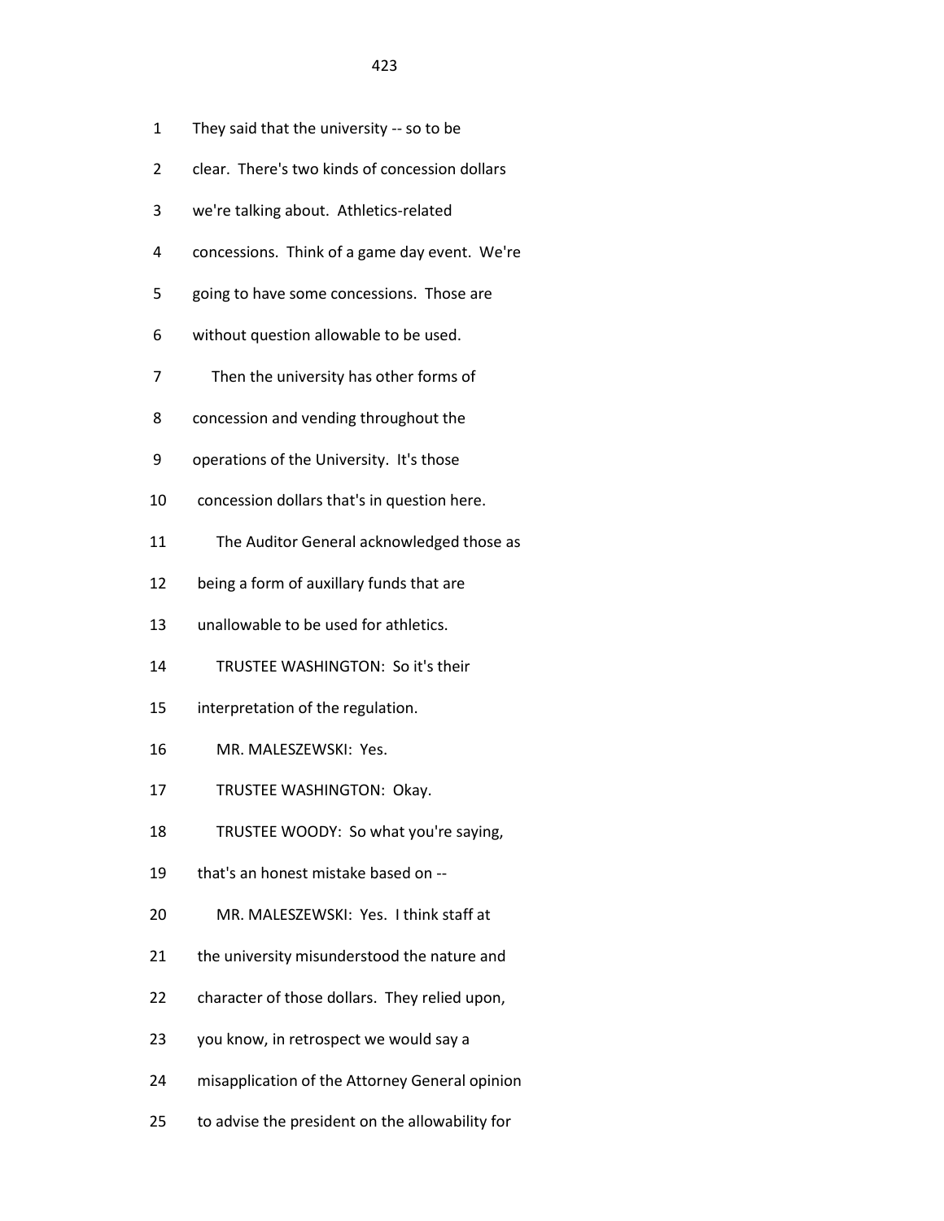They said that the university -- so to be clear. There's two kinds of concession dollars we're talking about. Athletics-related concessions. Think of a game day event. We're going to have some concessions. Those are without question allowable to be used.

Then the university has other forms of concession and vending throughout the operations of the University. It's those concession dollars that's in question here.

The Auditor General acknowledged those as being a form of auxillary funds that are unallowable to be used for athletics.

TRUSTEE WASHINGTON: So it's their interpretation of the regulation.

MR. MALESZEWSKI: Yes.

TRUSTEE WASHINGTON: Okay.

TRUSTEE WOODY: So what you're saying, that's an honest mistake based on --

MR. MALESZEWSKI: Yes. I think staff at the university misunderstood the nature and character of those dollars. They relied upon, you know, in retrospect we would say a misapplication of the Attorney General opinion to advise the president on the allowability for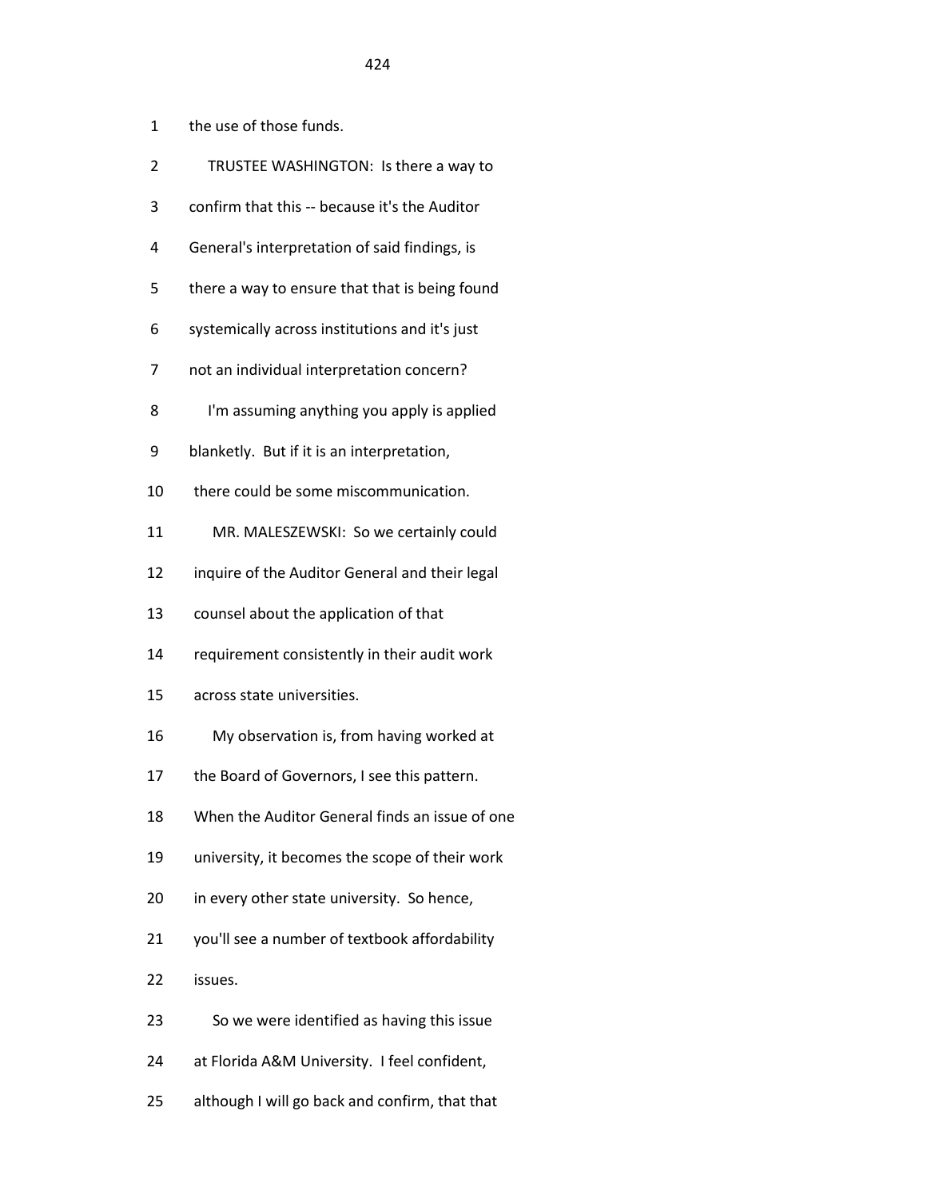1 the use of those funds.

2 TRUSTEE WASHINGTON: Is there a way to

3 confirm that this -- because it's the Auditor

4 General's interpretation of said findings, is

5 there a way to ensure that that is being found

6 systemically across institutions and it's just

7 not an individual interpretation concern?

8 I'm assuming anything you apply is applied

9 blanketly. But if it is an interpretation,

10 there could be some miscommunication.

11 MR. MALESZEWSKI: So we certainly could

12 inquire of the Auditor General and their legal

13 counsel about the application of that

14 requirement consistently in their audit work

15 across state universities.

16 My observation is, from having worked at

17 the Board of Governors, I see this pattern.

18 When the Auditor General finds an issue of one

19 university, it becomes the scope of their work

20 in every other state university. So hence,

21 you'll see a number of textbook affordability

22 issues.

23 So we were identified as having this issue

24 at Florida A&M University. I feel confident,

25 although I will go back and confirm, that that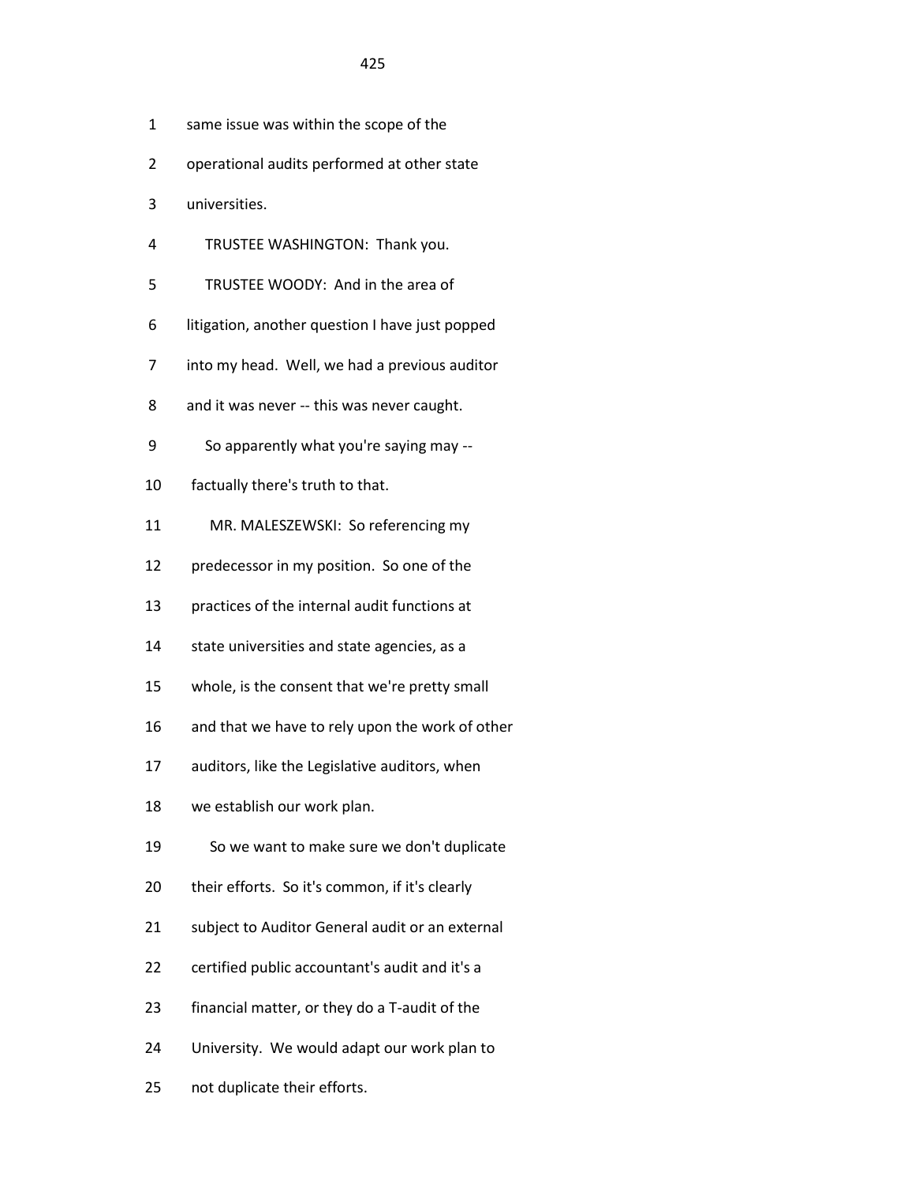1 same issue was within the scope of the

2 operational audits performed at other state

3 universities.

4 TRUSTEE WASHINGTON: Thank you.

5 TRUSTEE WOODY: And in the area of

6 litigation, another question I have just popped

7 into my head. Well, we had a previous auditor

8 and it was never -- this was never caught.

9 So apparently what you're saying may --

10 factually there's truth to that.

11 MR. MALESZEWSKI: So referencing my

12 predecessor in my position. So one of the

13 practices of the internal audit functions at

14 state universities and state agencies, as a

15 whole, is the consent that we're pretty small

16 and that we have to rely upon the work of other

17 auditors, like the Legislative auditors, when

18 we establish our work plan.

19 So we want to make sure we don't duplicate

20 their efforts. So it's common, if it's clearly

21 subject to Auditor General audit or an external

22 certified public accountant's audit and it's a

23 financial matter, or they do a T-audit of the

24 University. We would adapt our work plan to

25 not duplicate their efforts.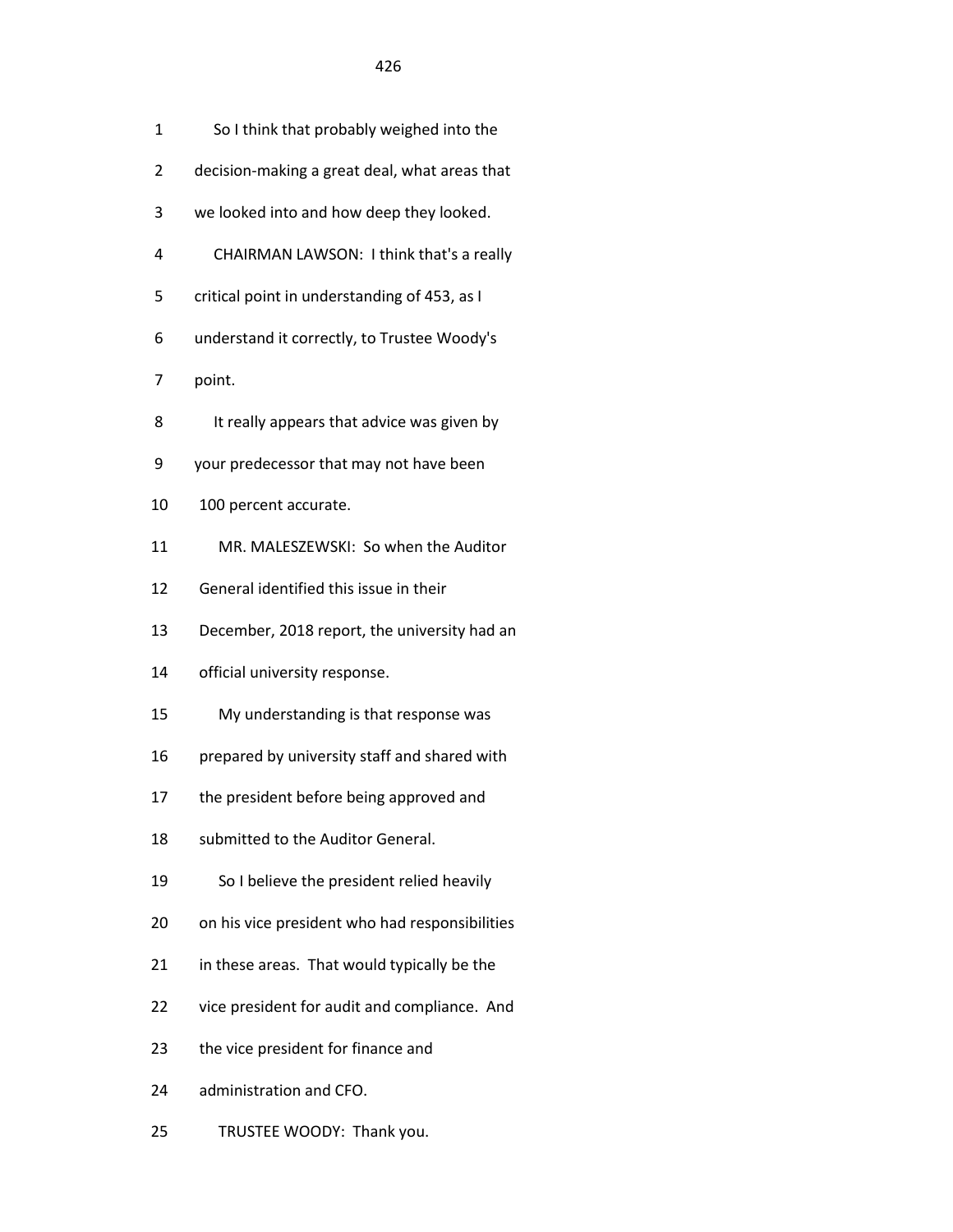1 So I think that probably weighed into the

2 decision-making a great deal, what areas that

3 we looked into and how deep they looked.

4 CHAIRMAN LAWSON: I think that's a really

5 critical point in understanding of 453, as I

6 understand it correctly, to Trustee Woody's

7 point.

8 It really appears that advice was given by

9 your predecessor that may not have been

10 100 percent accurate.

11 MR. MALESZEWSKI: So when the Auditor

12 General identified this issue in their

13 December, 2018 report, the university had an

14 official university response.

15 My understanding is that response was

16 prepared by university staff and shared with

17 the president before being approved and

18 submitted to the Auditor General.

19 So I believe the president relied heavily

20 on his vice president who had responsibilities

21 in these areas. That would typically be the

22 vice president for audit and compliance. And

23 the vice president for finance and

24 administration and CFO.

25 TRUSTEE WOODY: Thank you.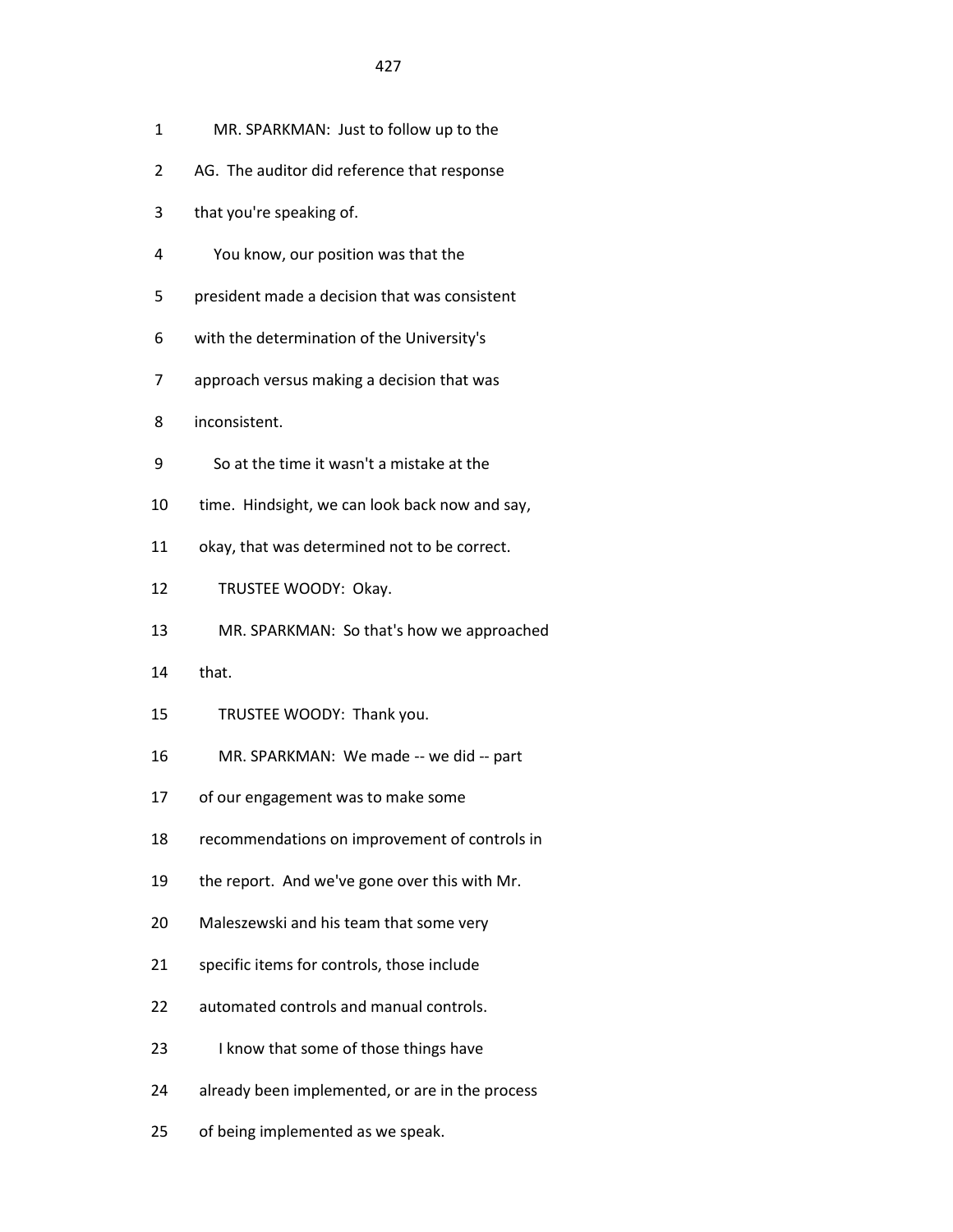MR. SPARKMAN: Just to follow up to the AG. The auditor did reference that response that you're speaking of.

You know, our position was that the president made a decision that was consistent with the determination of the University's approach versus making a decision that was inconsistent.

So at the time it wasn't a mistake at the time. Hindsight, we can look back now and say, okay, that was determined not to be correct.

TRUSTEE WOODY: Okay.

MR. SPARKMAN: So that's how we approached that.

TRUSTEE WOODY: Thank you.

MR. SPARKMAN: We made -- we did -- part of our engagement was to make some recommendations on improvement of controls in the report. And we've gone over this with Mr. Maleszewski and his team that some very specific items for controls, those include automated controls and manual controls.

I know that some of those things have already been implemented, or are in the process of being implemented as we speak.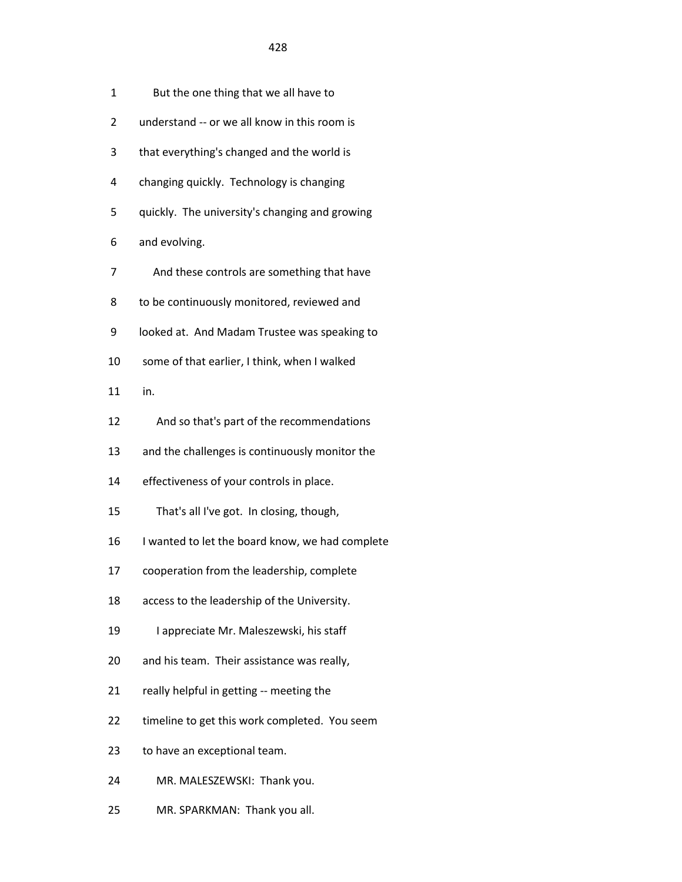1 But the one thing that we all have to
2 understand -- or we all know in this room is
3 that everything's changed and the world is
4 changing quickly. Technology is changing
5 quickly. The university's changing and growing
6 and evolving.
7 And these controls are something that have
8 to be continuously monitored, reviewed and
9 looked at. And Madam Trustee was speaking to
10 some of that earlier, I think, when I walked
11 in.
12 And so that's part of the recommendations
13 and the challenges is continuously monitor the
14 effectiveness of your controls in place.
15 That's all I've got. In closing, though,
16 I wanted to let the board know, we had complete
17 cooperation from the leadership, complete
18 access to the leadership of the University.
19 I appreciate Mr. Maleszewski, his staff
20 and his team. Their assistance was really,
21 really helpful in getting -- meeting the
22 timeline to get this work completed. You seem
23 to have an exceptional team.
24 MR. MALESZEWSKI: Thank you.
25 MR. SPARKMAN: Thank you all.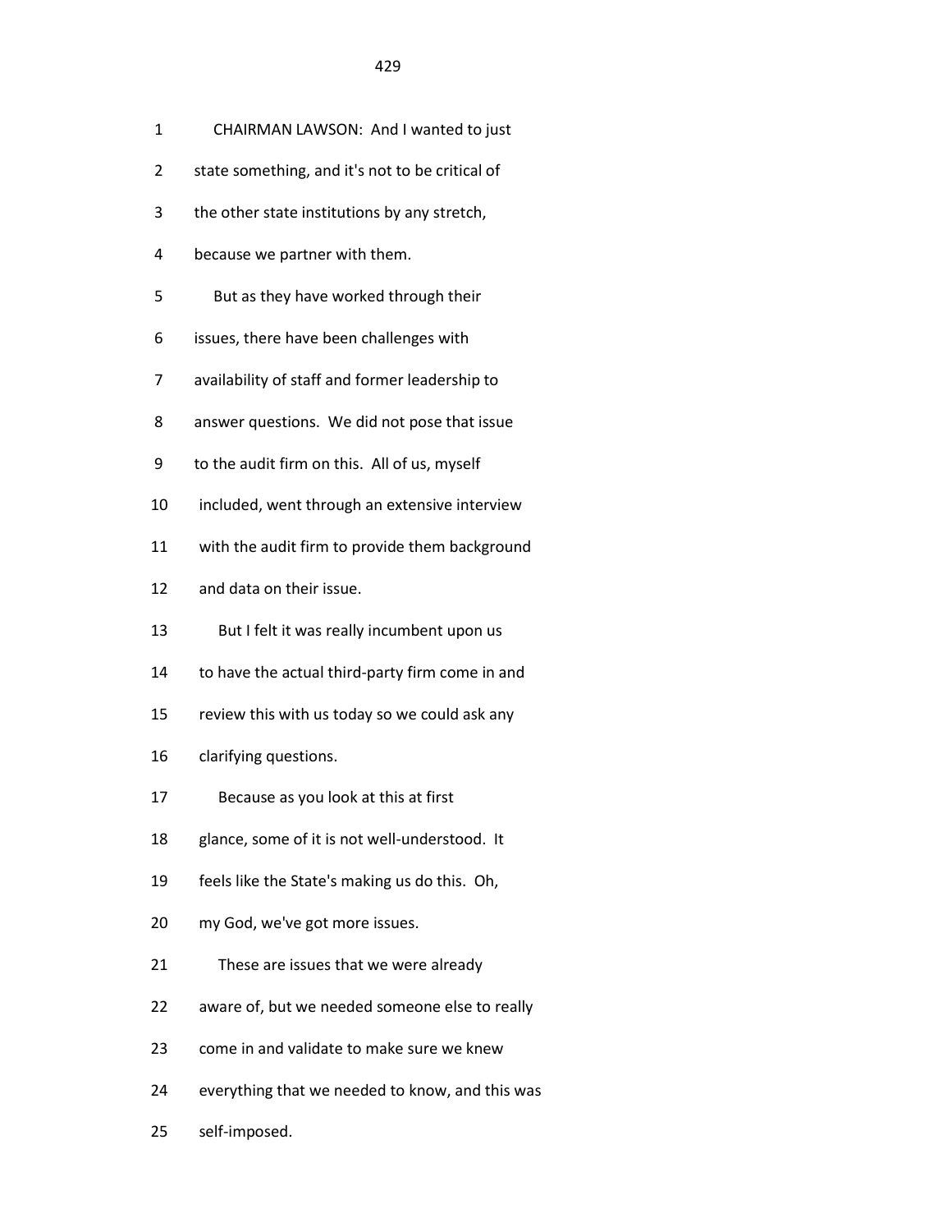CHAIRMAN LAWSON: And I wanted to just state something, and it's not to be critical of the other state institutions by any stretch, because we partner with them.

But as they have worked through their issues, there have been challenges with availability of staff and former leadership to answer questions. We did not pose that issue to the audit firm on this. All of us, myself included, went through an extensive interview with the audit firm to provide them background and data on their issue.

But I felt it was really incumbent upon us to have the actual third-party firm come in and review this with us today so we could ask any clarifying questions.

Because as you look at this at first glance, some of it is not well-understood. It feels like the State's making us do this. Oh, my God, we've got more issues.

These are issues that we were already aware of, but we needed someone else to really come in and validate to make sure we knew everything that we needed to know, and this was self-imposed.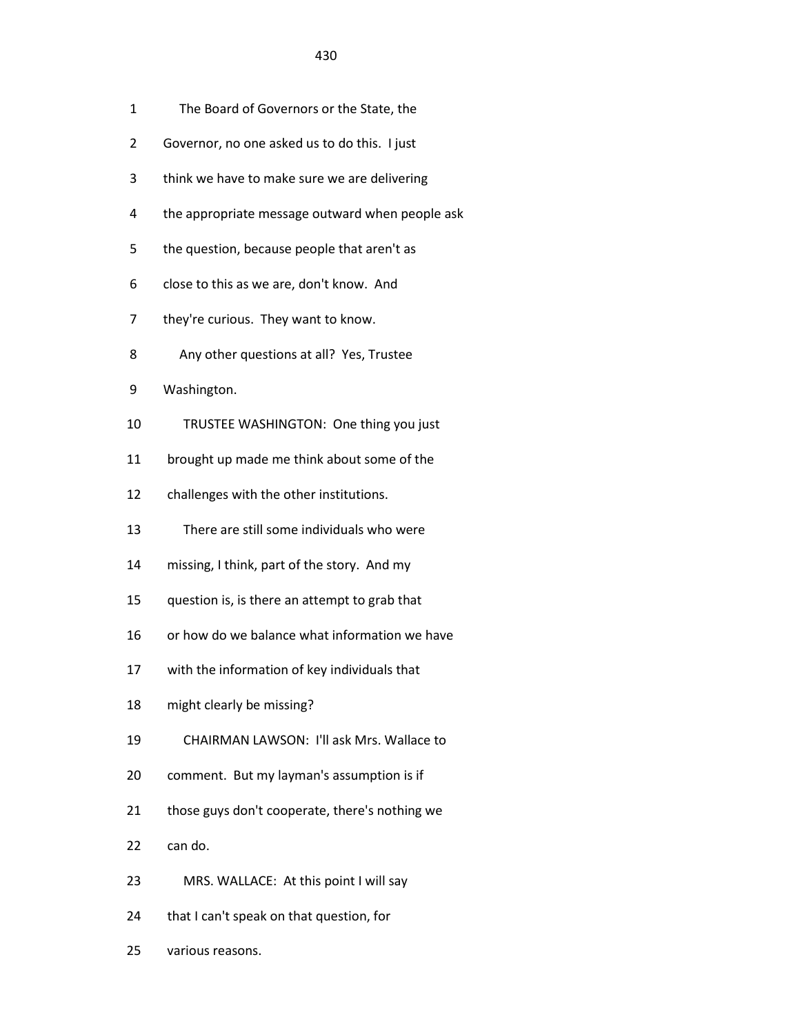The Board of Governors or the State, the Governor, no one asked us to do this. I just think we have to make sure we are delivering the appropriate message outward when people ask the question, because people that aren't as close to this as we are, don't know. And they're curious. They want to know.

Any other questions at all? Yes, Trustee Washington.

TRUSTEE WASHINGTON: One thing you just brought up made me think about some of the challenges with the other institutions.

There are still some individuals who were missing, I think, part of the story. And my question is, is there an attempt to grab that or how do we balance what information we have with the information of key individuals that might clearly be missing?

CHAIRMAN LAWSON: I'll ask Mrs. Wallace to comment. But my layman's assumption is if those guys don't cooperate, there's nothing we can do.

MRS. WALLACE: At this point I will say that I can't speak on that question, for various reasons.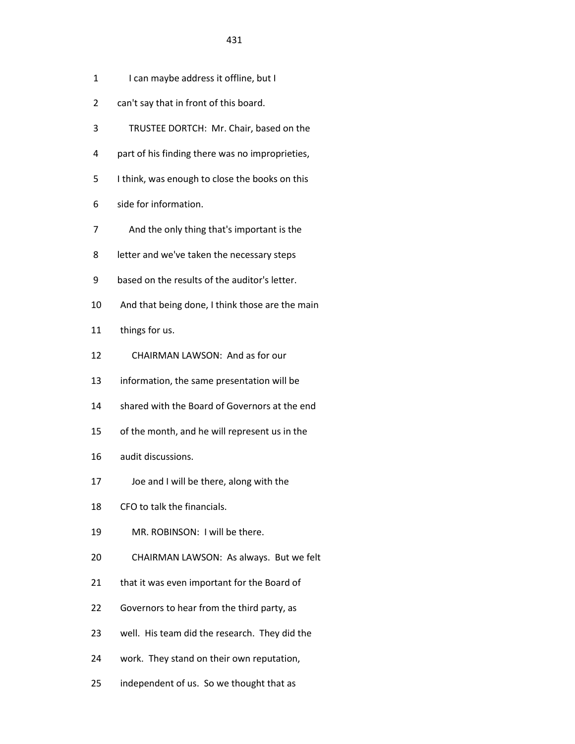1 I can maybe address it offline, but I

2 can't say that in front of this board.

3 TRUSTEE DORTCH: Mr. Chair, based on the

4 part of his finding there was no improprieties,

5 I think, was enough to close the books on this

6 side for information.

7 And the only thing that's important is the

8 letter and we've taken the necessary steps

9 based on the results of the auditor's letter.

10 And that being done, I think those are the main

11 things for us.

12 CHAIRMAN LAWSON: And as for our

13 information, the same presentation will be

14 shared with the Board of Governors at the end

15 of the month, and he will represent us in the

16 audit discussions.

17 Joe and I will be there, along with the

18 CFO to talk the financials.

19 MR. ROBINSON: I will be there.

20 CHAIRMAN LAWSON: As always. But we felt

21 that it was even important for the Board of

22 Governors to hear from the third party, as

23 well. His team did the research. They did the

24 work. They stand on their own reputation,

25 independent of us. So we thought that as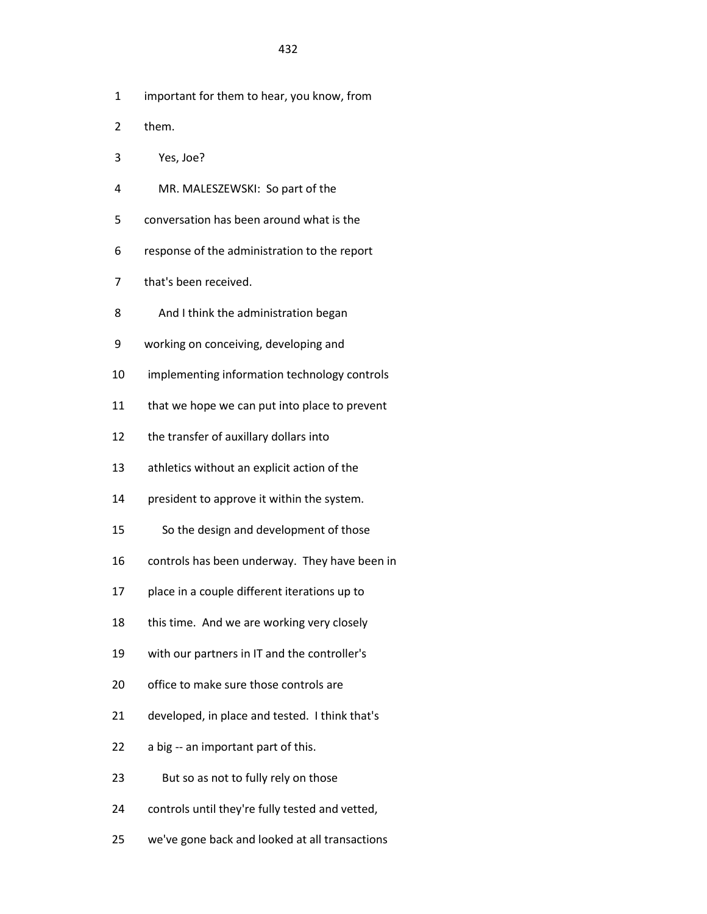important for them to hear, you know, from them.

Yes, Joe?

MR. MALESZEWSKI: So part of the conversation has been around what is the response of the administration to the report that's been received.

And I think the administration began working on conceiving, developing and implementing information technology controls that we hope we can put into place to prevent the transfer of auxillary dollars into athletics without an explicit action of the president to approve it within the system.

So the design and development of those controls has been underway. They have been in place in a couple different iterations up to this time. And we are working very closely with our partners in IT and the controller's office to make sure those controls are developed, in place and tested. I think that's a big -- an important part of this.

But so as not to fully rely on those controls until they're fully tested and vetted, we've gone back and looked at all transactions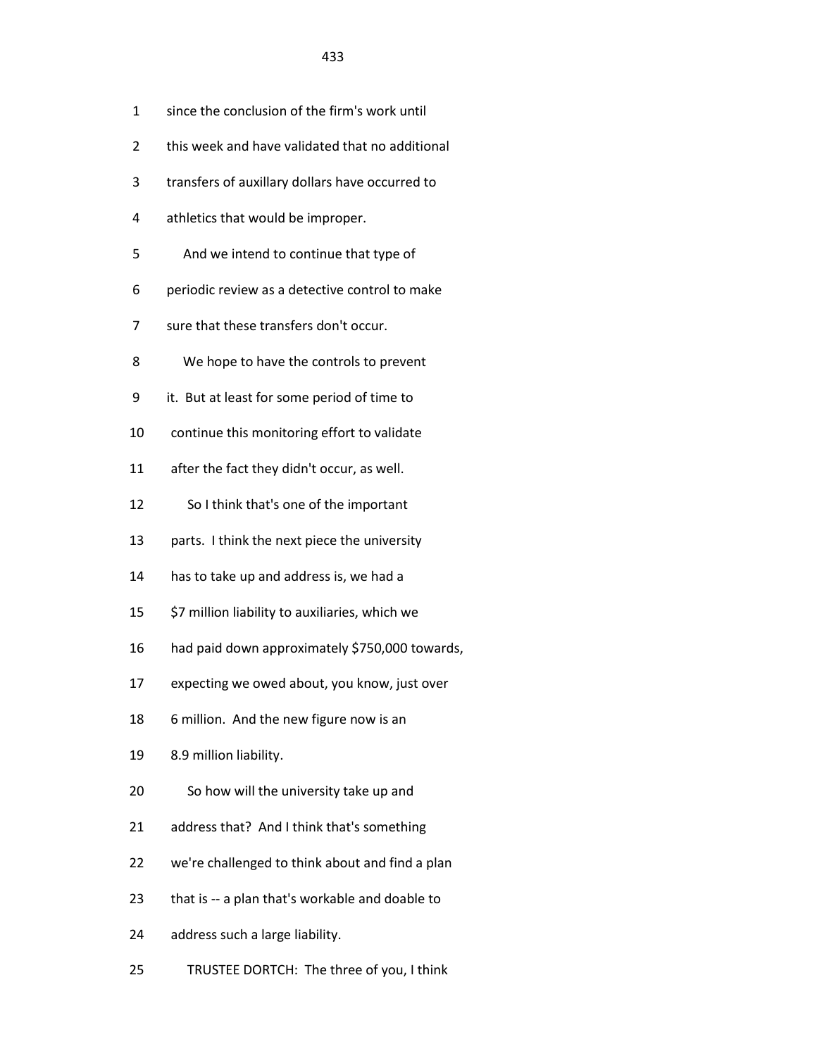1 since the conclusion of the firm's work until

2 this week and have validated that no additional

3 transfers of auxillary dollars have occurred to

4 athletics that would be improper.

5 And we intend to continue that type of

6 periodic review as a detective control to make

7 sure that these transfers don't occur.

8 We hope to have the controls to prevent

9 it. But at least for some period of time to

10 continue this monitoring effort to validate

11 after the fact they didn't occur, as well.

12 So I think that's one of the important

13 parts. I think the next piece the university

14 has to take up and address is, we had a

15 $7 million liability to auxiliaries, which we

16 had paid down approximately $750,000 towards,

17 expecting we owed about, you know, just over

18 6 million. And the new figure now is an

19 8.9 million liability.

20 So how will the university take up and

21 address that? And I think that's something

22 we're challenged to think about and find a plan

23 that is -- a plan that's workable and doable to

24 address such a large liability.

25 TRUSTEE DORTCH: The three of you, I think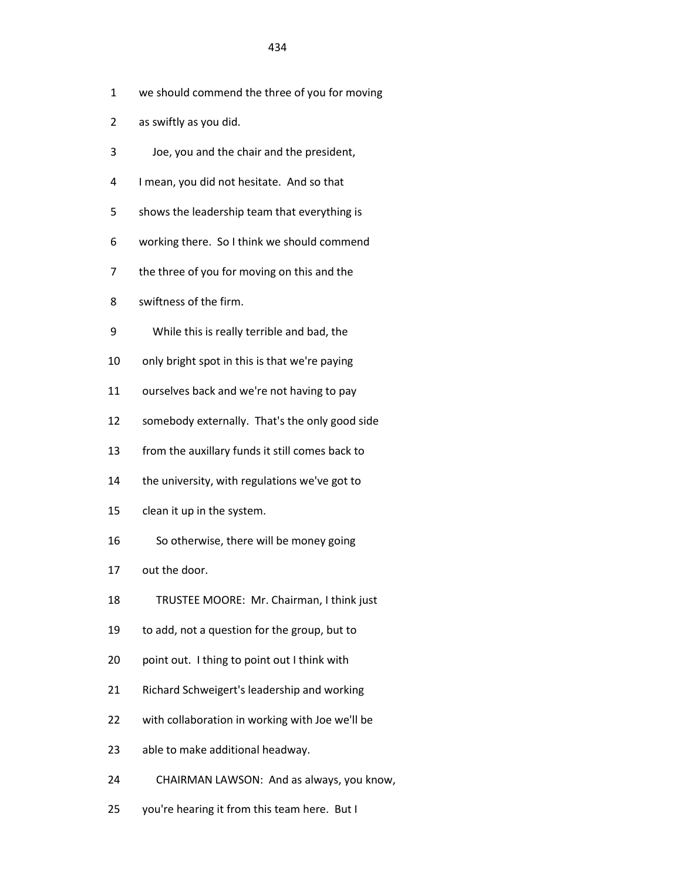1 we should commend the three of you for moving

2 as swiftly as you did.

3 Joe, you and the chair and the president,

4 I mean, you did not hesitate. And so that

5 shows the leadership team that everything is

6 working there. So I think we should commend

7 the three of you for moving on this and the

8 swiftness of the firm.

9 While this is really terrible and bad, the

10 only bright spot in this is that we're paying

11 ourselves back and we're not having to pay

12 somebody externally. That's the only good side

13 from the auxillary funds it still comes back to

14 the university, with regulations we've got to

15 clean it up in the system.

16 So otherwise, there will be money going

17 out the door.

18 TRUSTEE MOORE: Mr. Chairman, I think just

19 to add, not a question for the group, but to

20 point out. I thing to point out I think with

21 Richard Schweigert's leadership and working

22 with collaboration in working with Joe we'll be

23 able to make additional headway.

24 CHAIRMAN LAWSON: And as always, you know,

25 you're hearing it from this team here. But I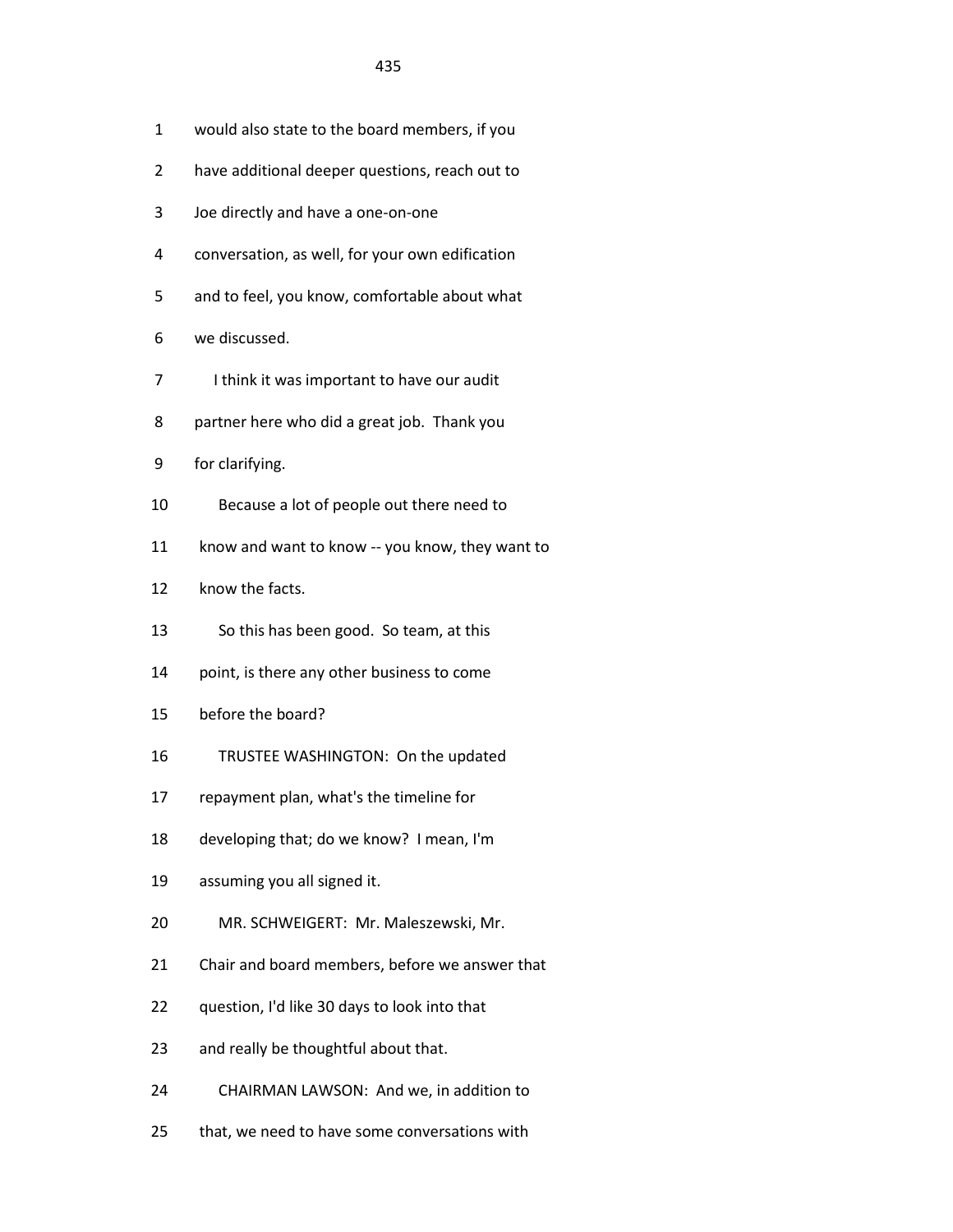1 would also state to the board members, if you

2 have additional deeper questions, reach out to

3 Joe directly and have a one-on-one

4 conversation, as well, for your own edification

5 and to feel, you know, comfortable about what

6 we discussed.

7 I think it was important to have our audit

8 partner here who did a great job. Thank you

9 for clarifying.

10 Because a lot of people out there need to

11 know and want to know -- you know, they want to

12 know the facts.

13 So this has been good. So team, at this

14 point, is there any other business to come

15 before the board?

16 TRUSTEE WASHINGTON: On the updated

17 repayment plan, what's the timeline for

18 developing that; do we know? I mean, I'm

19 assuming you all signed it.

20 MR. SCHWEIGERT: Mr. Maleszewski, Mr.

21 Chair and board members, before we answer that

22 question, I'd like 30 days to look into that

23 and really be thoughtful about that.

24 CHAIRMAN LAWSON: And we, in addition to

25 that, we need to have some conversations with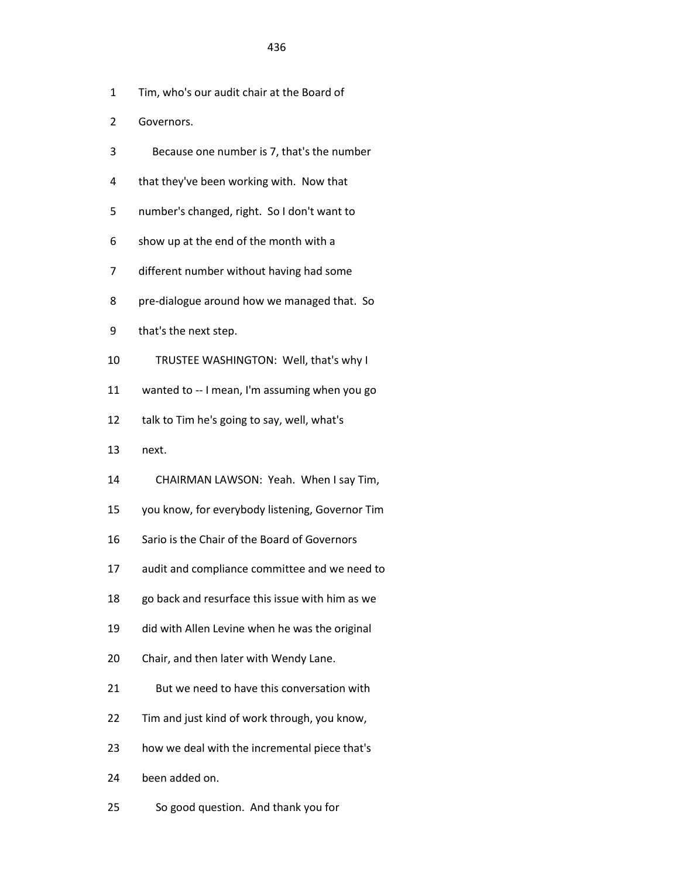Tim, who's our audit chair at the Board of Governors.

Because one number is 7, that's the number that they've been working with. Now that number's changed, right. So I don't want to show up at the end of the month with a different number without having had some pre-dialogue around how we managed that. So that's the next step.

TRUSTEE WASHINGTON: Well, that's why I wanted to -- I mean, I'm assuming when you go talk to Tim he's going to say, well, what's next.

CHAIRMAN LAWSON: Yeah. When I say Tim, you know, for everybody listening, Governor Tim Sario is the Chair of the Board of Governors audit and compliance committee and we need to go back and resurface this issue with him as we did with Allen Levine when he was the original Chair, and then later with Wendy Lane.

But we need to have this conversation with Tim and just kind of work through, you know, how we deal with the incremental piece that's been added on.

So good question. And thank you for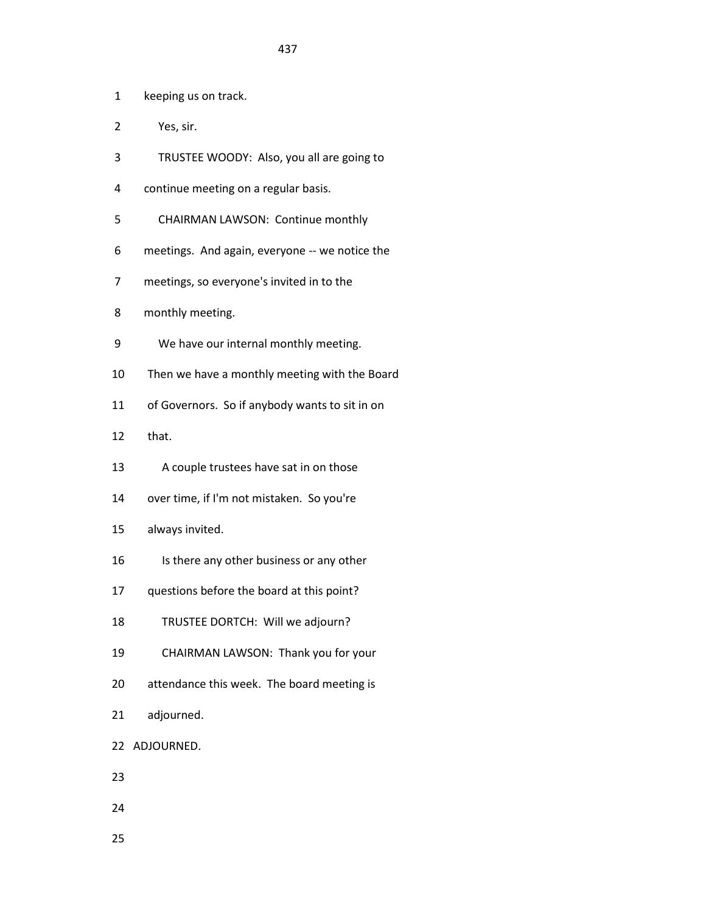1 keeping us on track.

2 Yes, sir.

3 TRUSTEE WOODY: Also, you all are going to

4 continue meeting on a regular basis.

5 CHAIRMAN LAWSON: Continue monthly

6 meetings. And again, everyone -- we notice the

7 meetings, so everyone's invited in to the

8 monthly meeting.

9 We have our internal monthly meeting.

10 Then we have a monthly meeting with the Board

11 of Governors. So if anybody wants to sit in on

12 that.

13 A couple trustees have sat in on those

14 over time, if I'm not mistaken. So you're

15 always invited.

16 Is there any other business or any other

17 questions before the board at this point?

18 TRUSTEE DORTCH: Will we adjourn?

19 CHAIRMAN LAWSON: Thank you for your

20 attendance this week. The board meeting is

21 adjourned.

22 ADJOURNED.

23

24

25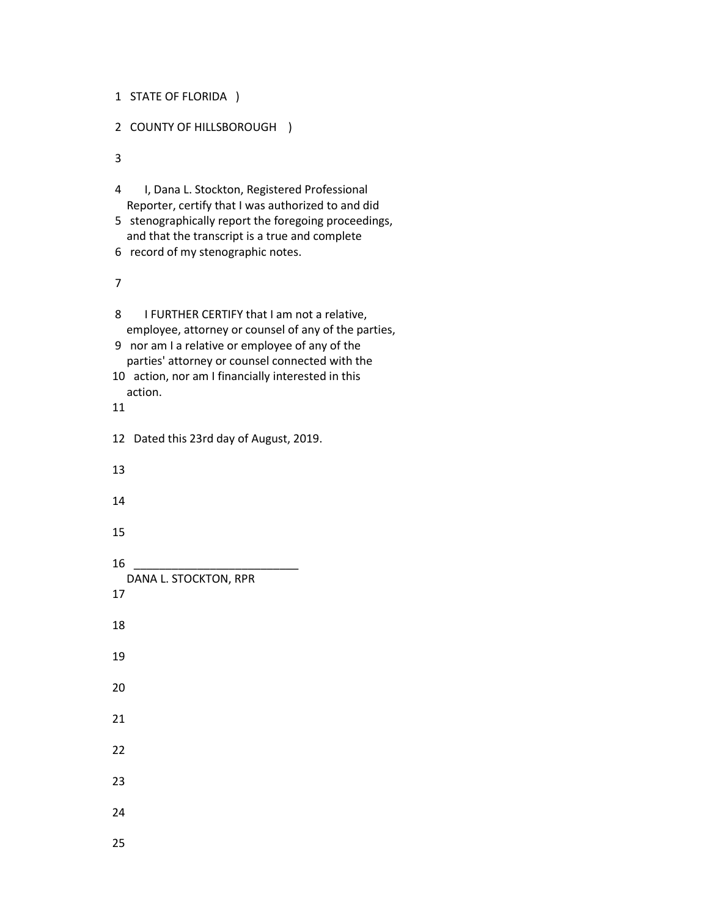1 STATE OF FLORIDA )

2 COUNTY OF HILLSBOROUGH )

3

4 I, Dana L. Stockton, Registered Professional Reporter, certify that I was authorized to and did

5 stenographically report the foregoing proceedings, and that the transcript is a true and complete

6 record of my stenographic notes.

7

8 I FURTHER CERTIFY that I am not a relative, employee, attorney or counsel of any of the parties,

9 nor am I a relative or employee of any of the parties' attorney or counsel connected with the

10 action, nor am I financially interested in this action.

11

12 Dated this 23rd day of August, 2019.

13

14

15

16 ___________________________
DANA L. STOCKTON, RPR

17

18

19

20

21

22

23

24

25